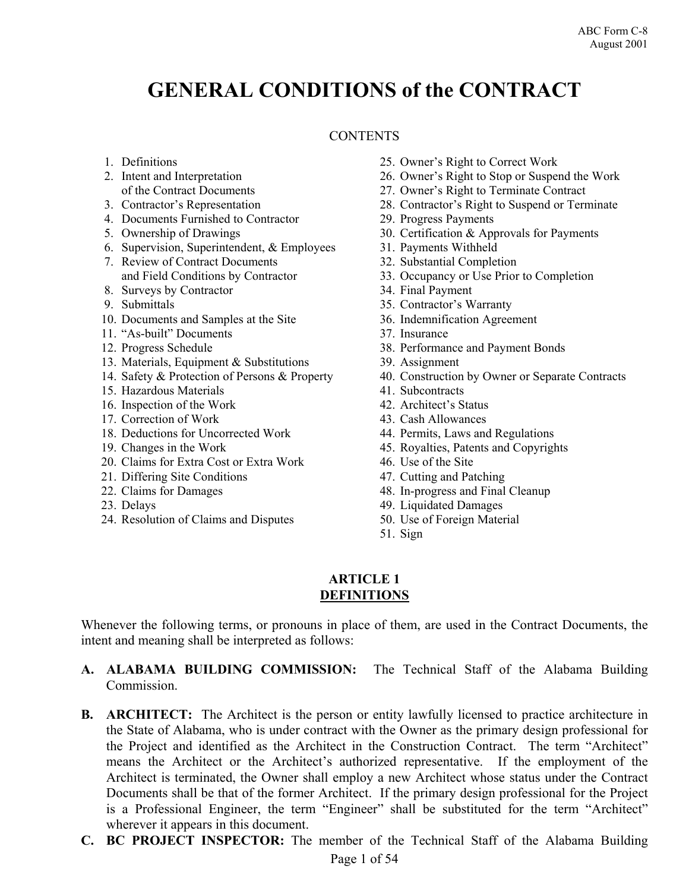ABC Form C-8
August 2001

# GENERAL CONDITIONS of the CONTRACT

CONTENTS

1. Definitions
2. Intent and Interpretation of the Contract Documents
3. Contractor's Representation
4. Documents Furnished to Contractor
5. Ownership of Drawings
6. Supervision, Superintendent, & Employees
7. Review of Contract Documents and Field Conditions by Contractor
8. Surveys by Contractor
9. Submittals
10. Documents and Samples at the Site
11. "As-built" Documents
12. Progress Schedule
13. Materials, Equipment & Substitutions
14. Safety & Protection of Persons & Property
15. Hazardous Materials
16. Inspection of the Work
17. Correction of Work
18. Deductions for Uncorrected Work
19. Changes in the Work
20. Claims for Extra Cost or Extra Work
21. Differing Site Conditions
22. Claims for Damages
23. Delays
24. Resolution of Claims and Disputes
25. Owner's Right to Correct Work
26. Owner's Right to Stop or Suspend the Work
27. Owner's Right to Terminate Contract
28. Contractor's Right to Suspend or Terminate
29. Progress Payments
30. Certification & Approvals for Payments
31. Payments Withheld
32. Substantial Completion
33. Occupancy or Use Prior to Completion
34. Final Payment
35. Contractor's Warranty
36. Indemnification Agreement
37. Insurance
38. Performance and Payment Bonds
39. Assignment
40. Construction by Owner or Separate Contracts
41. Subcontracts
42. Architect's Status
43. Cash Allowances
44. Permits, Laws and Regulations
45. Royalties, Patents and Copyrights
46. Use of the Site
47. Cutting and Patching
48. In-progress and Final Cleanup
49. Liquidated Damages
50. Use of Foreign Material
51. Sign

## ARTICLE 1
## DEFINITIONS

Whenever the following terms, or pronouns in place of them, are used in the Contract Documents, the intent and meaning shall be interpreted as follows:

**A. ALABAMA BUILDING COMMISSION:** The Technical Staff of the Alabama Building Commission.

**B. ARCHITECT:** The Architect is the person or entity lawfully licensed to practice architecture in the State of Alabama, who is under contract with the Owner as the primary design professional for the Project and identified as the Architect in the Construction Contract. The term "Architect" means the Architect or the Architect's authorized representative. If the employment of the Architect is terminated, the Owner shall employ a new Architect whose status under the Contract Documents shall be that of the former Architect. If the primary design professional for the Project is a Professional Engineer, the term "Engineer" shall be substituted for the term "Architect" wherever it appears in this document.

**C. BC PROJECT INSPECTOR:** The member of the Technical Staff of the Alabama Building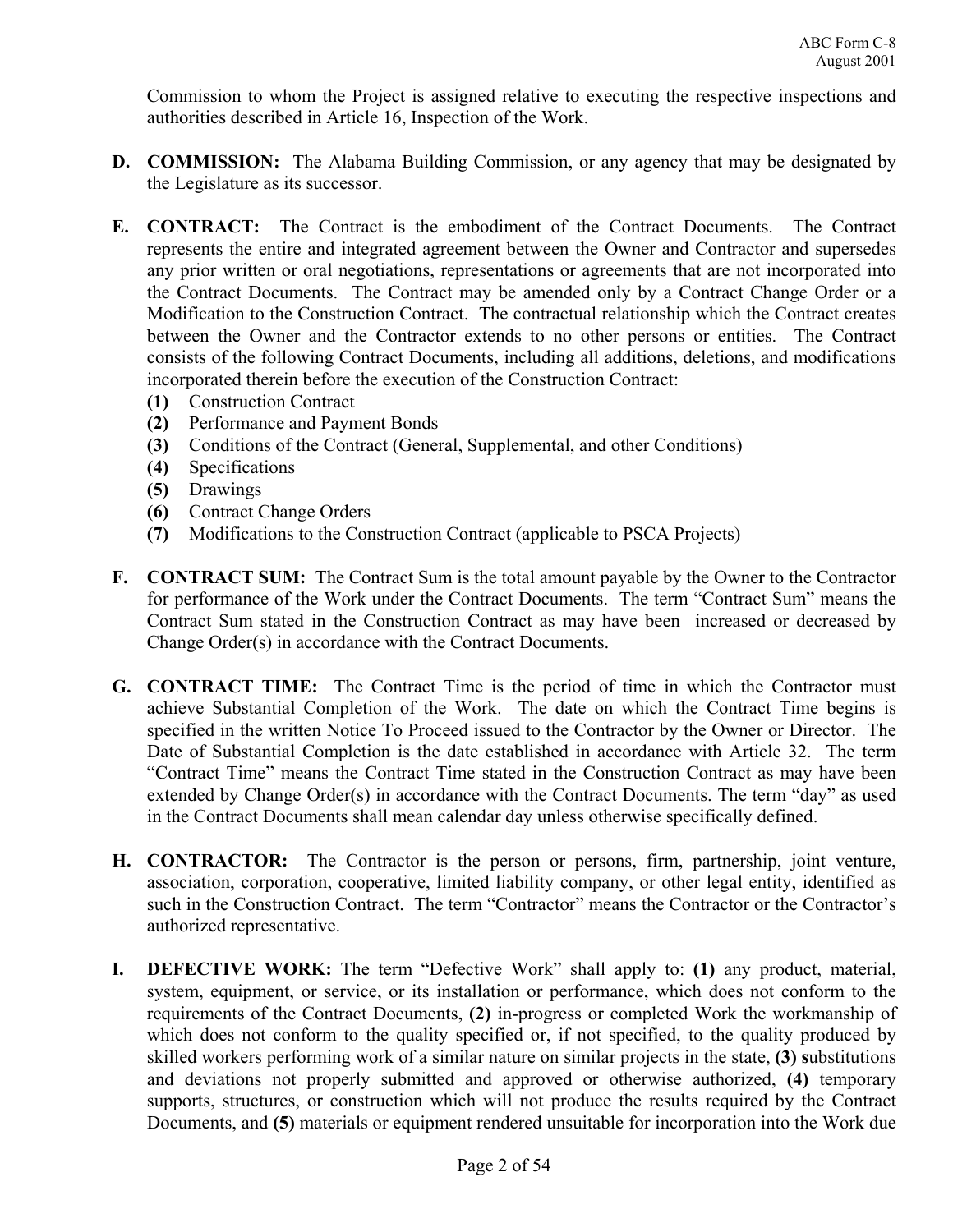Commission to whom the Project is assigned relative to executing the respective inspections and authorities described in Article 16, Inspection of the Work.

**D. COMMISSION:** The Alabama Building Commission, or any agency that may be designated by the Legislature as its successor.

**E. CONTRACT:** The Contract is the embodiment of the Contract Documents. The Contract represents the entire and integrated agreement between the Owner and Contractor and supersedes any prior written or oral negotiations, representations or agreements that are not incorporated into the Contract Documents. The Contract may be amended only by a Contract Change Order or a Modification to the Construction Contract. The contractual relationship which the Contract creates between the Owner and the Contractor extends to no other persons or entities. The Contract consists of the following Contract Documents, including all additions, deletions, and modifications incorporated therein before the execution of the Construction Contract:

**(1)** Construction Contract
**(2)** Performance and Payment Bonds
**(3)** Conditions of the Contract (General, Supplemental, and other Conditions)
**(4)** Specifications
**(5)** Drawings
**(6)** Contract Change Orders
**(7)** Modifications to the Construction Contract (applicable to PSCA Projects)

**F. CONTRACT SUM:** The Contract Sum is the total amount payable by the Owner to the Contractor for performance of the Work under the Contract Documents. The term "Contract Sum" means the Contract Sum stated in the Construction Contract as may have been increased or decreased by Change Order(s) in accordance with the Contract Documents.

**G. CONTRACT TIME:** The Contract Time is the period of time in which the Contractor must achieve Substantial Completion of the Work. The date on which the Contract Time begins is specified in the written Notice To Proceed issued to the Contractor by the Owner or Director. The Date of Substantial Completion is the date established in accordance with Article 32. The term "Contract Time" means the Contract Time stated in the Construction Contract as may have been extended by Change Order(s) in accordance with the Contract Documents. The term "day" as used in the Contract Documents shall mean calendar day unless otherwise specifically defined.

**H. CONTRACTOR:** The Contractor is the person or persons, firm, partnership, joint venture, association, corporation, cooperative, limited liability company, or other legal entity, identified as such in the Construction Contract. The term "Contractor" means the Contractor or the Contractor's authorized representative.

**I. DEFECTIVE WORK:** The term "Defective Work" shall apply to: **(1)** any product, material, system, equipment, or service, or its installation or performance, which does not conform to the requirements of the Contract Documents, **(2)** in-progress or completed Work the workmanship of which does not conform to the quality specified or, if not specified, to the quality produced by skilled workers performing work of a similar nature on similar projects in the state, **(3) s**ubstitutions and deviations not properly submitted and approved or otherwise authorized, **(4)** temporary supports, structures, or construction which will not produce the results required by the Contract Documents, and **(5)** materials or equipment rendered unsuitable for incorporation into the Work due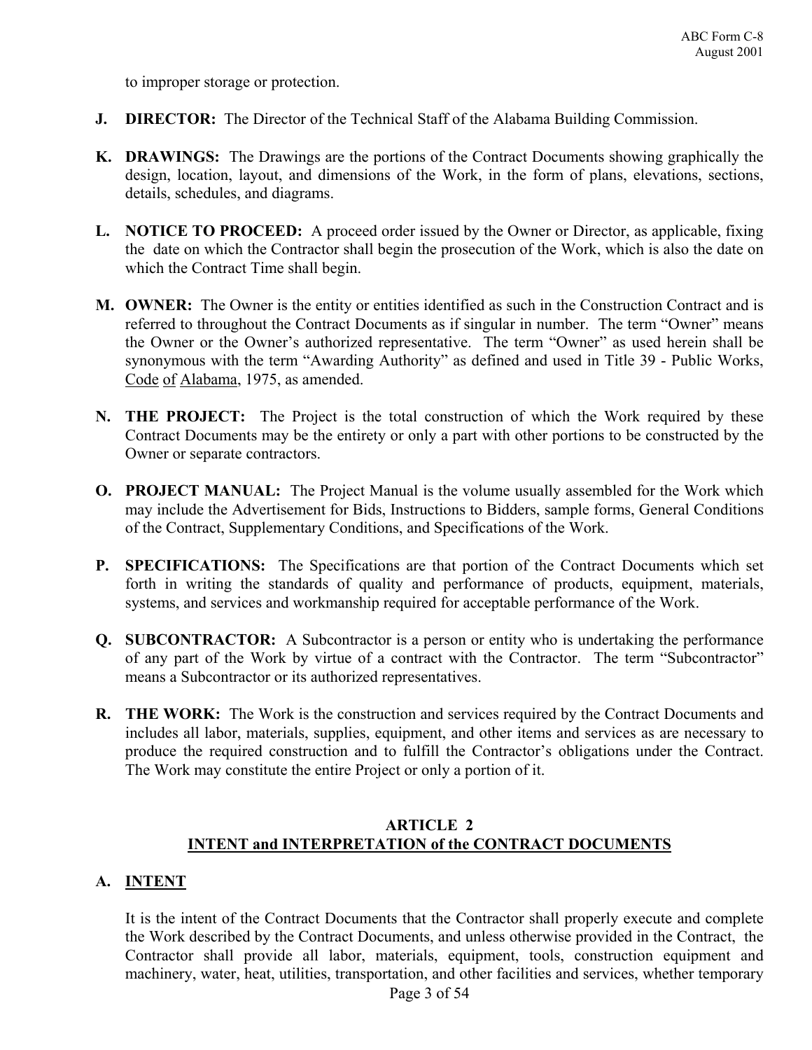to improper storage or protection.

**J. DIRECTOR:** The Director of the Technical Staff of the Alabama Building Commission.

**K. DRAWINGS:** The Drawings are the portions of the Contract Documents showing graphically the design, location, layout, and dimensions of the Work, in the form of plans, elevations, sections, details, schedules, and diagrams.

**L. NOTICE TO PROCEED:** A proceed order issued by the Owner or Director, as applicable, fixing the date on which the Contractor shall begin the prosecution of the Work, which is also the date on which the Contract Time shall begin.

**M. OWNER:** The Owner is the entity or entities identified as such in the Construction Contract and is referred to throughout the Contract Documents as if singular in number. The term "Owner" means the Owner or the Owner's authorized representative. The term "Owner" as used herein shall be synonymous with the term "Awarding Authority" as defined and used in Title 39 - Public Works, Code of Alabama, 1975, as amended.

**N. THE PROJECT:** The Project is the total construction of which the Work required by these Contract Documents may be the entirety or only a part with other portions to be constructed by the Owner or separate contractors.

**O. PROJECT MANUAL:** The Project Manual is the volume usually assembled for the Work which may include the Advertisement for Bids, Instructions to Bidders, sample forms, General Conditions of the Contract, Supplementary Conditions, and Specifications of the Work.

**P. SPECIFICATIONS:** The Specifications are that portion of the Contract Documents which set forth in writing the standards of quality and performance of products, equipment, materials, systems, and services and workmanship required for acceptable performance of the Work.

**Q. SUBCONTRACTOR:** A Subcontractor is a person or entity who is undertaking the performance of any part of the Work by virtue of a contract with the Contractor. The term "Subcontractor" means a Subcontractor or its authorized representatives.

**R. THE WORK:** The Work is the construction and services required by the Contract Documents and includes all labor, materials, supplies, equipment, and other items and services as are necessary to produce the required construction and to fulfill the Contractor's obligations under the Contract. The Work may constitute the entire Project or only a portion of it.

## ARTICLE 2
## INTENT and INTERPRETATION of the CONTRACT DOCUMENTS

### A. INTENT

It is the intent of the Contract Documents that the Contractor shall properly execute and complete the Work described by the Contract Documents, and unless otherwise provided in the Contract, the Contractor shall provide all labor, materials, equipment, tools, construction equipment and machinery, water, heat, utilities, transportation, and other facilities and services, whether temporary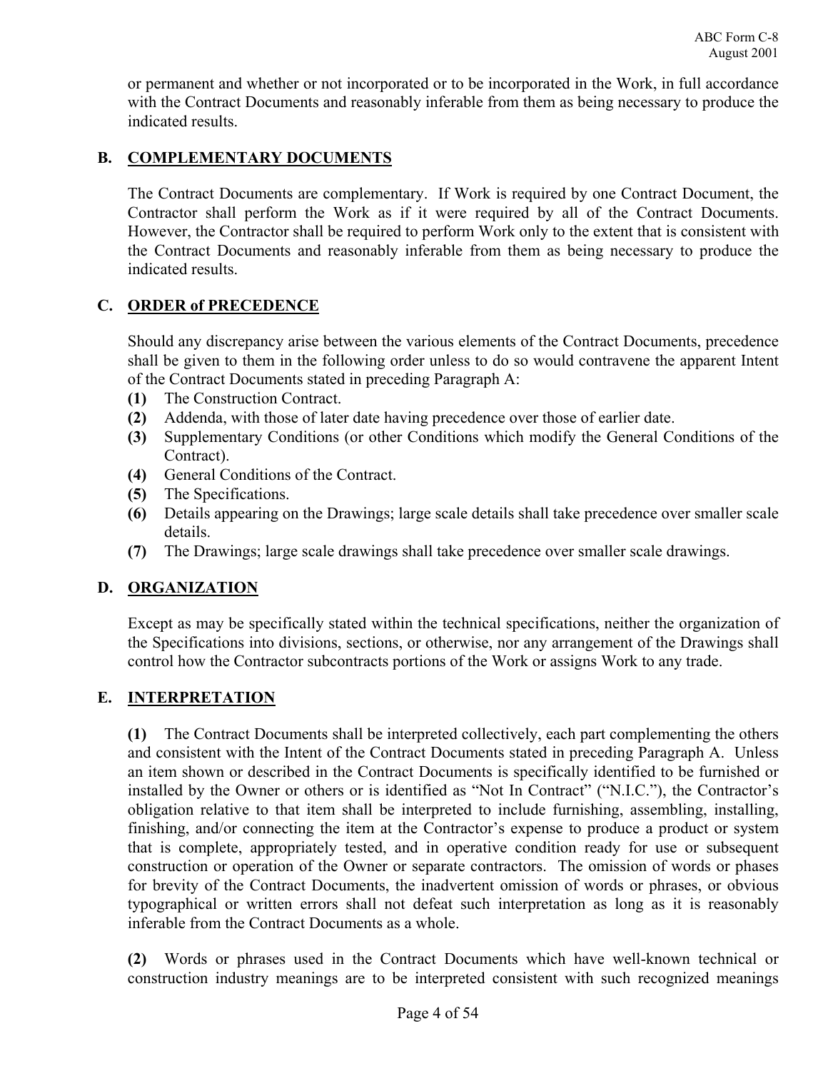or permanent and whether or not incorporated or to be incorporated in the Work, in full accordance with the Contract Documents and reasonably inferable from them as being necessary to produce the indicated results.

### B. COMPLEMENTARY DOCUMENTS

The Contract Documents are complementary. If Work is required by one Contract Document, the Contractor shall perform the Work as if it were required by all of the Contract Documents. However, the Contractor shall be required to perform Work only to the extent that is consistent with the Contract Documents and reasonably inferable from them as being necessary to produce the indicated results.

### C. ORDER of PRECEDENCE

Should any discrepancy arise between the various elements of the Contract Documents, precedence shall be given to them in the following order unless to do so would contravene the apparent Intent of the Contract Documents stated in preceding Paragraph A:

**(1)** The Construction Contract.
**(2)** Addenda, with those of later date having precedence over those of earlier date.
**(3)** Supplementary Conditions (or other Conditions which modify the General Conditions of the Contract).
**(4)** General Conditions of the Contract.
**(5)** The Specifications.
**(6)** Details appearing on the Drawings; large scale details shall take precedence over smaller scale details.
**(7)** The Drawings; large scale drawings shall take precedence over smaller scale drawings.

### D. ORGANIZATION

Except as may be specifically stated within the technical specifications, neither the organization of the Specifications into divisions, sections, or otherwise, nor any arrangement of the Drawings shall control how the Contractor subcontracts portions of the Work or assigns Work to any trade.

### E. INTERPRETATION

**(1)** The Contract Documents shall be interpreted collectively, each part complementing the others and consistent with the Intent of the Contract Documents stated in preceding Paragraph A. Unless an item shown or described in the Contract Documents is specifically identified to be furnished or installed by the Owner or others or is identified as "Not In Contract" ("N.I.C."), the Contractor's obligation relative to that item shall be interpreted to include furnishing, assembling, installing, finishing, and/or connecting the item at the Contractor's expense to produce a product or system that is complete, appropriately tested, and in operative condition ready for use or subsequent construction or operation of the Owner or separate contractors. The omission of words or phases for brevity of the Contract Documents, the inadvertent omission of words or phrases, or obvious typographical or written errors shall not defeat such interpretation as long as it is reasonably inferable from the Contract Documents as a whole.

**(2)** Words or phrases used in the Contract Documents which have well-known technical or construction industry meanings are to be interpreted consistent with such recognized meanings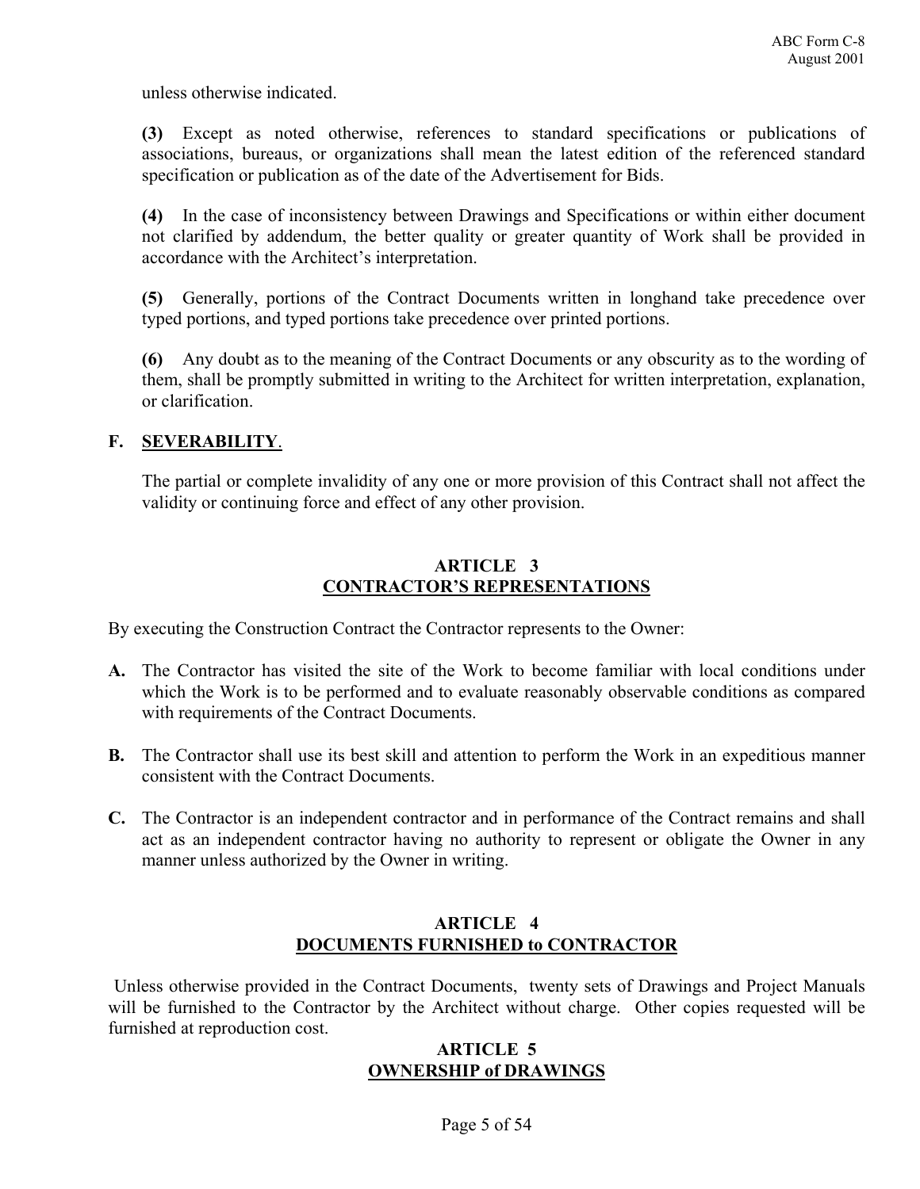unless otherwise indicated.

**(3)** Except as noted otherwise, references to standard specifications or publications of associations, bureaus, or organizations shall mean the latest edition of the referenced standard specification or publication as of the date of the Advertisement for Bids.

**(4)** In the case of inconsistency between Drawings and Specifications or within either document not clarified by addendum, the better quality or greater quantity of Work shall be provided in accordance with the Architect's interpretation.

**(5)** Generally, portions of the Contract Documents written in longhand take precedence over typed portions, and typed portions take precedence over printed portions.

**(6)** Any doubt as to the meaning of the Contract Documents or any obscurity as to the wording of them, shall be promptly submitted in writing to the Architect for written interpretation, explanation, or clarification.

**F. SEVERABILITY**.

The partial or complete invalidity of any one or more provision of this Contract shall not affect the validity or continuing force and effect of any other provision.

## ARTICLE 3
## CONTRACTOR'S REPRESENTATIONS

By executing the Construction Contract the Contractor represents to the Owner:

**A.** The Contractor has visited the site of the Work to become familiar with local conditions under which the Work is to be performed and to evaluate reasonably observable conditions as compared with requirements of the Contract Documents.

**B.** The Contractor shall use its best skill and attention to perform the Work in an expeditious manner consistent with the Contract Documents.

**C.** The Contractor is an independent contractor and in performance of the Contract remains and shall act as an independent contractor having no authority to represent or obligate the Owner in any manner unless authorized by the Owner in writing.

## ARTICLE 4
## DOCUMENTS FURNISHED to CONTRACTOR

Unless otherwise provided in the Contract Documents, twenty sets of Drawings and Project Manuals will be furnished to the Contractor by the Architect without charge. Other copies requested will be furnished at reproduction cost.

## ARTICLE 5
## OWNERSHIP of DRAWINGS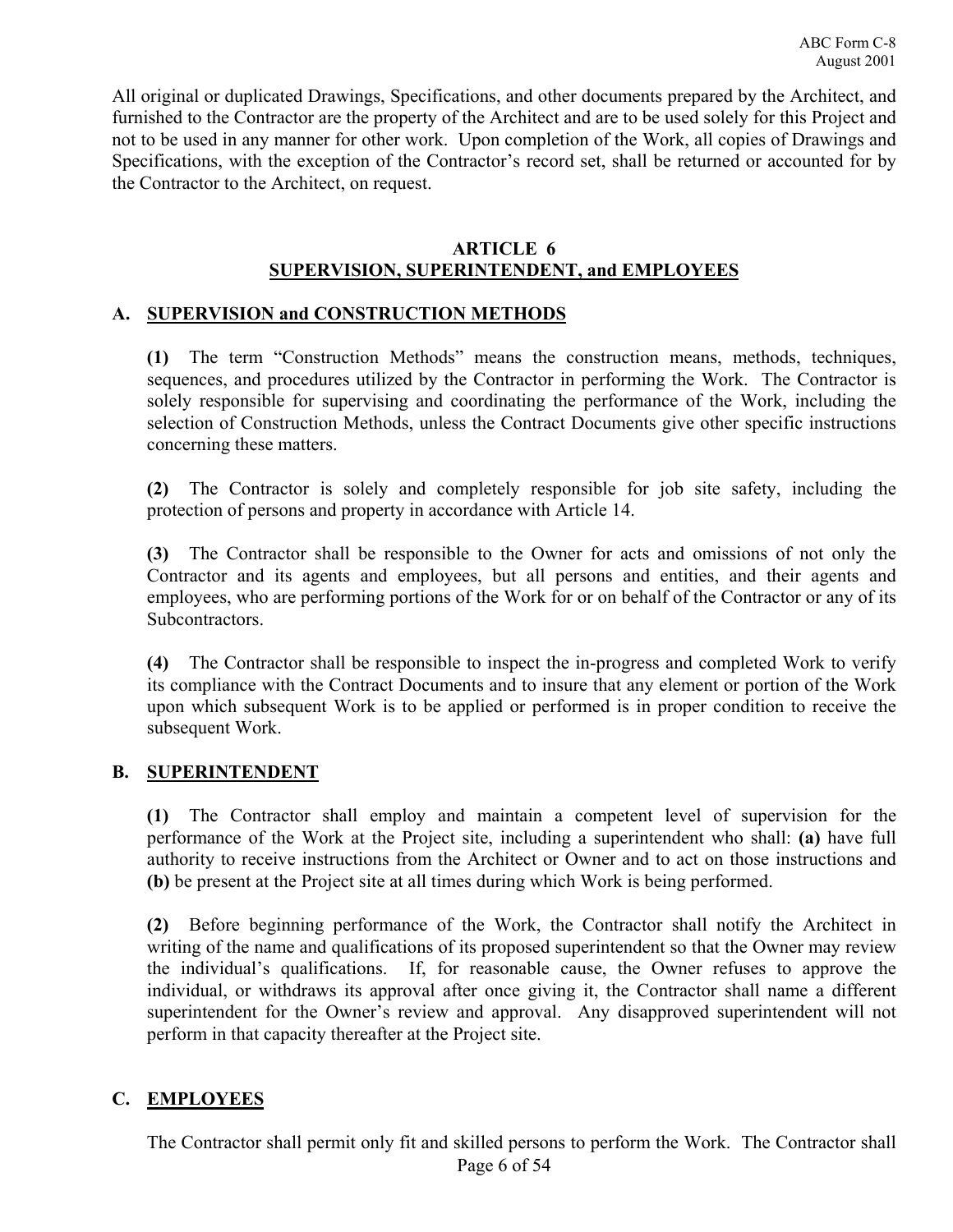All original or duplicated Drawings, Specifications, and other documents prepared by the Architect, and furnished to the Contractor are the property of the Architect and are to be used solely for this Project and not to be used in any manner for other work. Upon completion of the Work, all copies of Drawings and Specifications, with the exception of the Contractor's record set, shall be returned or accounted for by the Contractor to the Architect, on request.

## ARTICLE 6
## SUPERVISION, SUPERINTENDENT, and EMPLOYEES

### A. SUPERVISION and CONSTRUCTION METHODS

**(1)** The term "Construction Methods" means the construction means, methods, techniques, sequences, and procedures utilized by the Contractor in performing the Work. The Contractor is solely responsible for supervising and coordinating the performance of the Work, including the selection of Construction Methods, unless the Contract Documents give other specific instructions concerning these matters.

**(2)** The Contractor is solely and completely responsible for job site safety, including the protection of persons and property in accordance with Article 14.

**(3)** The Contractor shall be responsible to the Owner for acts and omissions of not only the Contractor and its agents and employees, but all persons and entities, and their agents and employees, who are performing portions of the Work for or on behalf of the Contractor or any of its Subcontractors.

**(4)** The Contractor shall be responsible to inspect the in-progress and completed Work to verify its compliance with the Contract Documents and to insure that any element or portion of the Work upon which subsequent Work is to be applied or performed is in proper condition to receive the subsequent Work.

### B. SUPERINTENDENT

**(1)** The Contractor shall employ and maintain a competent level of supervision for the performance of the Work at the Project site, including a superintendent who shall: **(a)** have full authority to receive instructions from the Architect or Owner and to act on those instructions and **(b)** be present at the Project site at all times during which Work is being performed.

**(2)** Before beginning performance of the Work, the Contractor shall notify the Architect in writing of the name and qualifications of its proposed superintendent so that the Owner may review the individual's qualifications. If, for reasonable cause, the Owner refuses to approve the individual, or withdraws its approval after once giving it, the Contractor shall name a different superintendent for the Owner's review and approval. Any disapproved superintendent will not perform in that capacity thereafter at the Project site.

### C. EMPLOYEES

The Contractor shall permit only fit and skilled persons to perform the Work. The Contractor shall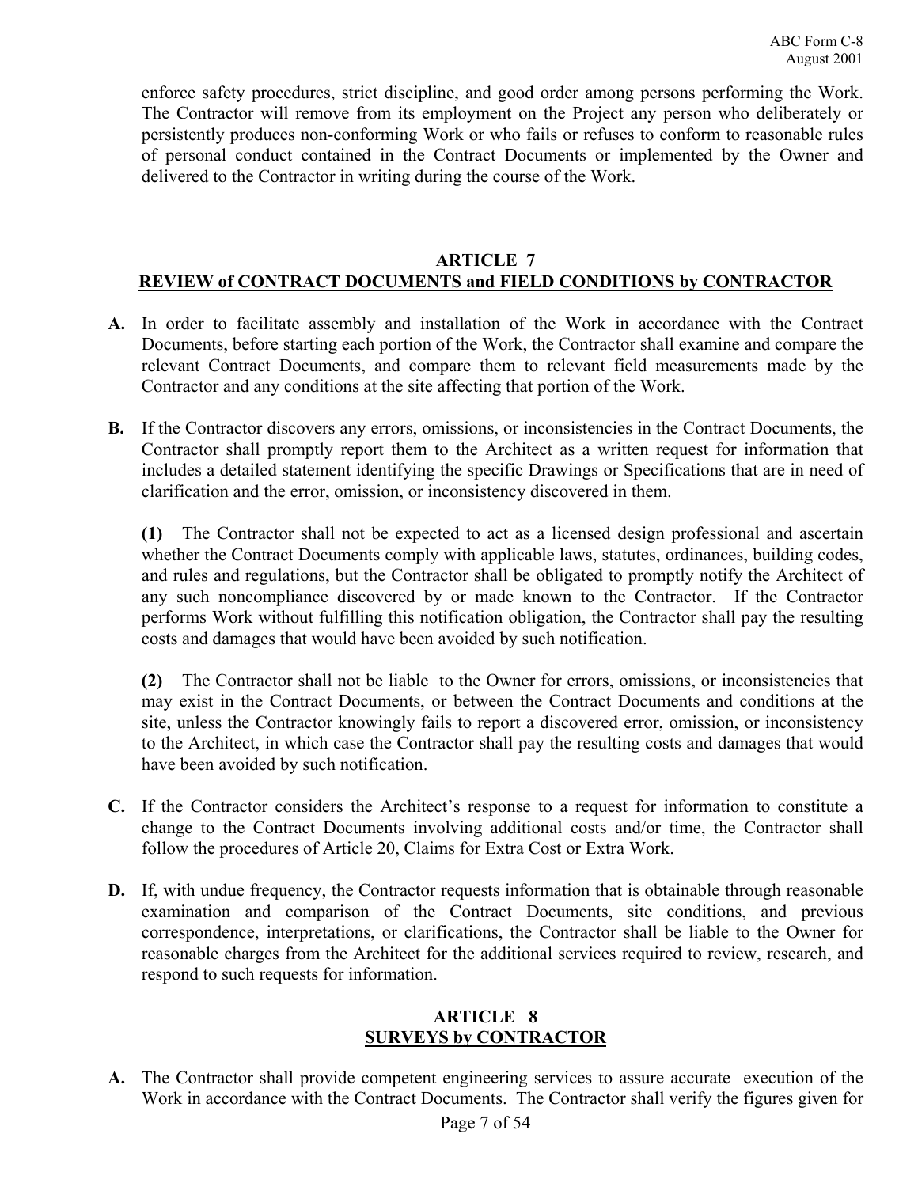enforce safety procedures, strict discipline, and good order among persons performing the Work. The Contractor will remove from its employment on the Project any person who deliberately or persistently produces non-conforming Work or who fails or refuses to conform to reasonable rules of personal conduct contained in the Contract Documents or implemented by the Owner and delivered to the Contractor in writing during the course of the Work.

## ARTICLE 7
## REVIEW of CONTRACT DOCUMENTS and FIELD CONDITIONS by CONTRACTOR

**A.** In order to facilitate assembly and installation of the Work in accordance with the Contract Documents, before starting each portion of the Work, the Contractor shall examine and compare the relevant Contract Documents, and compare them to relevant field measurements made by the Contractor and any conditions at the site affecting that portion of the Work.

**B.** If the Contractor discovers any errors, omissions, or inconsistencies in the Contract Documents, the Contractor shall promptly report them to the Architect as a written request for information that includes a detailed statement identifying the specific Drawings or Specifications that are in need of clarification and the error, omission, or inconsistency discovered in them.

**(1)** The Contractor shall not be expected to act as a licensed design professional and ascertain whether the Contract Documents comply with applicable laws, statutes, ordinances, building codes, and rules and regulations, but the Contractor shall be obligated to promptly notify the Architect of any such noncompliance discovered by or made known to the Contractor. If the Contractor performs Work without fulfilling this notification obligation, the Contractor shall pay the resulting costs and damages that would have been avoided by such notification.

**(2)** The Contractor shall not be liable to the Owner for errors, omissions, or inconsistencies that may exist in the Contract Documents, or between the Contract Documents and conditions at the site, unless the Contractor knowingly fails to report a discovered error, omission, or inconsistency to the Architect, in which case the Contractor shall pay the resulting costs and damages that would have been avoided by such notification.

**C.** If the Contractor considers the Architect's response to a request for information to constitute a change to the Contract Documents involving additional costs and/or time, the Contractor shall follow the procedures of Article 20, Claims for Extra Cost or Extra Work.

**D.** If, with undue frequency, the Contractor requests information that is obtainable through reasonable examination and comparison of the Contract Documents, site conditions, and previous correspondence, interpretations, or clarifications, the Contractor shall be liable to the Owner for reasonable charges from the Architect for the additional services required to review, research, and respond to such requests for information.

## ARTICLE 8
## SURVEYS by CONTRACTOR

**A.** The Contractor shall provide competent engineering services to assure accurate execution of the Work in accordance with the Contract Documents. The Contractor shall verify the figures given for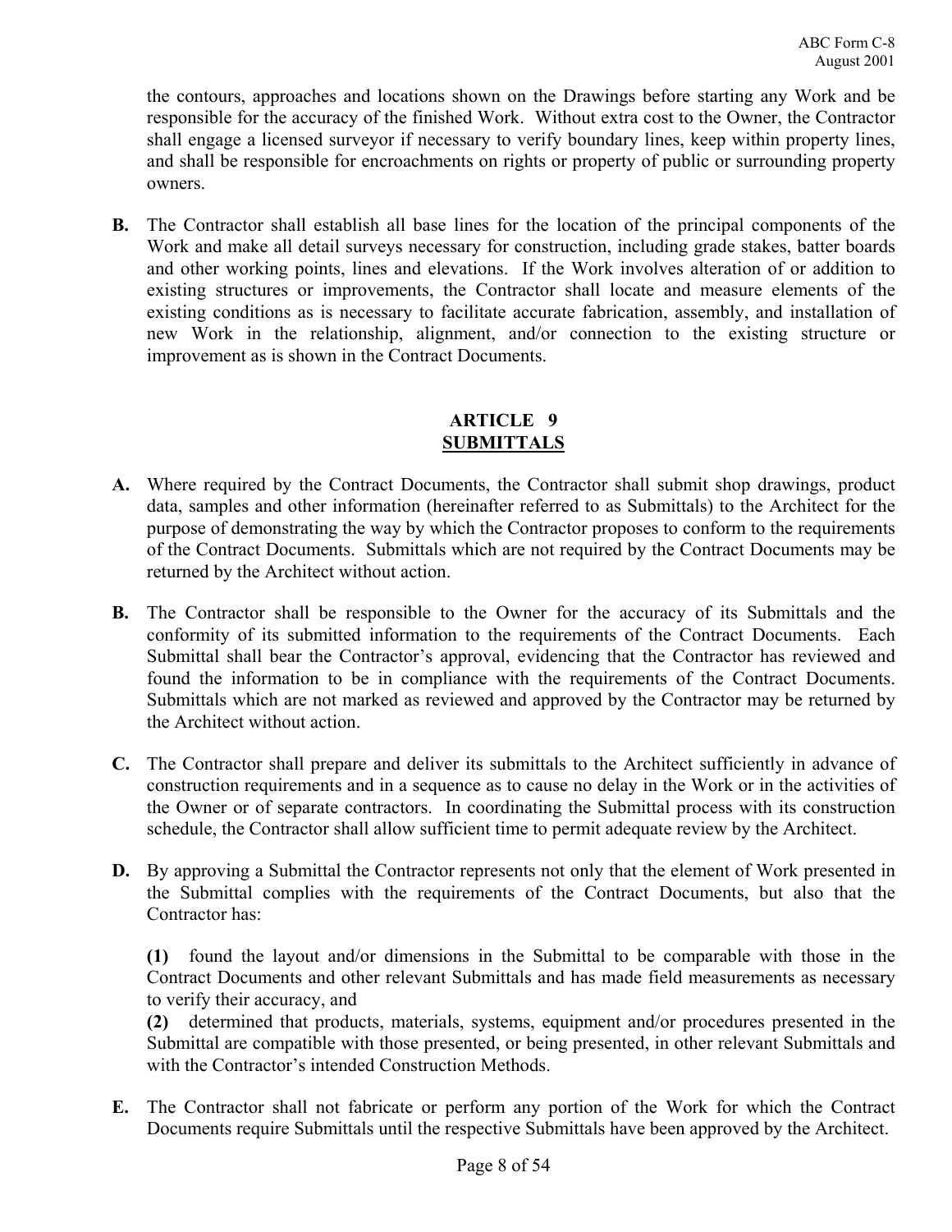the contours, approaches and locations shown on the Drawings before starting any Work and be responsible for the accuracy of the finished Work. Without extra cost to the Owner, the Contractor shall engage a licensed surveyor if necessary to verify boundary lines, keep within property lines, and shall be responsible for encroachments on rights or property of public or surrounding property owners.

**B.** The Contractor shall establish all base lines for the location of the principal components of the Work and make all detail surveys necessary for construction, including grade stakes, batter boards and other working points, lines and elevations. If the Work involves alteration of or addition to existing structures or improvements, the Contractor shall locate and measure elements of the existing conditions as is necessary to facilitate accurate fabrication, assembly, and installation of new Work in the relationship, alignment, and/or connection to the existing structure or improvement as is shown in the Contract Documents.

## ARTICLE 9
## SUBMITTALS

**A.** Where required by the Contract Documents, the Contractor shall submit shop drawings, product data, samples and other information (hereinafter referred to as Submittals) to the Architect for the purpose of demonstrating the way by which the Contractor proposes to conform to the requirements of the Contract Documents. Submittals which are not required by the Contract Documents may be returned by the Architect without action.

**B.** The Contractor shall be responsible to the Owner for the accuracy of its Submittals and the conformity of its submitted information to the requirements of the Contract Documents. Each Submittal shall bear the Contractor's approval, evidencing that the Contractor has reviewed and found the information to be in compliance with the requirements of the Contract Documents. Submittals which are not marked as reviewed and approved by the Contractor may be returned by the Architect without action.

**C.** The Contractor shall prepare and deliver its submittals to the Architect sufficiently in advance of construction requirements and in a sequence as to cause no delay in the Work or in the activities of the Owner or of separate contractors. In coordinating the Submittal process with its construction schedule, the Contractor shall allow sufficient time to permit adequate review by the Architect.

**D.** By approving a Submittal the Contractor represents not only that the element of Work presented in the Submittal complies with the requirements of the Contract Documents, but also that the Contractor has:

**(1)** found the layout and/or dimensions in the Submittal to be comparable with those in the Contract Documents and other relevant Submittals and has made field measurements as necessary to verify their accuracy, and

**(2)** determined that products, materials, systems, equipment and/or procedures presented in the Submittal are compatible with those presented, or being presented, in other relevant Submittals and with the Contractor's intended Construction Methods.

**E.** The Contractor shall not fabricate or perform any portion of the Work for which the Contract Documents require Submittals until the respective Submittals have been approved by the Architect.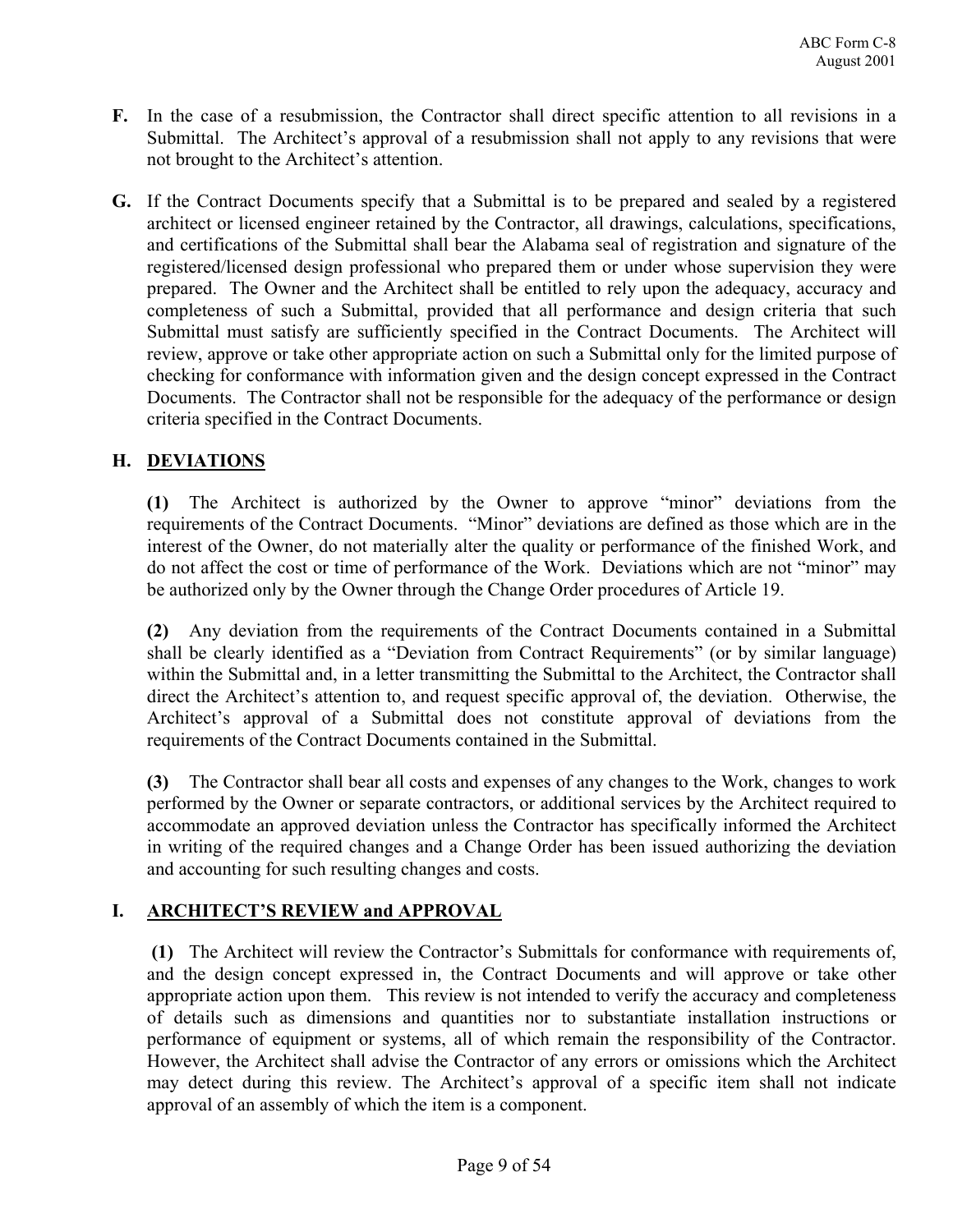**F.** In the case of a resubmission, the Contractor shall direct specific attention to all revisions in a Submittal. The Architect's approval of a resubmission shall not apply to any revisions that were not brought to the Architect's attention.

**G.** If the Contract Documents specify that a Submittal is to be prepared and sealed by a registered architect or licensed engineer retained by the Contractor, all drawings, calculations, specifications, and certifications of the Submittal shall bear the Alabama seal of registration and signature of the registered/licensed design professional who prepared them or under whose supervision they were prepared. The Owner and the Architect shall be entitled to rely upon the adequacy, accuracy and completeness of such a Submittal, provided that all performance and design criteria that such Submittal must satisfy are sufficiently specified in the Contract Documents. The Architect will review, approve or take other appropriate action on such a Submittal only for the limited purpose of checking for conformance with information given and the design concept expressed in the Contract Documents. The Contractor shall not be responsible for the adequacy of the performance or design criteria specified in the Contract Documents.

**H. DEVIATIONS**

**(1)** The Architect is authorized by the Owner to approve "minor" deviations from the requirements of the Contract Documents. "Minor" deviations are defined as those which are in the interest of the Owner, do not materially alter the quality or performance of the finished Work, and do not affect the cost or time of performance of the Work. Deviations which are not "minor" may be authorized only by the Owner through the Change Order procedures of Article 19.

**(2)** Any deviation from the requirements of the Contract Documents contained in a Submittal shall be clearly identified as a "Deviation from Contract Requirements" (or by similar language) within the Submittal and, in a letter transmitting the Submittal to the Architect, the Contractor shall direct the Architect's attention to, and request specific approval of, the deviation. Otherwise, the Architect's approval of a Submittal does not constitute approval of deviations from the requirements of the Contract Documents contained in the Submittal.

**(3)** The Contractor shall bear all costs and expenses of any changes to the Work, changes to work performed by the Owner or separate contractors, or additional services by the Architect required to accommodate an approved deviation unless the Contractor has specifically informed the Architect in writing of the required changes and a Change Order has been issued authorizing the deviation and accounting for such resulting changes and costs.

**I. ARCHITECT'S REVIEW and APPROVAL**

**(1)** The Architect will review the Contractor's Submittals for conformance with requirements of, and the design concept expressed in, the Contract Documents and will approve or take other appropriate action upon them. This review is not intended to verify the accuracy and completeness of details such as dimensions and quantities nor to substantiate installation instructions or performance of equipment or systems, all of which remain the responsibility of the Contractor. However, the Architect shall advise the Contractor of any errors or omissions which the Architect may detect during this review. The Architect's approval of a specific item shall not indicate approval of an assembly of which the item is a component.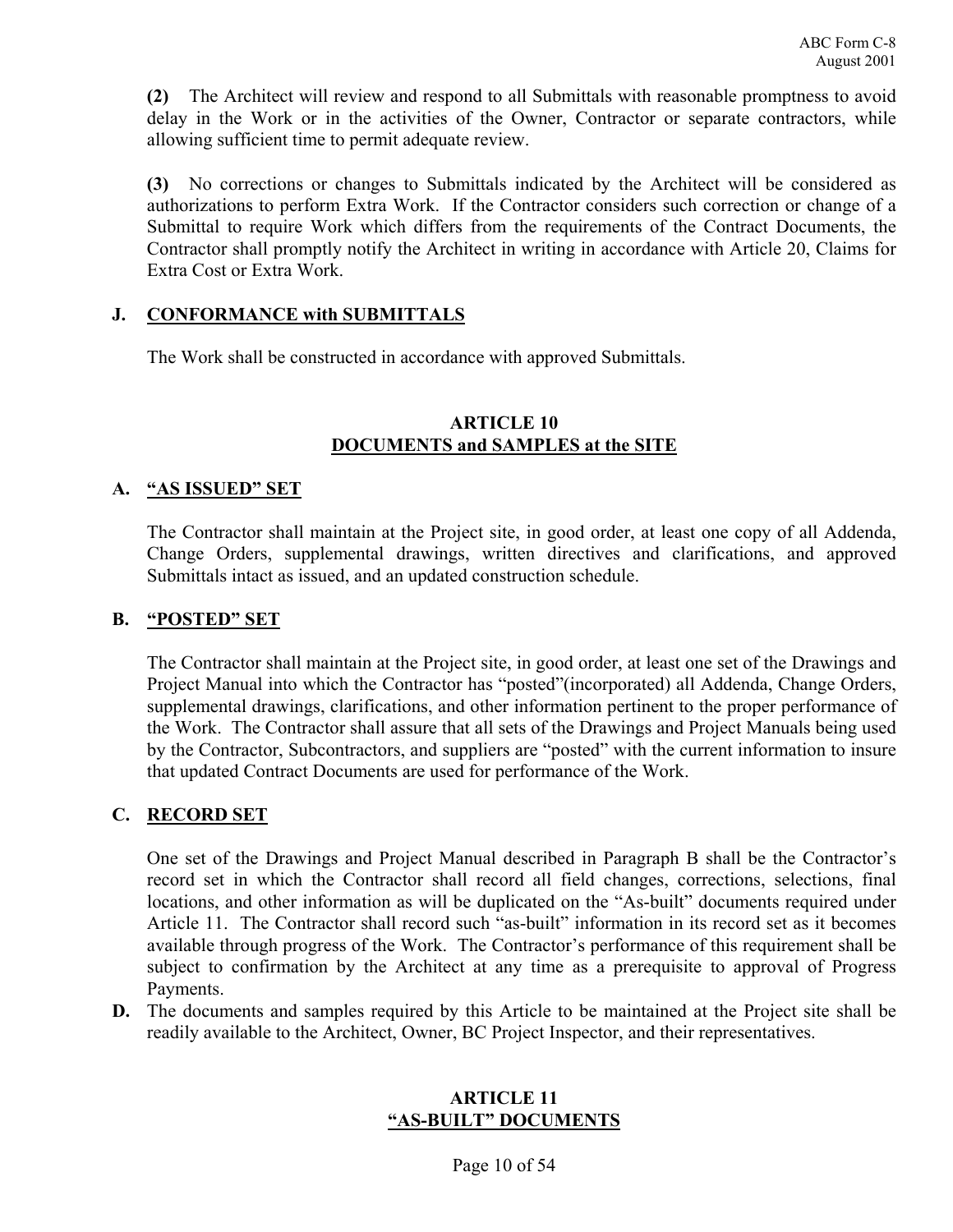**(2)** The Architect will review and respond to all Submittals with reasonable promptness to avoid delay in the Work or in the activities of the Owner, Contractor or separate contractors, while allowing sufficient time to permit adequate review.

**(3)** No corrections or changes to Submittals indicated by the Architect will be considered as authorizations to perform Extra Work. If the Contractor considers such correction or change of a Submittal to require Work which differs from the requirements of the Contract Documents, the Contractor shall promptly notify the Architect in writing in accordance with Article 20, Claims for Extra Cost or Extra Work.

### J. CONFORMANCE with SUBMITTALS

The Work shall be constructed in accordance with approved Submittals.

## ARTICLE 10
## DOCUMENTS and SAMPLES at the SITE

### A. "AS ISSUED" SET

The Contractor shall maintain at the Project site, in good order, at least one copy of all Addenda, Change Orders, supplemental drawings, written directives and clarifications, and approved Submittals intact as issued, and an updated construction schedule.

### B. "POSTED" SET

The Contractor shall maintain at the Project site, in good order, at least one set of the Drawings and Project Manual into which the Contractor has "posted"(incorporated) all Addenda, Change Orders, supplemental drawings, clarifications, and other information pertinent to the proper performance of the Work. The Contractor shall assure that all sets of the Drawings and Project Manuals being used by the Contractor, Subcontractors, and suppliers are "posted" with the current information to insure that updated Contract Documents are used for performance of the Work.

### C. RECORD SET

One set of the Drawings and Project Manual described in Paragraph B shall be the Contractor's record set in which the Contractor shall record all field changes, corrections, selections, final locations, and other information as will be duplicated on the "As-built" documents required under Article 11. The Contractor shall record such "as-built" information in its record set as it becomes available through progress of the Work. The Contractor's performance of this requirement shall be subject to confirmation by the Architect at any time as a prerequisite to approval of Progress Payments.

**D.** The documents and samples required by this Article to be maintained at the Project site shall be readily available to the Architect, Owner, BC Project Inspector, and their representatives.

## ARTICLE 11
## "AS-BUILT" DOCUMENTS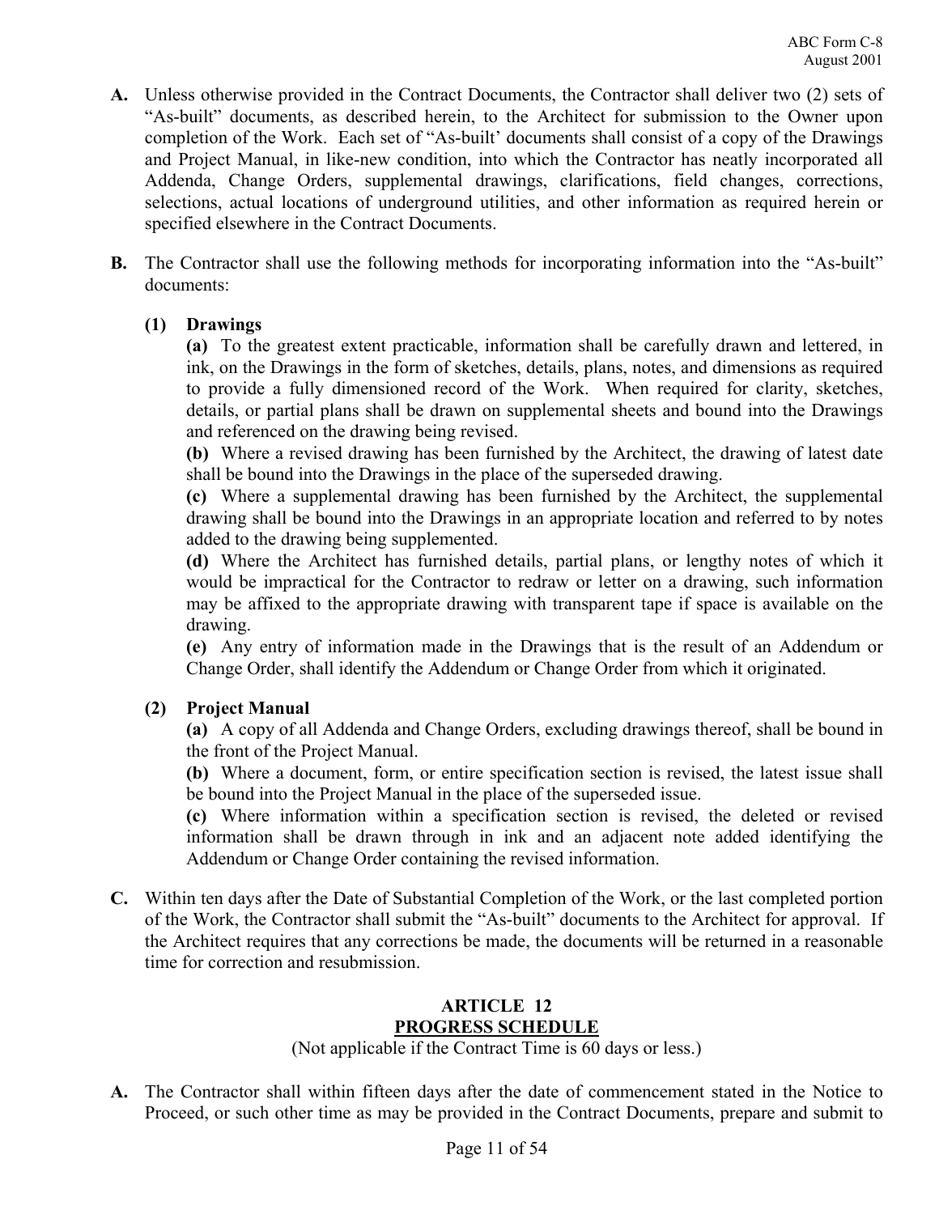**A.** Unless otherwise provided in the Contract Documents, the Contractor shall deliver two (2) sets of "As-built" documents, as described herein, to the Architect for submission to the Owner upon completion of the Work. Each set of "As-built' documents shall consist of a copy of the Drawings and Project Manual, in like-new condition, into which the Contractor has neatly incorporated all Addenda, Change Orders, supplemental drawings, clarifications, field changes, corrections, selections, actual locations of underground utilities, and other information as required herein or specified elsewhere in the Contract Documents.

**B.** The Contractor shall use the following methods for incorporating information into the "As-built" documents:

**(1) Drawings**

**(a)** To the greatest extent practicable, information shall be carefully drawn and lettered, in ink, on the Drawings in the form of sketches, details, plans, notes, and dimensions as required to provide a fully dimensioned record of the Work. When required for clarity, sketches, details, or partial plans shall be drawn on supplemental sheets and bound into the Drawings and referenced on the drawing being revised.

**(b)** Where a revised drawing has been furnished by the Architect, the drawing of latest date shall be bound into the Drawings in the place of the superseded drawing.

**(c)** Where a supplemental drawing has been furnished by the Architect, the supplemental drawing shall be bound into the Drawings in an appropriate location and referred to by notes added to the drawing being supplemented.

**(d)** Where the Architect has furnished details, partial plans, or lengthy notes of which it would be impractical for the Contractor to redraw or letter on a drawing, such information may be affixed to the appropriate drawing with transparent tape if space is available on the drawing.

**(e)** Any entry of information made in the Drawings that is the result of an Addendum or Change Order, shall identify the Addendum or Change Order from which it originated.

**(2) Project Manual**

**(a)** A copy of all Addenda and Change Orders, excluding drawings thereof, shall be bound in the front of the Project Manual.

**(b)** Where a document, form, or entire specification section is revised, the latest issue shall be bound into the Project Manual in the place of the superseded issue.

**(c)** Where information within a specification section is revised, the deleted or revised information shall be drawn through in ink and an adjacent note added identifying the Addendum or Change Order containing the revised information.

**C.** Within ten days after the Date of Substantial Completion of the Work, or the last completed portion of the Work, the Contractor shall submit the "As-built" documents to the Architect for approval. If the Architect requires that any corrections be made, the documents will be returned in a reasonable time for correction and resubmission.

## ARTICLE 12
## PROGRESS SCHEDULE

(Not applicable if the Contract Time is 60 days or less.)

**A.** The Contractor shall within fifteen days after the date of commencement stated in the Notice to Proceed, or such other time as may be provided in the Contract Documents, prepare and submit to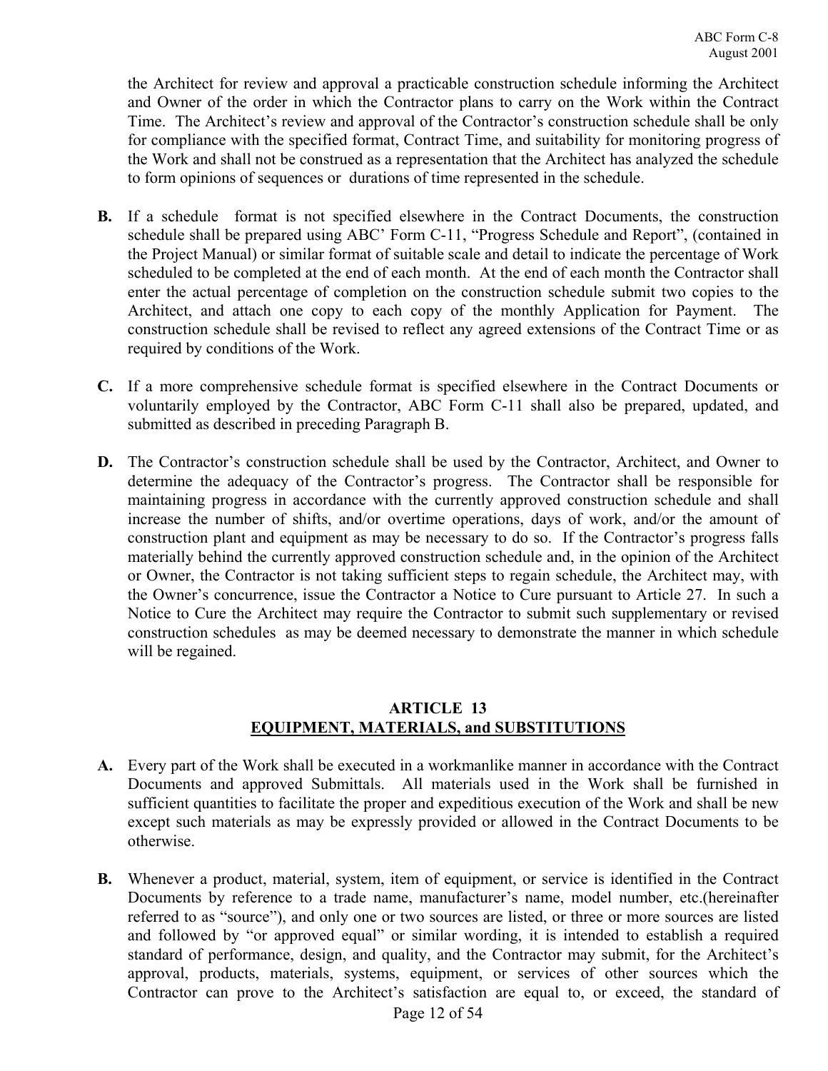the Architect for review and approval a practicable construction schedule informing the Architect and Owner of the order in which the Contractor plans to carry on the Work within the Contract Time. The Architect's review and approval of the Contractor's construction schedule shall be only for compliance with the specified format, Contract Time, and suitability for monitoring progress of the Work and shall not be construed as a representation that the Architect has analyzed the schedule to form opinions of sequences or durations of time represented in the schedule.

**B.** If a schedule format is not specified elsewhere in the Contract Documents, the construction schedule shall be prepared using ABC' Form C-11, "Progress Schedule and Report", (contained in the Project Manual) or similar format of suitable scale and detail to indicate the percentage of Work scheduled to be completed at the end of each month. At the end of each month the Contractor shall enter the actual percentage of completion on the construction schedule submit two copies to the Architect, and attach one copy to each copy of the monthly Application for Payment. The construction schedule shall be revised to reflect any agreed extensions of the Contract Time or as required by conditions of the Work.

**C.** If a more comprehensive schedule format is specified elsewhere in the Contract Documents or voluntarily employed by the Contractor, ABC Form C-11 shall also be prepared, updated, and submitted as described in preceding Paragraph B.

**D.** The Contractor's construction schedule shall be used by the Contractor, Architect, and Owner to determine the adequacy of the Contractor's progress. The Contractor shall be responsible for maintaining progress in accordance with the currently approved construction schedule and shall increase the number of shifts, and/or overtime operations, days of work, and/or the amount of construction plant and equipment as may be necessary to do so. If the Contractor's progress falls materially behind the currently approved construction schedule and, in the opinion of the Architect or Owner, the Contractor is not taking sufficient steps to regain schedule, the Architect may, with the Owner's concurrence, issue the Contractor a Notice to Cure pursuant to Article 27. In such a Notice to Cure the Architect may require the Contractor to submit such supplementary or revised construction schedules as may be deemed necessary to demonstrate the manner in which schedule will be regained.

## ARTICLE 13
## EQUIPMENT, MATERIALS, and SUBSTITUTIONS

**A.** Every part of the Work shall be executed in a workmanlike manner in accordance with the Contract Documents and approved Submittals. All materials used in the Work shall be furnished in sufficient quantities to facilitate the proper and expeditious execution of the Work and shall be new except such materials as may be expressly provided or allowed in the Contract Documents to be otherwise.

**B.** Whenever a product, material, system, item of equipment, or service is identified in the Contract Documents by reference to a trade name, manufacturer's name, model number, etc.(hereinafter referred to as "source"), and only one or two sources are listed, or three or more sources are listed and followed by "or approved equal" or similar wording, it is intended to establish a required standard of performance, design, and quality, and the Contractor may submit, for the Architect's approval, products, materials, systems, equipment, or services of other sources which the Contractor can prove to the Architect's satisfaction are equal to, or exceed, the standard of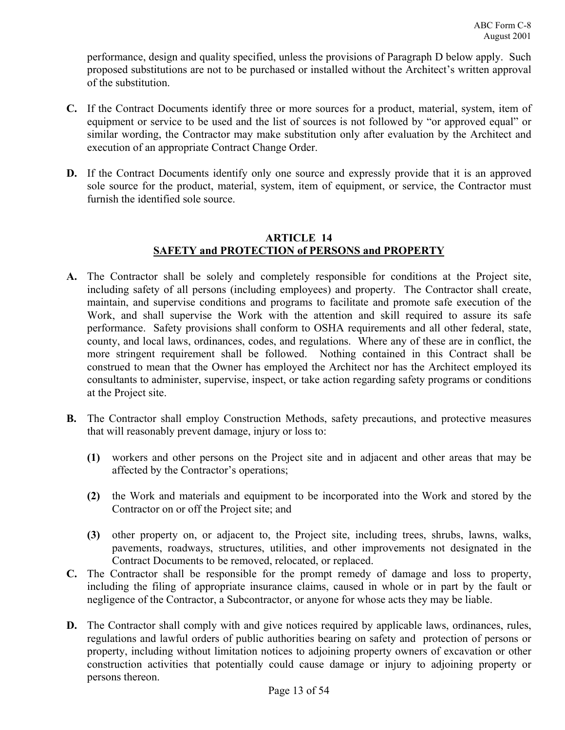performance, design and quality specified, unless the provisions of Paragraph D below apply. Such proposed substitutions are not to be purchased or installed without the Architect's written approval of the substitution.

**C.** If the Contract Documents identify three or more sources for a product, material, system, item of equipment or service to be used and the list of sources is not followed by "or approved equal" or similar wording, the Contractor may make substitution only after evaluation by the Architect and execution of an appropriate Contract Change Order.

**D.** If the Contract Documents identify only one source and expressly provide that it is an approved sole source for the product, material, system, item of equipment, or service, the Contractor must furnish the identified sole source.

## ARTICLE 14
## SAFETY and PROTECTION of PERSONS and PROPERTY

**A.** The Contractor shall be solely and completely responsible for conditions at the Project site, including safety of all persons (including employees) and property. The Contractor shall create, maintain, and supervise conditions and programs to facilitate and promote safe execution of the Work, and shall supervise the Work with the attention and skill required to assure its safe performance. Safety provisions shall conform to OSHA requirements and all other federal, state, county, and local laws, ordinances, codes, and regulations. Where any of these are in conflict, the more stringent requirement shall be followed. Nothing contained in this Contract shall be construed to mean that the Owner has employed the Architect nor has the Architect employed its consultants to administer, supervise, inspect, or take action regarding safety programs or conditions at the Project site.

**B.** The Contractor shall employ Construction Methods, safety precautions, and protective measures that will reasonably prevent damage, injury or loss to:

**(1)** workers and other persons on the Project site and in adjacent and other areas that may be affected by the Contractor's operations;

**(2)** the Work and materials and equipment to be incorporated into the Work and stored by the Contractor on or off the Project site; and

**(3)** other property on, or adjacent to, the Project site, including trees, shrubs, lawns, walks, pavements, roadways, structures, utilities, and other improvements not designated in the Contract Documents to be removed, relocated, or replaced.

**C.** The Contractor shall be responsible for the prompt remedy of damage and loss to property, including the filing of appropriate insurance claims, caused in whole or in part by the fault or negligence of the Contractor, a Subcontractor, or anyone for whose acts they may be liable.

**D.** The Contractor shall comply with and give notices required by applicable laws, ordinances, rules, regulations and lawful orders of public authorities bearing on safety and protection of persons or property, including without limitation notices to adjoining property owners of excavation or other construction activities that potentially could cause damage or injury to adjoining property or persons thereon.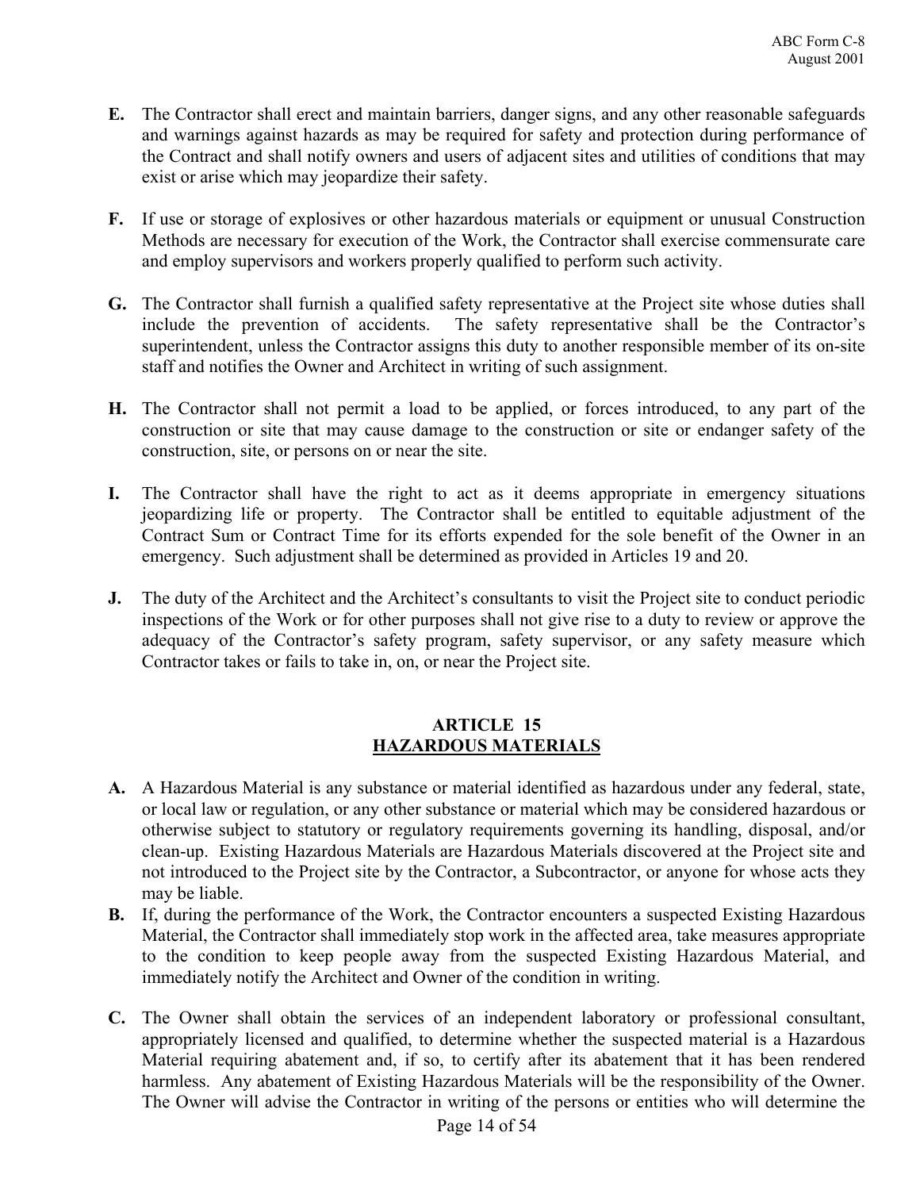**E.** The Contractor shall erect and maintain barriers, danger signs, and any other reasonable safeguards and warnings against hazards as may be required for safety and protection during performance of the Contract and shall notify owners and users of adjacent sites and utilities of conditions that may exist or arise which may jeopardize their safety.

**F.** If use or storage of explosives or other hazardous materials or equipment or unusual Construction Methods are necessary for execution of the Work, the Contractor shall exercise commensurate care and employ supervisors and workers properly qualified to perform such activity.

**G.** The Contractor shall furnish a qualified safety representative at the Project site whose duties shall include the prevention of accidents. The safety representative shall be the Contractor's superintendent, unless the Contractor assigns this duty to another responsible member of its on-site staff and notifies the Owner and Architect in writing of such assignment.

**H.** The Contractor shall not permit a load to be applied, or forces introduced, to any part of the construction or site that may cause damage to the construction or site or endanger safety of the construction, site, or persons on or near the site.

**I.** The Contractor shall have the right to act as it deems appropriate in emergency situations jeopardizing life or property. The Contractor shall be entitled to equitable adjustment of the Contract Sum or Contract Time for its efforts expended for the sole benefit of the Owner in an emergency. Such adjustment shall be determined as provided in Articles 19 and 20.

**J.** The duty of the Architect and the Architect's consultants to visit the Project site to conduct periodic inspections of the Work or for other purposes shall not give rise to a duty to review or approve the adequacy of the Contractor's safety program, safety supervisor, or any safety measure which Contractor takes or fails to take in, on, or near the Project site.

## ARTICLE 15
## HAZARDOUS MATERIALS

**A.** A Hazardous Material is any substance or material identified as hazardous under any federal, state, or local law or regulation, or any other substance or material which may be considered hazardous or otherwise subject to statutory or regulatory requirements governing its handling, disposal, and/or clean-up. Existing Hazardous Materials are Hazardous Materials discovered at the Project site and not introduced to the Project site by the Contractor, a Subcontractor, or anyone for whose acts they may be liable.

**B.** If, during the performance of the Work, the Contractor encounters a suspected Existing Hazardous Material, the Contractor shall immediately stop work in the affected area, take measures appropriate to the condition to keep people away from the suspected Existing Hazardous Material, and immediately notify the Architect and Owner of the condition in writing.

**C.** The Owner shall obtain the services of an independent laboratory or professional consultant, appropriately licensed and qualified, to determine whether the suspected material is a Hazardous Material requiring abatement and, if so, to certify after its abatement that it has been rendered harmless. Any abatement of Existing Hazardous Materials will be the responsibility of the Owner. The Owner will advise the Contractor in writing of the persons or entities who will determine the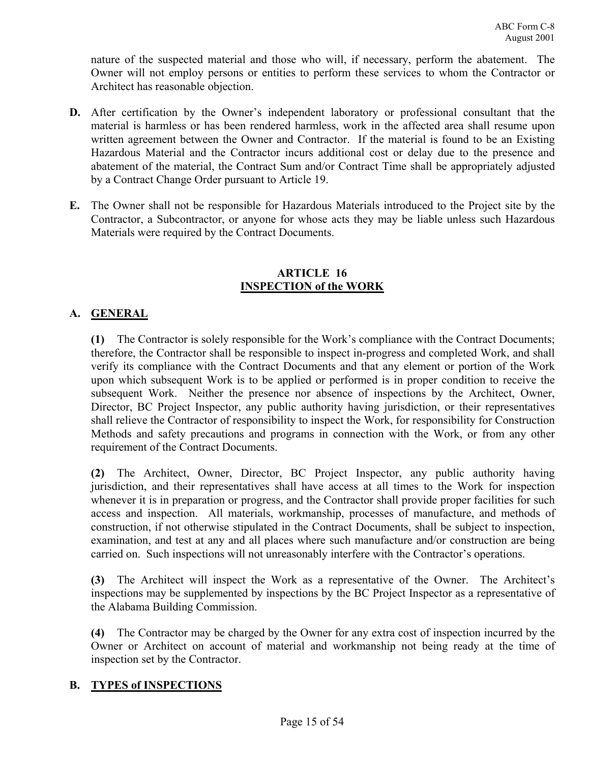nature of the suspected material and those who will, if necessary, perform the abatement. The Owner will not employ persons or entities to perform these services to whom the Contractor or Architect has reasonable objection.

**D.** After certification by the Owner's independent laboratory or professional consultant that the material is harmless or has been rendered harmless, work in the affected area shall resume upon written agreement between the Owner and Contractor. If the material is found to be an Existing Hazardous Material and the Contractor incurs additional cost or delay due to the presence and abatement of the material, the Contract Sum and/or Contract Time shall be appropriately adjusted by a Contract Change Order pursuant to Article 19.

**E.** The Owner shall not be responsible for Hazardous Materials introduced to the Project site by the Contractor, a Subcontractor, or anyone for whose acts they may be liable unless such Hazardous Materials were required by the Contract Documents.

## ARTICLE 16
## INSPECTION of the WORK

### A. GENERAL

**(1)** The Contractor is solely responsible for the Work's compliance with the Contract Documents; therefore, the Contractor shall be responsible to inspect in-progress and completed Work, and shall verify its compliance with the Contract Documents and that any element or portion of the Work upon which subsequent Work is to be applied or performed is in proper condition to receive the subsequent Work. Neither the presence nor absence of inspections by the Architect, Owner, Director, BC Project Inspector, any public authority having jurisdiction, or their representatives shall relieve the Contractor of responsibility to inspect the Work, for responsibility for Construction Methods and safety precautions and programs in connection with the Work, or from any other requirement of the Contract Documents.

**(2)** The Architect, Owner, Director, BC Project Inspector, any public authority having jurisdiction, and their representatives shall have access at all times to the Work for inspection whenever it is in preparation or progress, and the Contractor shall provide proper facilities for such access and inspection. All materials, workmanship, processes of manufacture, and methods of construction, if not otherwise stipulated in the Contract Documents, shall be subject to inspection, examination, and test at any and all places where such manufacture and/or construction are being carried on. Such inspections will not unreasonably interfere with the Contractor's operations.

**(3)** The Architect will inspect the Work as a representative of the Owner. The Architect's inspections may be supplemented by inspections by the BC Project Inspector as a representative of the Alabama Building Commission.

**(4)** The Contractor may be charged by the Owner for any extra cost of inspection incurred by the Owner or Architect on account of material and workmanship not being ready at the time of inspection set by the Contractor.

### B. TYPES of INSPECTIONS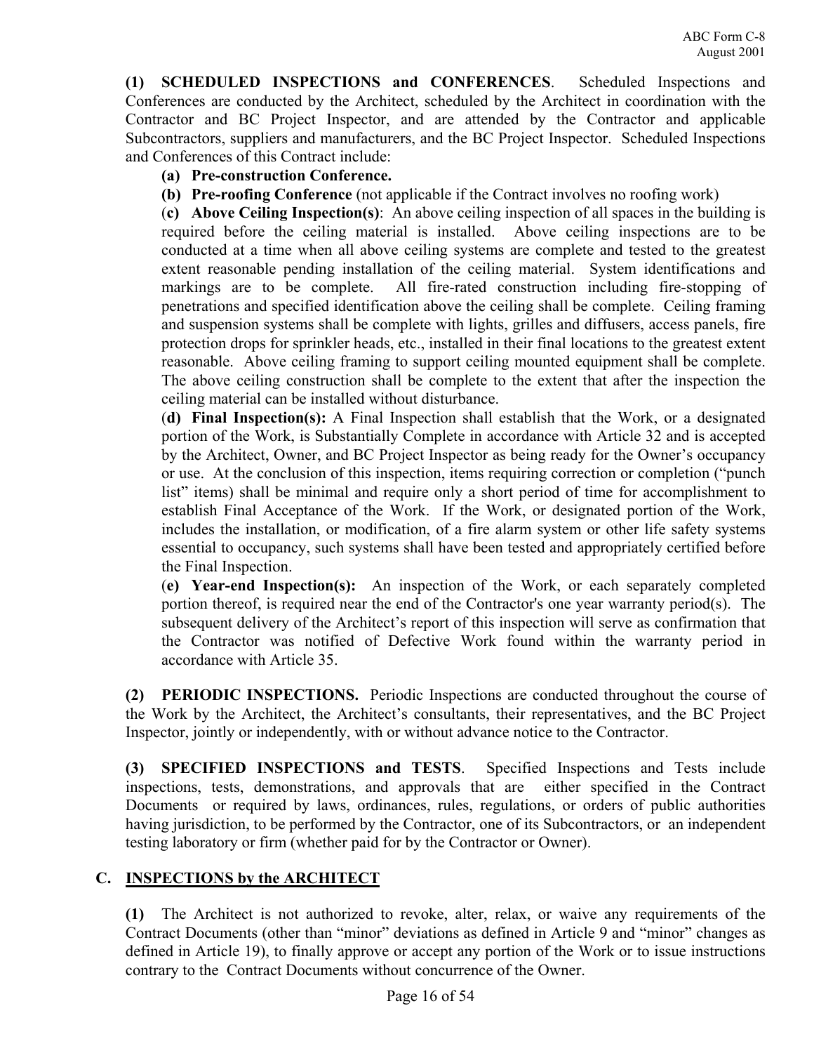**(1) SCHEDULED INSPECTIONS and CONFERENCES**. Scheduled Inspections and Conferences are conducted by the Architect, scheduled by the Architect in coordination with the Contractor and BC Project Inspector, and are attended by the Contractor and applicable Subcontractors, suppliers and manufacturers, and the BC Project Inspector. Scheduled Inspections and Conferences of this Contract include:

**(a) Pre-construction Conference.**

**(b) Pre-roofing Conference** (not applicable if the Contract involves no roofing work)

(**c) Above Ceiling Inspection(s)**: An above ceiling inspection of all spaces in the building is required before the ceiling material is installed. Above ceiling inspections are to be conducted at a time when all above ceiling systems are complete and tested to the greatest extent reasonable pending installation of the ceiling material. System identifications and markings are to be complete. All fire-rated construction including fire-stopping of penetrations and specified identification above the ceiling shall be complete. Ceiling framing and suspension systems shall be complete with lights, grilles and diffusers, access panels, fire protection drops for sprinkler heads, etc., installed in their final locations to the greatest extent reasonable. Above ceiling framing to support ceiling mounted equipment shall be complete. The above ceiling construction shall be complete to the extent that after the inspection the ceiling material can be installed without disturbance.

(**d) Final Inspection(s):** A Final Inspection shall establish that the Work, or a designated portion of the Work, is Substantially Complete in accordance with Article 32 and is accepted by the Architect, Owner, and BC Project Inspector as being ready for the Owner's occupancy or use. At the conclusion of this inspection, items requiring correction or completion ("punch list" items) shall be minimal and require only a short period of time for accomplishment to establish Final Acceptance of the Work. If the Work, or designated portion of the Work, includes the installation, or modification, of a fire alarm system or other life safety systems essential to occupancy, such systems shall have been tested and appropriately certified before the Final Inspection.

(**e) Year-end Inspection(s):** An inspection of the Work, or each separately completed portion thereof, is required near the end of the Contractor's one year warranty period(s). The subsequent delivery of the Architect's report of this inspection will serve as confirmation that the Contractor was notified of Defective Work found within the warranty period in accordance with Article 35.

**(2) PERIODIC INSPECTIONS.** Periodic Inspections are conducted throughout the course of the Work by the Architect, the Architect's consultants, their representatives, and the BC Project Inspector, jointly or independently, with or without advance notice to the Contractor.

**(3) SPECIFIED INSPECTIONS and TESTS**. Specified Inspections and Tests include inspections, tests, demonstrations, and approvals that are either specified in the Contract Documents or required by laws, ordinances, rules, regulations, or orders of public authorities having jurisdiction, to be performed by the Contractor, one of its Subcontractors, or an independent testing laboratory or firm (whether paid for by the Contractor or Owner).

## C. INSPECTIONS by the ARCHITECT

**(1)** The Architect is not authorized to revoke, alter, relax, or waive any requirements of the Contract Documents (other than "minor" deviations as defined in Article 9 and "minor" changes as defined in Article 19), to finally approve or accept any portion of the Work or to issue instructions contrary to the Contract Documents without concurrence of the Owner.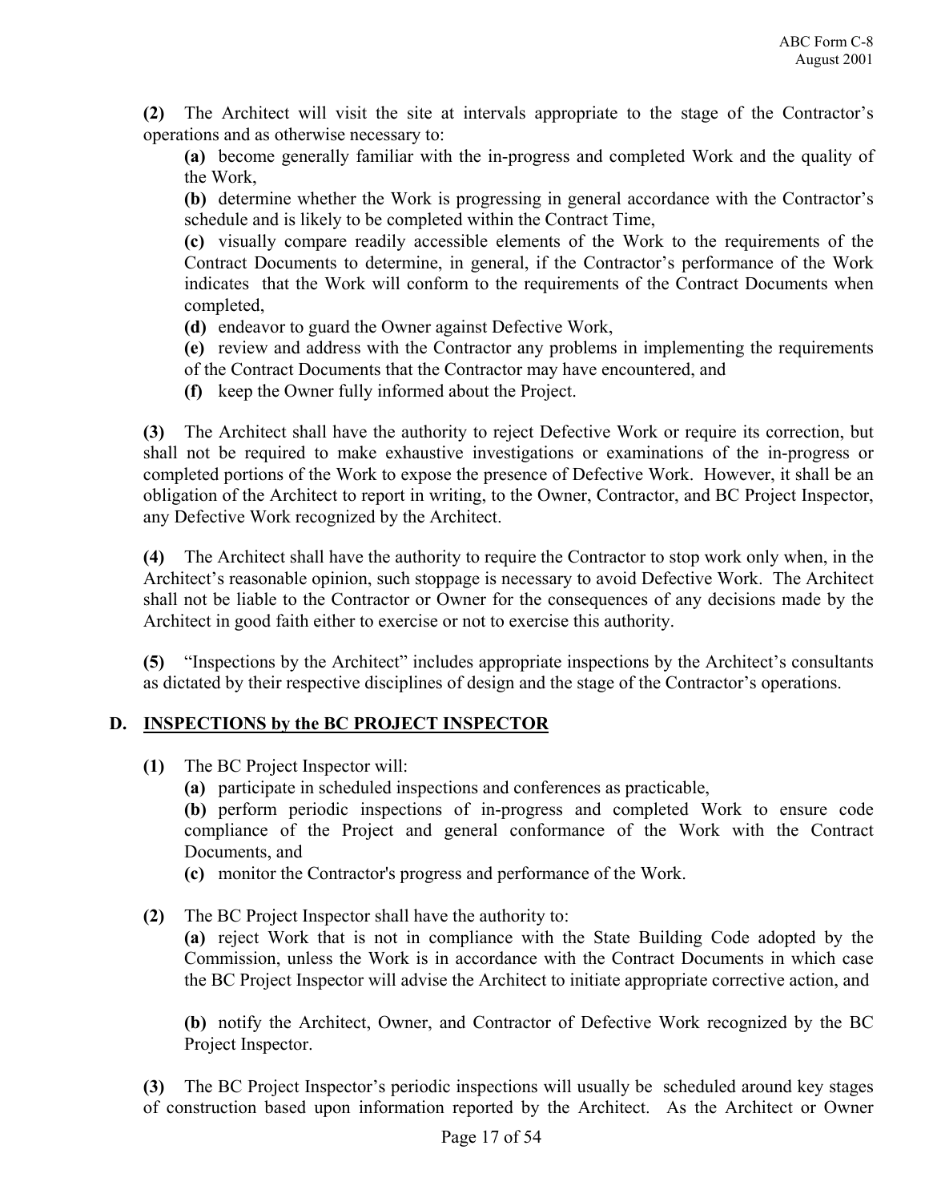**(2)** The Architect will visit the site at intervals appropriate to the stage of the Contractor's operations and as otherwise necessary to:

**(a)** become generally familiar with the in-progress and completed Work and the quality of the Work,

**(b)** determine whether the Work is progressing in general accordance with the Contractor's schedule and is likely to be completed within the Contract Time,

**(c)** visually compare readily accessible elements of the Work to the requirements of the Contract Documents to determine, in general, if the Contractor's performance of the Work indicates that the Work will conform to the requirements of the Contract Documents when completed,

**(d)** endeavor to guard the Owner against Defective Work,

**(e)** review and address with the Contractor any problems in implementing the requirements of the Contract Documents that the Contractor may have encountered, and

**(f)** keep the Owner fully informed about the Project.

**(3)** The Architect shall have the authority to reject Defective Work or require its correction, but shall not be required to make exhaustive investigations or examinations of the in-progress or completed portions of the Work to expose the presence of Defective Work. However, it shall be an obligation of the Architect to report in writing, to the Owner, Contractor, and BC Project Inspector, any Defective Work recognized by the Architect.

**(4)** The Architect shall have the authority to require the Contractor to stop work only when, in the Architect's reasonable opinion, such stoppage is necessary to avoid Defective Work. The Architect shall not be liable to the Contractor or Owner for the consequences of any decisions made by the Architect in good faith either to exercise or not to exercise this authority.

**(5)** "Inspections by the Architect" includes appropriate inspections by the Architect's consultants as dictated by their respective disciplines of design and the stage of the Contractor's operations.

## D. INSPECTIONS by the BC PROJECT INSPECTOR

**(1)** The BC Project Inspector will:

**(a)** participate in scheduled inspections and conferences as practicable,

**(b)** perform periodic inspections of in-progress and completed Work to ensure code compliance of the Project and general conformance of the Work with the Contract Documents, and

**(c)** monitor the Contractor's progress and performance of the Work.

**(2)** The BC Project Inspector shall have the authority to:

**(a)** reject Work that is not in compliance with the State Building Code adopted by the Commission, unless the Work is in accordance with the Contract Documents in which case the BC Project Inspector will advise the Architect to initiate appropriate corrective action, and

**(b)** notify the Architect, Owner, and Contractor of Defective Work recognized by the BC Project Inspector.

**(3)** The BC Project Inspector's periodic inspections will usually be scheduled around key stages of construction based upon information reported by the Architect. As the Architect or Owner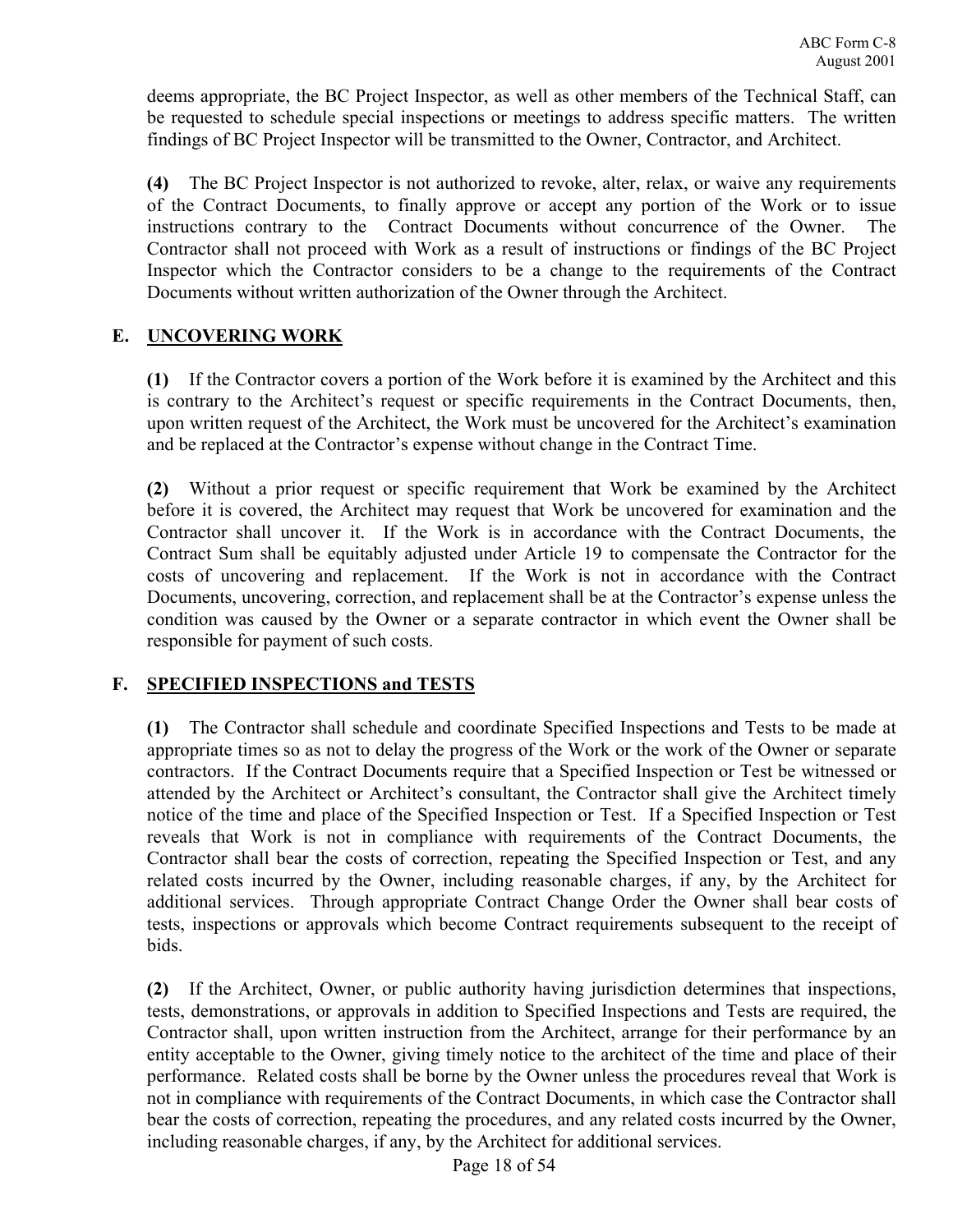deems appropriate, the BC Project Inspector, as well as other members of the Technical Staff, can be requested to schedule special inspections or meetings to address specific matters. The written findings of BC Project Inspector will be transmitted to the Owner, Contractor, and Architect.

**(4)** The BC Project Inspector is not authorized to revoke, alter, relax, or waive any requirements of the Contract Documents, to finally approve or accept any portion of the Work or to issue instructions contrary to the Contract Documents without concurrence of the Owner. The Contractor shall not proceed with Work as a result of instructions or findings of the BC Project Inspector which the Contractor considers to be a change to the requirements of the Contract Documents without written authorization of the Owner through the Architect.

## E. UNCOVERING WORK

**(1)** If the Contractor covers a portion of the Work before it is examined by the Architect and this is contrary to the Architect's request or specific requirements in the Contract Documents, then, upon written request of the Architect, the Work must be uncovered for the Architect's examination and be replaced at the Contractor's expense without change in the Contract Time.

**(2)** Without a prior request or specific requirement that Work be examined by the Architect before it is covered, the Architect may request that Work be uncovered for examination and the Contractor shall uncover it. If the Work is in accordance with the Contract Documents, the Contract Sum shall be equitably adjusted under Article 19 to compensate the Contractor for the costs of uncovering and replacement. If the Work is not in accordance with the Contract Documents, uncovering, correction, and replacement shall be at the Contractor's expense unless the condition was caused by the Owner or a separate contractor in which event the Owner shall be responsible for payment of such costs.

## F. SPECIFIED INSPECTIONS and TESTS

**(1)** The Contractor shall schedule and coordinate Specified Inspections and Tests to be made at appropriate times so as not to delay the progress of the Work or the work of the Owner or separate contractors. If the Contract Documents require that a Specified Inspection or Test be witnessed or attended by the Architect or Architect's consultant, the Contractor shall give the Architect timely notice of the time and place of the Specified Inspection or Test. If a Specified Inspection or Test reveals that Work is not in compliance with requirements of the Contract Documents, the Contractor shall bear the costs of correction, repeating the Specified Inspection or Test, and any related costs incurred by the Owner, including reasonable charges, if any, by the Architect for additional services. Through appropriate Contract Change Order the Owner shall bear costs of tests, inspections or approvals which become Contract requirements subsequent to the receipt of bids.

**(2)** If the Architect, Owner, or public authority having jurisdiction determines that inspections, tests, demonstrations, or approvals in addition to Specified Inspections and Tests are required, the Contractor shall, upon written instruction from the Architect, arrange for their performance by an entity acceptable to the Owner, giving timely notice to the architect of the time and place of their performance. Related costs shall be borne by the Owner unless the procedures reveal that Work is not in compliance with requirements of the Contract Documents, in which case the Contractor shall bear the costs of correction, repeating the procedures, and any related costs incurred by the Owner, including reasonable charges, if any, by the Architect for additional services.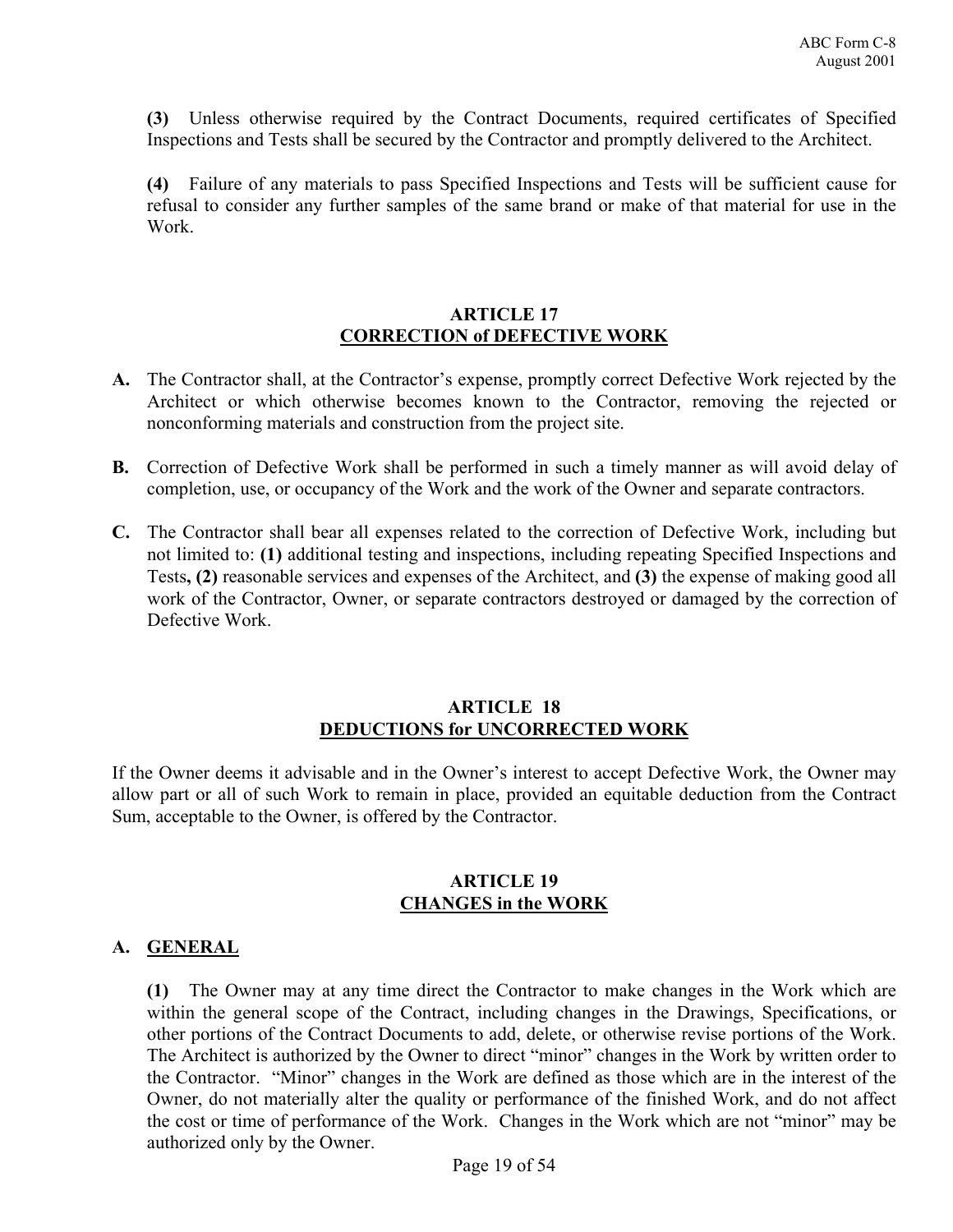**(3)** Unless otherwise required by the Contract Documents, required certificates of Specified Inspections and Tests shall be secured by the Contractor and promptly delivered to the Architect.

**(4)** Failure of any materials to pass Specified Inspections and Tests will be sufficient cause for refusal to consider any further samples of the same brand or make of that material for use in the Work.

## ARTICLE 17
## CORRECTION of DEFECTIVE WORK

**A.** The Contractor shall, at the Contractor's expense, promptly correct Defective Work rejected by the Architect or which otherwise becomes known to the Contractor, removing the rejected or nonconforming materials and construction from the project site.

**B.** Correction of Defective Work shall be performed in such a timely manner as will avoid delay of completion, use, or occupancy of the Work and the work of the Owner and separate contractors.

**C.** The Contractor shall bear all expenses related to the correction of Defective Work, including but not limited to: **(1)** additional testing and inspections, including repeating Specified Inspections and Tests**, (2)** reasonable services and expenses of the Architect, and **(3)** the expense of making good all work of the Contractor, Owner, or separate contractors destroyed or damaged by the correction of Defective Work.

## ARTICLE 18
## DEDUCTIONS for UNCORRECTED WORK

If the Owner deems it advisable and in the Owner's interest to accept Defective Work, the Owner may allow part or all of such Work to remain in place, provided an equitable deduction from the Contract Sum, acceptable to the Owner, is offered by the Contractor.

## ARTICLE 19
## CHANGES in the WORK

### A. GENERAL

**(1)** The Owner may at any time direct the Contractor to make changes in the Work which are within the general scope of the Contract, including changes in the Drawings, Specifications, or other portions of the Contract Documents to add, delete, or otherwise revise portions of the Work. The Architect is authorized by the Owner to direct "minor" changes in the Work by written order to the Contractor. "Minor" changes in the Work are defined as those which are in the interest of the Owner, do not materially alter the quality or performance of the finished Work, and do not affect the cost or time of performance of the Work. Changes in the Work which are not "minor" may be authorized only by the Owner.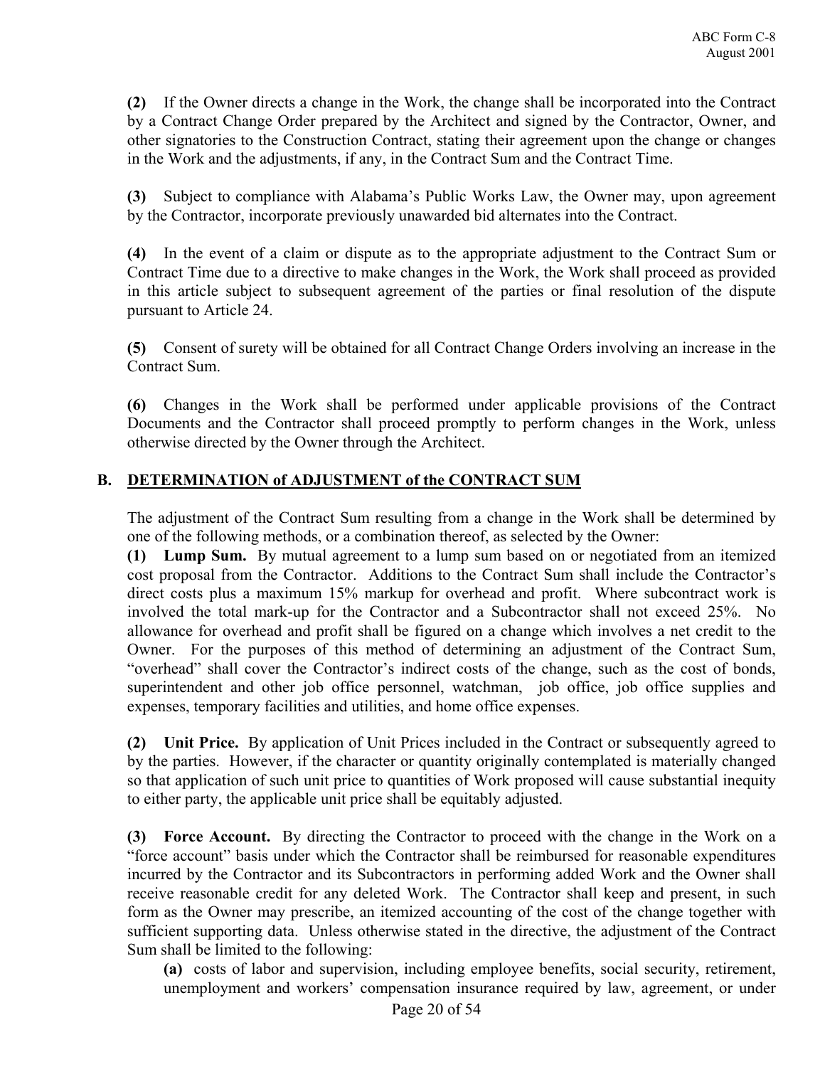**(2)** If the Owner directs a change in the Work, the change shall be incorporated into the Contract by a Contract Change Order prepared by the Architect and signed by the Contractor, Owner, and other signatories to the Construction Contract, stating their agreement upon the change or changes in the Work and the adjustments, if any, in the Contract Sum and the Contract Time.

**(3)** Subject to compliance with Alabama's Public Works Law, the Owner may, upon agreement by the Contractor, incorporate previously unawarded bid alternates into the Contract.

**(4)** In the event of a claim or dispute as to the appropriate adjustment to the Contract Sum or Contract Time due to a directive to make changes in the Work, the Work shall proceed as provided in this article subject to subsequent agreement of the parties or final resolution of the dispute pursuant to Article 24.

**(5)** Consent of surety will be obtained for all Contract Change Orders involving an increase in the Contract Sum.

**(6)** Changes in the Work shall be performed under applicable provisions of the Contract Documents and the Contractor shall proceed promptly to perform changes in the Work, unless otherwise directed by the Owner through the Architect.

## B. DETERMINATION of ADJUSTMENT of the CONTRACT SUM

The adjustment of the Contract Sum resulting from a change in the Work shall be determined by one of the following methods, or a combination thereof, as selected by the Owner:

**(1) Lump Sum.** By mutual agreement to a lump sum based on or negotiated from an itemized cost proposal from the Contractor. Additions to the Contract Sum shall include the Contractor's direct costs plus a maximum 15% markup for overhead and profit. Where subcontract work is involved the total mark-up for the Contractor and a Subcontractor shall not exceed 25%. No allowance for overhead and profit shall be figured on a change which involves a net credit to the Owner. For the purposes of this method of determining an adjustment of the Contract Sum, "overhead" shall cover the Contractor's indirect costs of the change, such as the cost of bonds, superintendent and other job office personnel, watchman, job office, job office supplies and expenses, temporary facilities and utilities, and home office expenses.

**(2) Unit Price.** By application of Unit Prices included in the Contract or subsequently agreed to by the parties. However, if the character or quantity originally contemplated is materially changed so that application of such unit price to quantities of Work proposed will cause substantial inequity to either party, the applicable unit price shall be equitably adjusted.

**(3) Force Account.** By directing the Contractor to proceed with the change in the Work on a "force account" basis under which the Contractor shall be reimbursed for reasonable expenditures incurred by the Contractor and its Subcontractors in performing added Work and the Owner shall receive reasonable credit for any deleted Work. The Contractor shall keep and present, in such form as the Owner may prescribe, an itemized accounting of the cost of the change together with sufficient supporting data. Unless otherwise stated in the directive, the adjustment of the Contract Sum shall be limited to the following:

**(a)** costs of labor and supervision, including employee benefits, social security, retirement, unemployment and workers' compensation insurance required by law, agreement, or under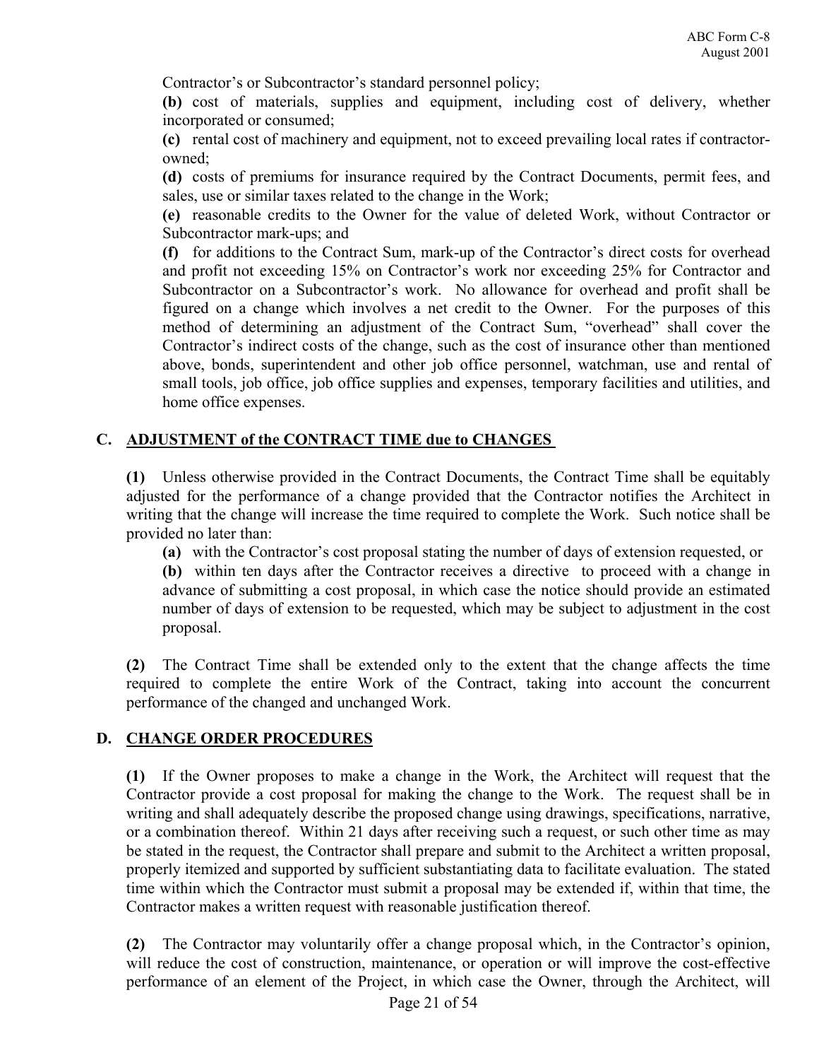Contractor's or Subcontractor's standard personnel policy;

**(b)** cost of materials, supplies and equipment, including cost of delivery, whether incorporated or consumed;

**(c)** rental cost of machinery and equipment, not to exceed prevailing local rates if contractor-owned;

**(d)** costs of premiums for insurance required by the Contract Documents, permit fees, and sales, use or similar taxes related to the change in the Work;

**(e)** reasonable credits to the Owner for the value of deleted Work, without Contractor or Subcontractor mark-ups; and

**(f)** for additions to the Contract Sum, mark-up of the Contractor's direct costs for overhead and profit not exceeding 15% on Contractor's work nor exceeding 25% for Contractor and Subcontractor on a Subcontractor's work. No allowance for overhead and profit shall be figured on a change which involves a net credit to the Owner. For the purposes of this method of determining an adjustment of the Contract Sum, "overhead" shall cover the Contractor's indirect costs of the change, such as the cost of insurance other than mentioned above, bonds, superintendent and other job office personnel, watchman, use and rental of small tools, job office, job office supplies and expenses, temporary facilities and utilities, and home office expenses.

## C. ADJUSTMENT of the CONTRACT TIME due to CHANGES

**(1)** Unless otherwise provided in the Contract Documents, the Contract Time shall be equitably adjusted for the performance of a change provided that the Contractor notifies the Architect in writing that the change will increase the time required to complete the Work. Such notice shall be provided no later than:

**(a)** with the Contractor's cost proposal stating the number of days of extension requested, or

**(b)** within ten days after the Contractor receives a directive to proceed with a change in advance of submitting a cost proposal, in which case the notice should provide an estimated number of days of extension to be requested, which may be subject to adjustment in the cost proposal.

**(2)** The Contract Time shall be extended only to the extent that the change affects the time required to complete the entire Work of the Contract, taking into account the concurrent performance of the changed and unchanged Work.

## D. CHANGE ORDER PROCEDURES

**(1)** If the Owner proposes to make a change in the Work, the Architect will request that the Contractor provide a cost proposal for making the change to the Work. The request shall be in writing and shall adequately describe the proposed change using drawings, specifications, narrative, or a combination thereof. Within 21 days after receiving such a request, or such other time as may be stated in the request, the Contractor shall prepare and submit to the Architect a written proposal, properly itemized and supported by sufficient substantiating data to facilitate evaluation. The stated time within which the Contractor must submit a proposal may be extended if, within that time, the Contractor makes a written request with reasonable justification thereof.

**(2)** The Contractor may voluntarily offer a change proposal which, in the Contractor's opinion, will reduce the cost of construction, maintenance, or operation or will improve the cost-effective performance of an element of the Project, in which case the Owner, through the Architect, will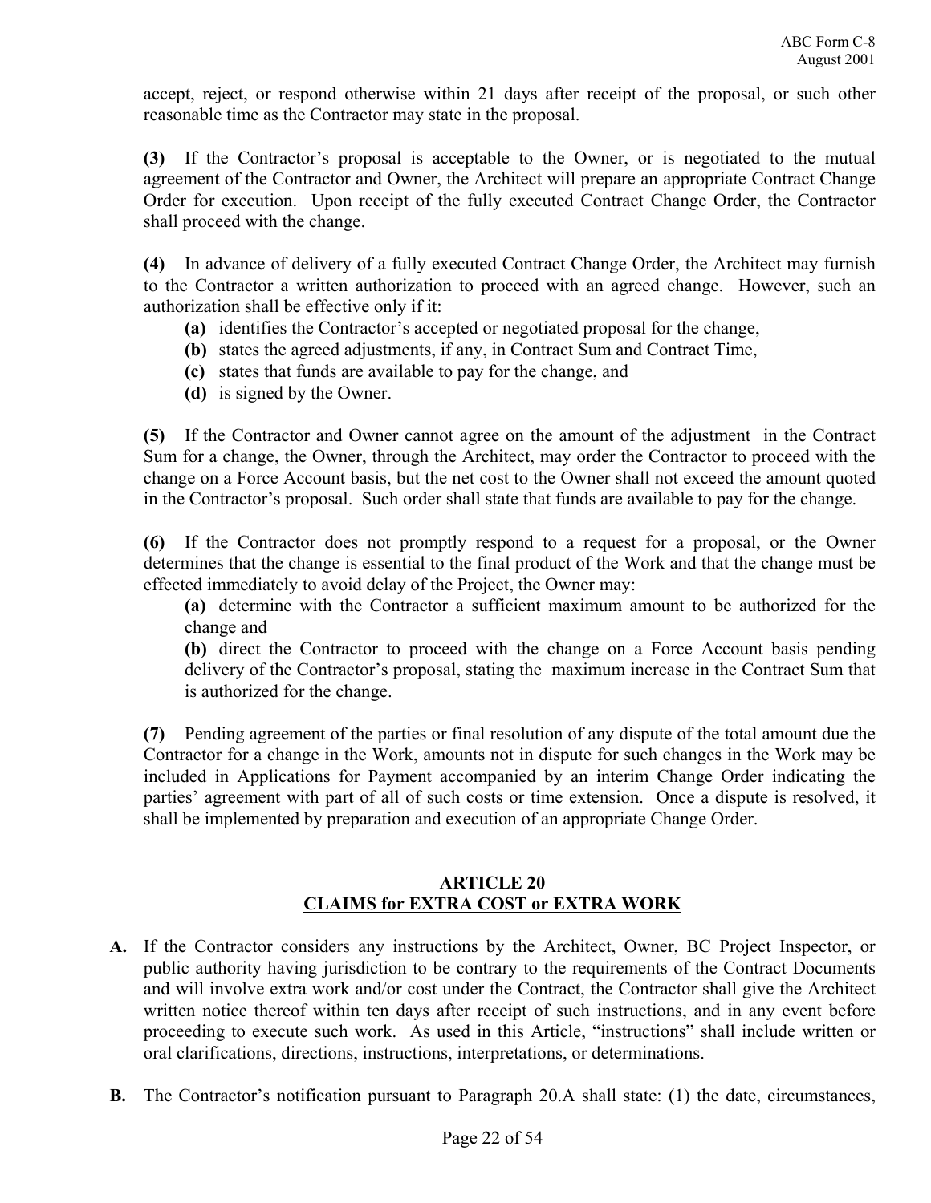accept, reject, or respond otherwise within 21 days after receipt of the proposal, or such other reasonable time as the Contractor may state in the proposal.

**(3)** If the Contractor's proposal is acceptable to the Owner, or is negotiated to the mutual agreement of the Contractor and Owner, the Architect will prepare an appropriate Contract Change Order for execution. Upon receipt of the fully executed Contract Change Order, the Contractor shall proceed with the change.

**(4)** In advance of delivery of a fully executed Contract Change Order, the Architect may furnish to the Contractor a written authorization to proceed with an agreed change. However, such an authorization shall be effective only if it:

- **(a)** identifies the Contractor's accepted or negotiated proposal for the change,
- **(b)** states the agreed adjustments, if any, in Contract Sum and Contract Time,
- **(c)** states that funds are available to pay for the change, and
- **(d)** is signed by the Owner.

**(5)** If the Contractor and Owner cannot agree on the amount of the adjustment in the Contract Sum for a change, the Owner, through the Architect, may order the Contractor to proceed with the change on a Force Account basis, but the net cost to the Owner shall not exceed the amount quoted in the Contractor's proposal. Such order shall state that funds are available to pay for the change.

**(6)** If the Contractor does not promptly respond to a request for a proposal, or the Owner determines that the change is essential to the final product of the Work and that the change must be effected immediately to avoid delay of the Project, the Owner may:

**(a)** determine with the Contractor a sufficient maximum amount to be authorized for the change and

**(b)** direct the Contractor to proceed with the change on a Force Account basis pending delivery of the Contractor's proposal, stating the maximum increase in the Contract Sum that is authorized for the change.

**(7)** Pending agreement of the parties or final resolution of any dispute of the total amount due the Contractor for a change in the Work, amounts not in dispute for such changes in the Work may be included in Applications for Payment accompanied by an interim Change Order indicating the parties' agreement with part of all of such costs or time extension. Once a dispute is resolved, it shall be implemented by preparation and execution of an appropriate Change Order.

## ARTICLE 20
## CLAIMS for EXTRA COST or EXTRA WORK

**A.** If the Contractor considers any instructions by the Architect, Owner, BC Project Inspector, or public authority having jurisdiction to be contrary to the requirements of the Contract Documents and will involve extra work and/or cost under the Contract, the Contractor shall give the Architect written notice thereof within ten days after receipt of such instructions, and in any event before proceeding to execute such work. As used in this Article, "instructions" shall include written or oral clarifications, directions, instructions, interpretations, or determinations.

**B.** The Contractor's notification pursuant to Paragraph 20.A shall state: (1) the date, circumstances,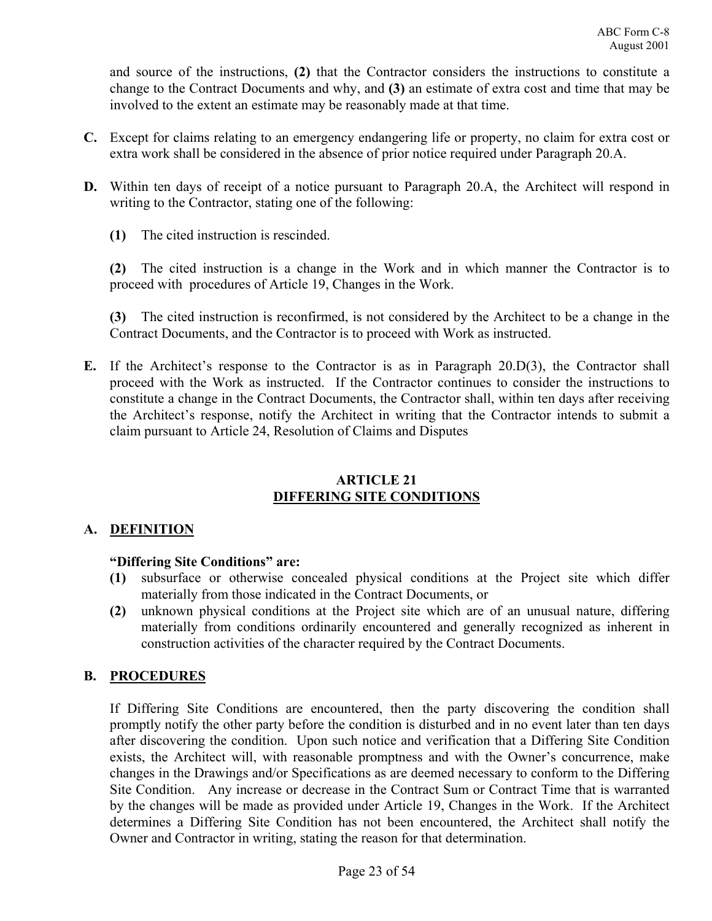and source of the instructions, **(2)** that the Contractor considers the instructions to constitute a change to the Contract Documents and why, and **(3)** an estimate of extra cost and time that may be involved to the extent an estimate may be reasonably made at that time.

**C.** Except for claims relating to an emergency endangering life or property, no claim for extra cost or extra work shall be considered in the absence of prior notice required under Paragraph 20.A.

**D.** Within ten days of receipt of a notice pursuant to Paragraph 20.A, the Architect will respond in writing to the Contractor, stating one of the following:

**(1)** The cited instruction is rescinded.

**(2)** The cited instruction is a change in the Work and in which manner the Contractor is to proceed with procedures of Article 19, Changes in the Work.

**(3)** The cited instruction is reconfirmed, is not considered by the Architect to be a change in the Contract Documents, and the Contractor is to proceed with Work as instructed.

**E.** If the Architect's response to the Contractor is as in Paragraph 20.D(3), the Contractor shall proceed with the Work as instructed. If the Contractor continues to consider the instructions to constitute a change in the Contract Documents, the Contractor shall, within ten days after receiving the Architect's response, notify the Architect in writing that the Contractor intends to submit a claim pursuant to Article 24, Resolution of Claims and Disputes

## ARTICLE 21
## DIFFERING SITE CONDITIONS

### A. DEFINITION

**"Differing Site Conditions" are:**

**(1)** subsurface or otherwise concealed physical conditions at the Project site which differ materially from those indicated in the Contract Documents, or

**(2)** unknown physical conditions at the Project site which are of an unusual nature, differing materially from conditions ordinarily encountered and generally recognized as inherent in construction activities of the character required by the Contract Documents.

### B. PROCEDURES

If Differing Site Conditions are encountered, then the party discovering the condition shall promptly notify the other party before the condition is disturbed and in no event later than ten days after discovering the condition. Upon such notice and verification that a Differing Site Condition exists, the Architect will, with reasonable promptness and with the Owner's concurrence, make changes in the Drawings and/or Specifications as are deemed necessary to conform to the Differing Site Condition. Any increase or decrease in the Contract Sum or Contract Time that is warranted by the changes will be made as provided under Article 19, Changes in the Work. If the Architect determines a Differing Site Condition has not been encountered, the Architect shall notify the Owner and Contractor in writing, stating the reason for that determination.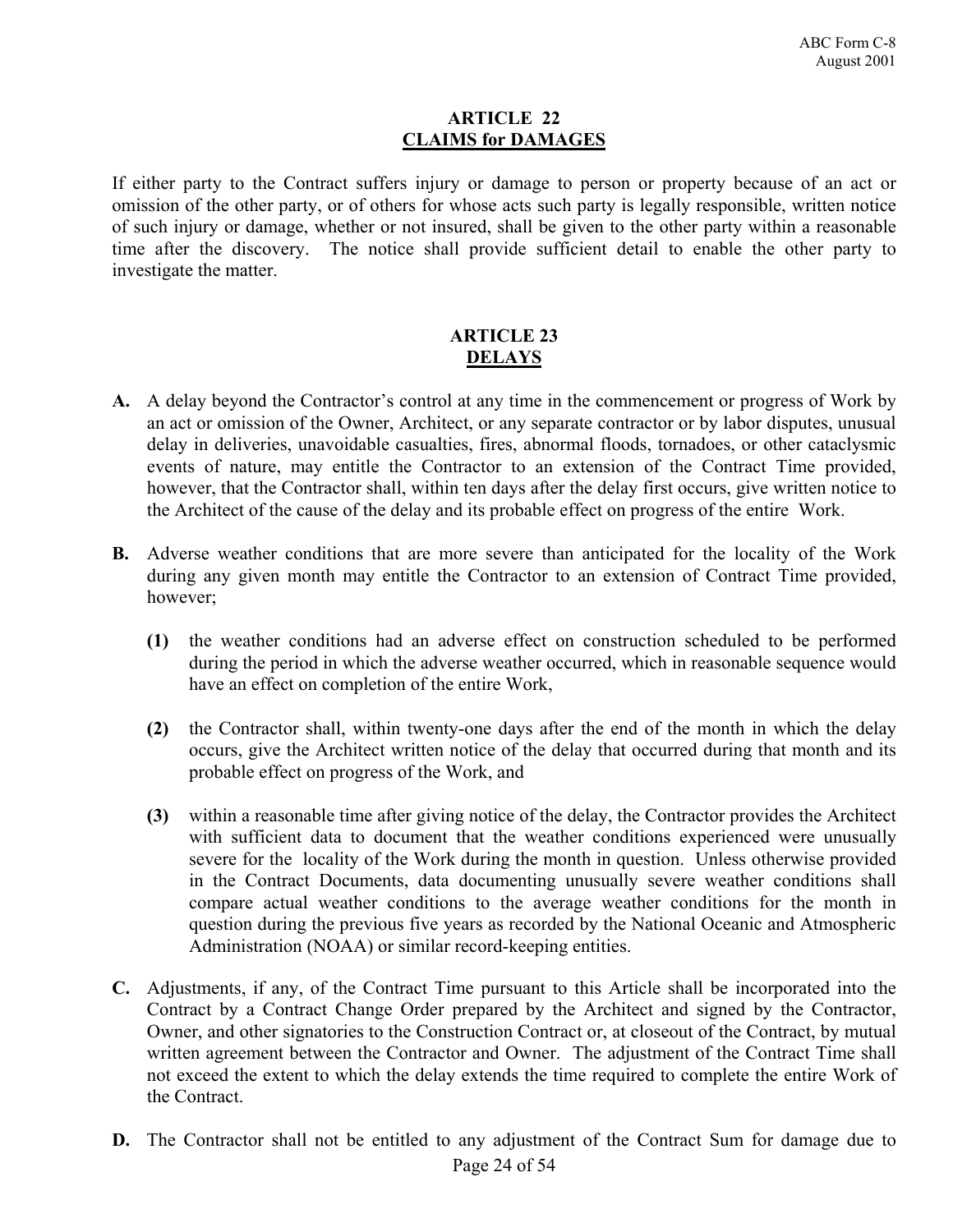## ARTICLE 22
## CLAIMS for DAMAGES

If either party to the Contract suffers injury or damage to person or property because of an act or omission of the other party, or of others for whose acts such party is legally responsible, written notice of such injury or damage, whether or not insured, shall be given to the other party within a reasonable time after the discovery. The notice shall provide sufficient detail to enable the other party to investigate the matter.

## ARTICLE 23
## DELAYS

**A.** A delay beyond the Contractor's control at any time in the commencement or progress of Work by an act or omission of the Owner, Architect, or any separate contractor or by labor disputes, unusual delay in deliveries, unavoidable casualties, fires, abnormal floods, tornadoes, or other cataclysmic events of nature, may entitle the Contractor to an extension of the Contract Time provided, however, that the Contractor shall, within ten days after the delay first occurs, give written notice to the Architect of the cause of the delay and its probable effect on progress of the entire Work.

**B.** Adverse weather conditions that are more severe than anticipated for the locality of the Work during any given month may entitle the Contractor to an extension of Contract Time provided, however;

**(1)** the weather conditions had an adverse effect on construction scheduled to be performed during the period in which the adverse weather occurred, which in reasonable sequence would have an effect on completion of the entire Work,

**(2)** the Contractor shall, within twenty-one days after the end of the month in which the delay occurs, give the Architect written notice of the delay that occurred during that month and its probable effect on progress of the Work, and

**(3)** within a reasonable time after giving notice of the delay, the Contractor provides the Architect with sufficient data to document that the weather conditions experienced were unusually severe for the locality of the Work during the month in question. Unless otherwise provided in the Contract Documents, data documenting unusually severe weather conditions shall compare actual weather conditions to the average weather conditions for the month in question during the previous five years as recorded by the National Oceanic and Atmospheric Administration (NOAA) or similar record-keeping entities.

**C.** Adjustments, if any, of the Contract Time pursuant to this Article shall be incorporated into the Contract by a Contract Change Order prepared by the Architect and signed by the Contractor, Owner, and other signatories to the Construction Contract or, at closeout of the Contract, by mutual written agreement between the Contractor and Owner. The adjustment of the Contract Time shall not exceed the extent to which the delay extends the time required to complete the entire Work of the Contract.

**D.** The Contractor shall not be entitled to any adjustment of the Contract Sum for damage due to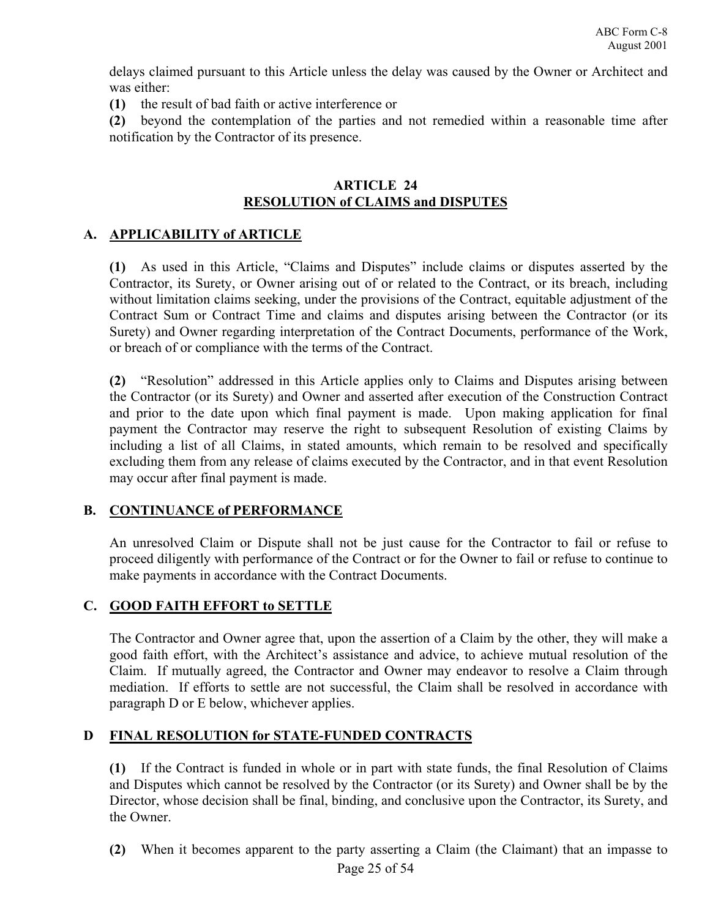delays claimed pursuant to this Article unless the delay was caused by the Owner or Architect and was either:

**(1)** the result of bad faith or active interference or

**(2)** beyond the contemplation of the parties and not remedied within a reasonable time after notification by the Contractor of its presence.

## ARTICLE 24
## RESOLUTION of CLAIMS and DISPUTES

### A. APPLICABILITY of ARTICLE

**(1)** As used in this Article, "Claims and Disputes" include claims or disputes asserted by the Contractor, its Surety, or Owner arising out of or related to the Contract, or its breach, including without limitation claims seeking, under the provisions of the Contract, equitable adjustment of the Contract Sum or Contract Time and claims and disputes arising between the Contractor (or its Surety) and Owner regarding interpretation of the Contract Documents, performance of the Work, or breach of or compliance with the terms of the Contract.

**(2)** "Resolution" addressed in this Article applies only to Claims and Disputes arising between the Contractor (or its Surety) and Owner and asserted after execution of the Construction Contract and prior to the date upon which final payment is made. Upon making application for final payment the Contractor may reserve the right to subsequent Resolution of existing Claims by including a list of all Claims, in stated amounts, which remain to be resolved and specifically excluding them from any release of claims executed by the Contractor, and in that event Resolution may occur after final payment is made.

### B. CONTINUANCE of PERFORMANCE

An unresolved Claim or Dispute shall not be just cause for the Contractor to fail or refuse to proceed diligently with performance of the Contract or for the Owner to fail or refuse to continue to make payments in accordance with the Contract Documents.

### C. GOOD FAITH EFFORT to SETTLE

The Contractor and Owner agree that, upon the assertion of a Claim by the other, they will make a good faith effort, with the Architect's assistance and advice, to achieve mutual resolution of the Claim. If mutually agreed, the Contractor and Owner may endeavor to resolve a Claim through mediation. If efforts to settle are not successful, the Claim shall be resolved in accordance with paragraph D or E below, whichever applies.

### D FINAL RESOLUTION for STATE-FUNDED CONTRACTS

**(1)** If the Contract is funded in whole or in part with state funds, the final Resolution of Claims and Disputes which cannot be resolved by the Contractor (or its Surety) and Owner shall be by the Director, whose decision shall be final, binding, and conclusive upon the Contractor, its Surety, and the Owner.

**(2)** When it becomes apparent to the party asserting a Claim (the Claimant) that an impasse to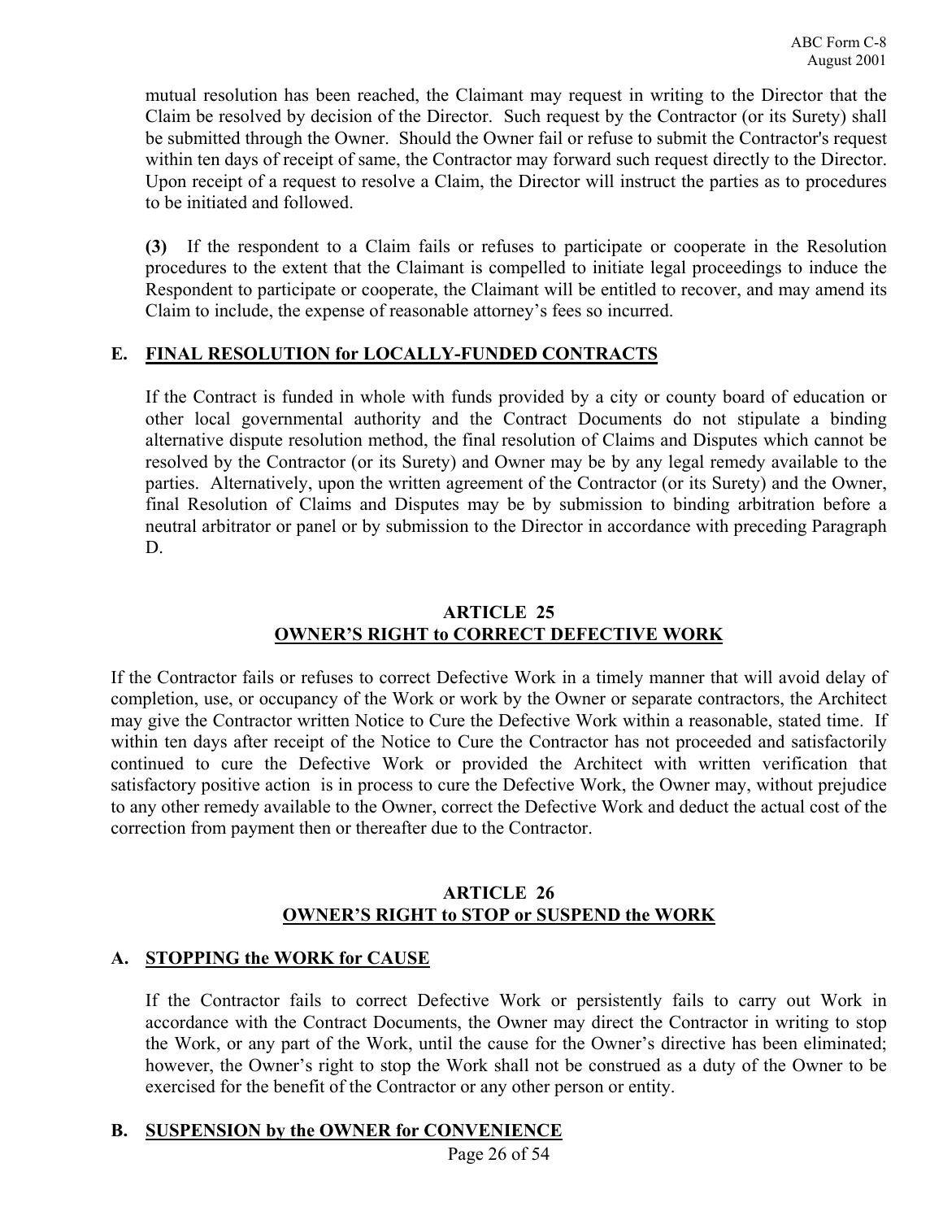mutual resolution has been reached, the Claimant may request in writing to the Director that the Claim be resolved by decision of the Director. Such request by the Contractor (or its Surety) shall be submitted through the Owner. Should the Owner fail or refuse to submit the Contractor's request within ten days of receipt of same, the Contractor may forward such request directly to the Director. Upon receipt of a request to resolve a Claim, the Director will instruct the parties as to procedures to be initiated and followed.

**(3)** If the respondent to a Claim fails or refuses to participate or cooperate in the Resolution procedures to the extent that the Claimant is compelled to initiate legal proceedings to induce the Respondent to participate or cooperate, the Claimant will be entitled to recover, and may amend its Claim to include, the expense of reasonable attorney's fees so incurred.

### E. FINAL RESOLUTION for LOCALLY-FUNDED CONTRACTS

If the Contract is funded in whole with funds provided by a city or county board of education or other local governmental authority and the Contract Documents do not stipulate a binding alternative dispute resolution method, the final resolution of Claims and Disputes which cannot be resolved by the Contractor (or its Surety) and Owner may be by any legal remedy available to the parties. Alternatively, upon the written agreement of the Contractor (or its Surety) and the Owner, final Resolution of Claims and Disputes may be by submission to binding arbitration before a neutral arbitrator or panel or by submission to the Director in accordance with preceding Paragraph D.

## ARTICLE 25
## OWNER'S RIGHT to CORRECT DEFECTIVE WORK

If the Contractor fails or refuses to correct Defective Work in a timely manner that will avoid delay of completion, use, or occupancy of the Work or work by the Owner or separate contractors, the Architect may give the Contractor written Notice to Cure the Defective Work within a reasonable, stated time. If within ten days after receipt of the Notice to Cure the Contractor has not proceeded and satisfactorily continued to cure the Defective Work or provided the Architect with written verification that satisfactory positive action is in process to cure the Defective Work, the Owner may, without prejudice to any other remedy available to the Owner, correct the Defective Work and deduct the actual cost of the correction from payment then or thereafter due to the Contractor.

## ARTICLE 26
## OWNER'S RIGHT to STOP or SUSPEND the WORK

### A. STOPPING the WORK for CAUSE

If the Contractor fails to correct Defective Work or persistently fails to carry out Work in accordance with the Contract Documents, the Owner may direct the Contractor in writing to stop the Work, or any part of the Work, until the cause for the Owner's directive has been eliminated; however, the Owner's right to stop the Work shall not be construed as a duty of the Owner to be exercised for the benefit of the Contractor or any other person or entity.

### B. SUSPENSION by the OWNER for CONVENIENCE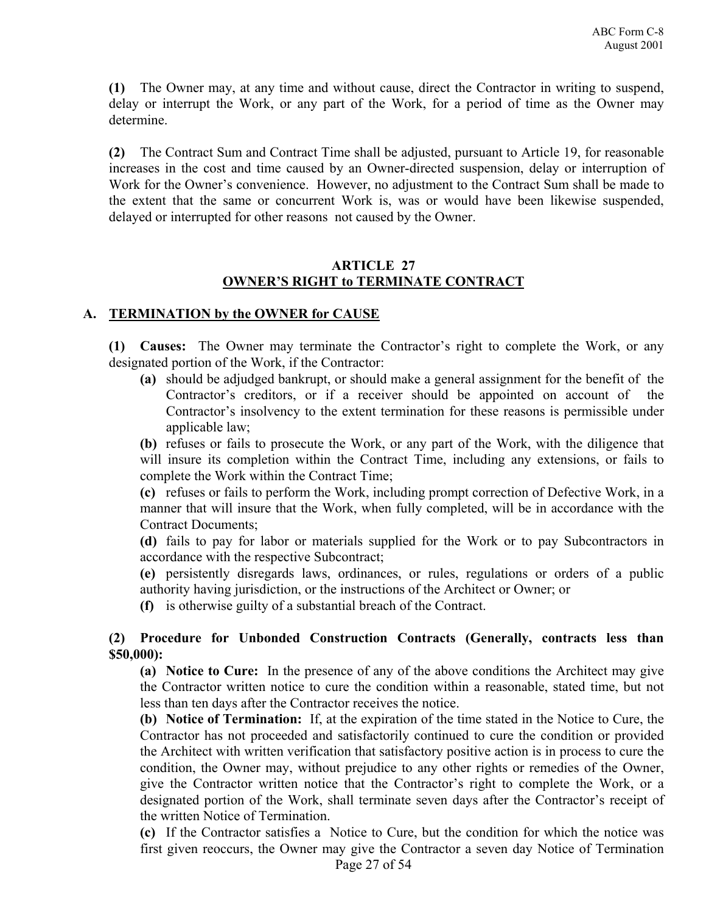**(1)** The Owner may, at any time and without cause, direct the Contractor in writing to suspend, delay or interrupt the Work, or any part of the Work, for a period of time as the Owner may determine.

**(2)** The Contract Sum and Contract Time shall be adjusted, pursuant to Article 19, for reasonable increases in the cost and time caused by an Owner-directed suspension, delay or interruption of Work for the Owner's convenience. However, no adjustment to the Contract Sum shall be made to the extent that the same or concurrent Work is, was or would have been likewise suspended, delayed or interrupted for other reasons not caused by the Owner.

## ARTICLE 27
## OWNER'S RIGHT to TERMINATE CONTRACT

### A. TERMINATION by the OWNER for CAUSE

**(1) Causes:** The Owner may terminate the Contractor's right to complete the Work, or any designated portion of the Work, if the Contractor:

**(a)** should be adjudged bankrupt, or should make a general assignment for the benefit of the Contractor's creditors, or if a receiver should be appointed on account of the Contractor's insolvency to the extent termination for these reasons is permissible under applicable law;

**(b)** refuses or fails to prosecute the Work, or any part of the Work, with the diligence that will insure its completion within the Contract Time, including any extensions, or fails to complete the Work within the Contract Time;

**(c)** refuses or fails to perform the Work, including prompt correction of Defective Work, in a manner that will insure that the Work, when fully completed, will be in accordance with the Contract Documents;

**(d)** fails to pay for labor or materials supplied for the Work or to pay Subcontractors in accordance with the respective Subcontract;

**(e)** persistently disregards laws, ordinances, or rules, regulations or orders of a public authority having jurisdiction, or the instructions of the Architect or Owner; or

**(f)** is otherwise guilty of a substantial breach of the Contract.

**(2) Procedure for Unbonded Construction Contracts (Generally, contracts less than $50,000):**

**(a) Notice to Cure:** In the presence of any of the above conditions the Architect may give the Contractor written notice to cure the condition within a reasonable, stated time, but not less than ten days after the Contractor receives the notice.

**(b) Notice of Termination:** If, at the expiration of the time stated in the Notice to Cure, the Contractor has not proceeded and satisfactorily continued to cure the condition or provided the Architect with written verification that satisfactory positive action is in process to cure the condition, the Owner may, without prejudice to any other rights or remedies of the Owner, give the Contractor written notice that the Contractor's right to complete the Work, or a designated portion of the Work, shall terminate seven days after the Contractor's receipt of the written Notice of Termination.

**(c)** If the Contractor satisfies a Notice to Cure, but the condition for which the notice was first given reoccurs, the Owner may give the Contractor a seven day Notice of Termination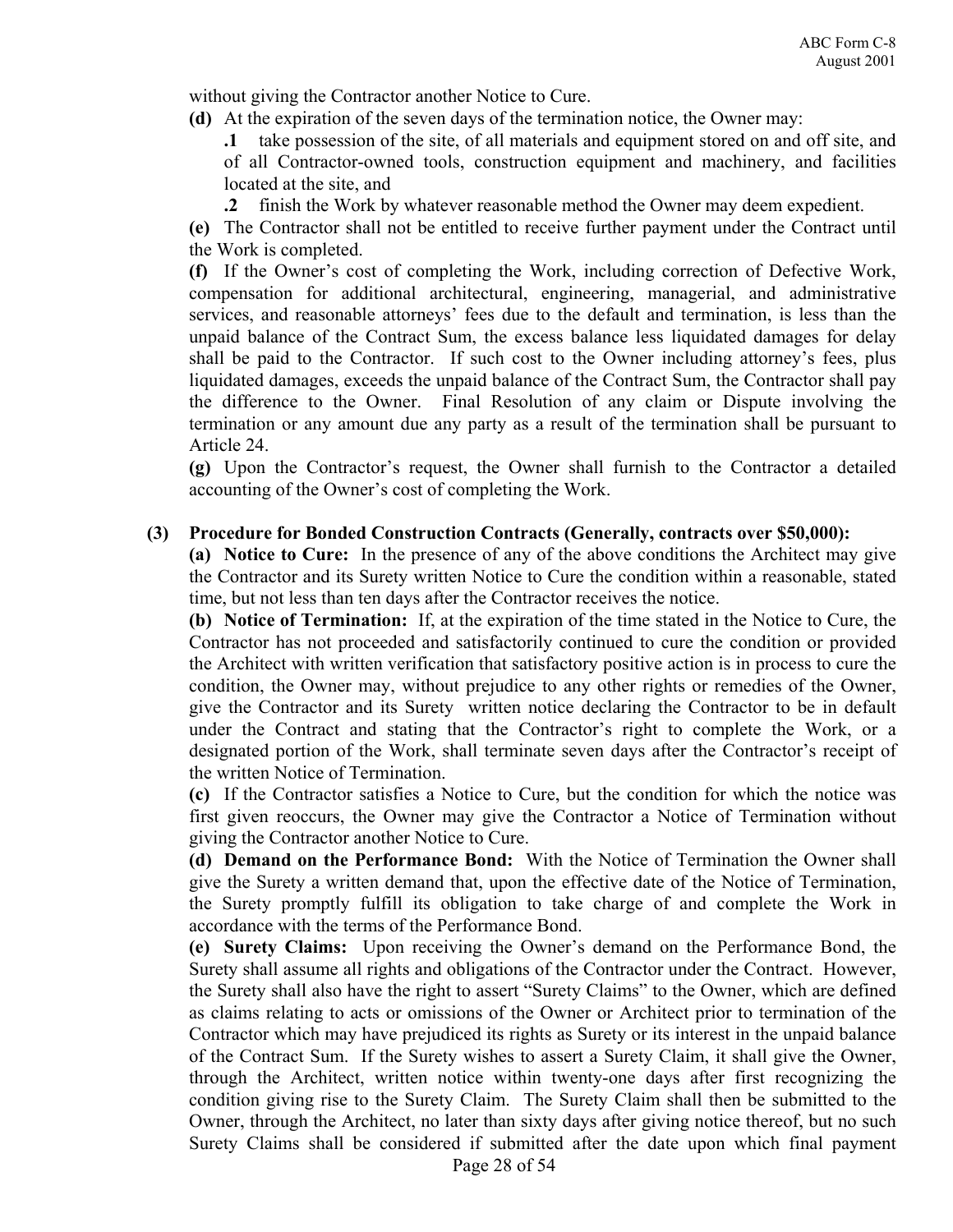without giving the Contractor another Notice to Cure.

**(d)** At the expiration of the seven days of the termination notice, the Owner may:

**.1** take possession of the site, of all materials and equipment stored on and off site, and of all Contractor-owned tools, construction equipment and machinery, and facilities located at the site, and

**.2** finish the Work by whatever reasonable method the Owner may deem expedient.

**(e)** The Contractor shall not be entitled to receive further payment under the Contract until the Work is completed.

**(f)** If the Owner's cost of completing the Work, including correction of Defective Work, compensation for additional architectural, engineering, managerial, and administrative services, and reasonable attorneys' fees due to the default and termination, is less than the unpaid balance of the Contract Sum, the excess balance less liquidated damages for delay shall be paid to the Contractor. If such cost to the Owner including attorney's fees, plus liquidated damages, exceeds the unpaid balance of the Contract Sum, the Contractor shall pay the difference to the Owner. Final Resolution of any claim or Dispute involving the termination or any amount due any party as a result of the termination shall be pursuant to Article 24.

**(g)** Upon the Contractor's request, the Owner shall furnish to the Contractor a detailed accounting of the Owner's cost of completing the Work.

**(3) Procedure for Bonded Construction Contracts (Generally, contracts over $50,000):**

**(a) Notice to Cure:** In the presence of any of the above conditions the Architect may give the Contractor and its Surety written Notice to Cure the condition within a reasonable, stated time, but not less than ten days after the Contractor receives the notice.

**(b) Notice of Termination:** If, at the expiration of the time stated in the Notice to Cure, the Contractor has not proceeded and satisfactorily continued to cure the condition or provided the Architect with written verification that satisfactory positive action is in process to cure the condition, the Owner may, without prejudice to any other rights or remedies of the Owner, give the Contractor and its Surety written notice declaring the Contractor to be in default under the Contract and stating that the Contractor's right to complete the Work, or a designated portion of the Work, shall terminate seven days after the Contractor's receipt of the written Notice of Termination.

**(c)** If the Contractor satisfies a Notice to Cure, but the condition for which the notice was first given reoccurs, the Owner may give the Contractor a Notice of Termination without giving the Contractor another Notice to Cure.

**(d) Demand on the Performance Bond:** With the Notice of Termination the Owner shall give the Surety a written demand that, upon the effective date of the Notice of Termination, the Surety promptly fulfill its obligation to take charge of and complete the Work in accordance with the terms of the Performance Bond.

**(e) Surety Claims:** Upon receiving the Owner's demand on the Performance Bond, the Surety shall assume all rights and obligations of the Contractor under the Contract. However, the Surety shall also have the right to assert "Surety Claims" to the Owner, which are defined as claims relating to acts or omissions of the Owner or Architect prior to termination of the Contractor which may have prejudiced its rights as Surety or its interest in the unpaid balance of the Contract Sum. If the Surety wishes to assert a Surety Claim, it shall give the Owner, through the Architect, written notice within twenty-one days after first recognizing the condition giving rise to the Surety Claim. The Surety Claim shall then be submitted to the Owner, through the Architect, no later than sixty days after giving notice thereof, but no such Surety Claims shall be considered if submitted after the date upon which final payment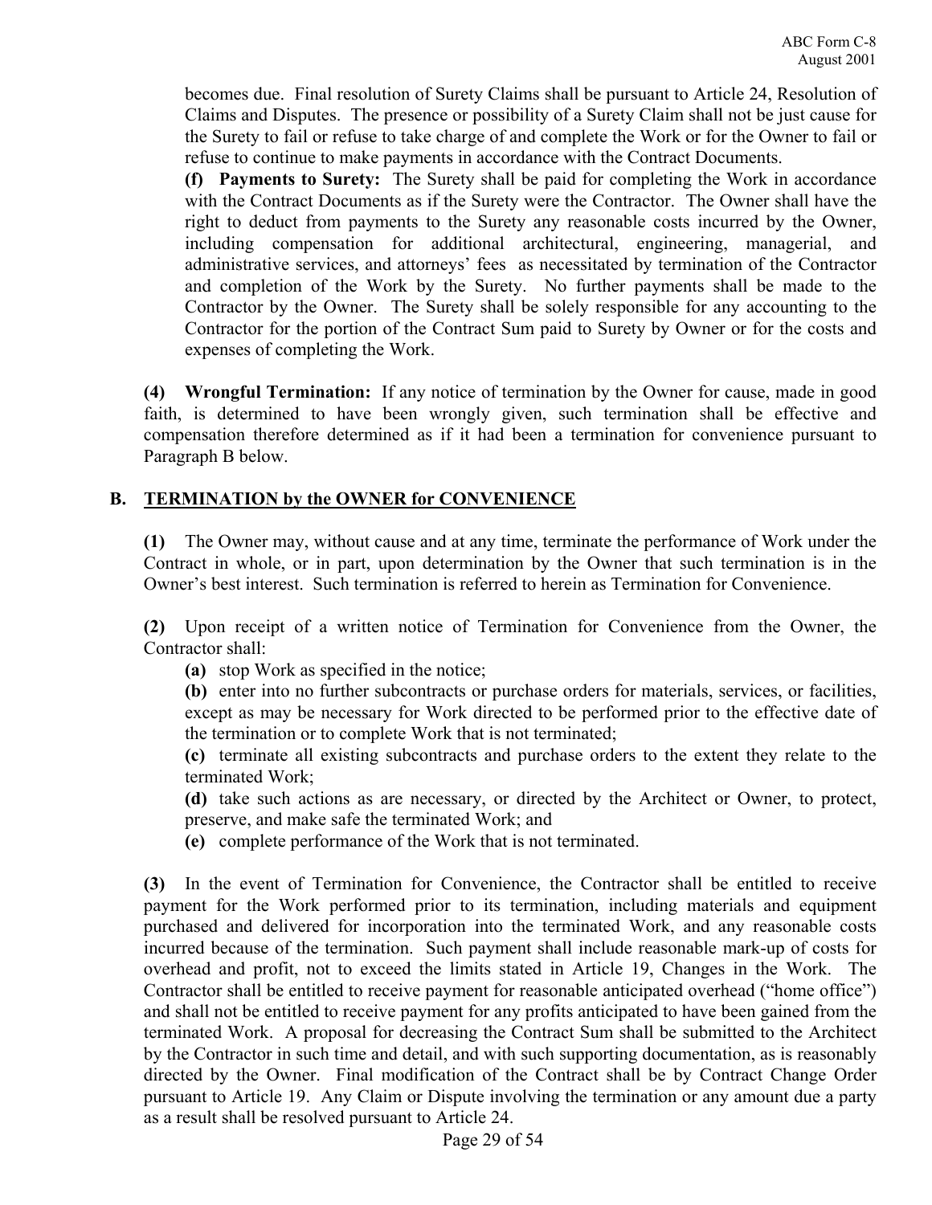becomes due. Final resolution of Surety Claims shall be pursuant to Article 24, Resolution of Claims and Disputes. The presence or possibility of a Surety Claim shall not be just cause for the Surety to fail or refuse to take charge of and complete the Work or for the Owner to fail or refuse to continue to make payments in accordance with the Contract Documents.

**(f) Payments to Surety:** The Surety shall be paid for completing the Work in accordance with the Contract Documents as if the Surety were the Contractor. The Owner shall have the right to deduct from payments to the Surety any reasonable costs incurred by the Owner, including compensation for additional architectural, engineering, managerial, and administrative services, and attorneys' fees as necessitated by termination of the Contractor and completion of the Work by the Surety. No further payments shall be made to the Contractor by the Owner. The Surety shall be solely responsible for any accounting to the Contractor for the portion of the Contract Sum paid to Surety by Owner or for the costs and expenses of completing the Work.

**(4) Wrongful Termination:** If any notice of termination by the Owner for cause, made in good faith, is determined to have been wrongly given, such termination shall be effective and compensation therefore determined as if it had been a termination for convenience pursuant to Paragraph B below.

## B. TERMINATION by the OWNER for CONVENIENCE

**(1)** The Owner may, without cause and at any time, terminate the performance of Work under the Contract in whole, or in part, upon determination by the Owner that such termination is in the Owner's best interest. Such termination is referred to herein as Termination for Convenience.

**(2)** Upon receipt of a written notice of Termination for Convenience from the Owner, the Contractor shall:

**(a)** stop Work as specified in the notice;

**(b)** enter into no further subcontracts or purchase orders for materials, services, or facilities, except as may be necessary for Work directed to be performed prior to the effective date of the termination or to complete Work that is not terminated;

**(c)** terminate all existing subcontracts and purchase orders to the extent they relate to the terminated Work;

**(d)** take such actions as are necessary, or directed by the Architect or Owner, to protect, preserve, and make safe the terminated Work; and

**(e)** complete performance of the Work that is not terminated.

**(3)** In the event of Termination for Convenience, the Contractor shall be entitled to receive payment for the Work performed prior to its termination, including materials and equipment purchased and delivered for incorporation into the terminated Work, and any reasonable costs incurred because of the termination. Such payment shall include reasonable mark-up of costs for overhead and profit, not to exceed the limits stated in Article 19, Changes in the Work. The Contractor shall be entitled to receive payment for reasonable anticipated overhead ("home office") and shall not be entitled to receive payment for any profits anticipated to have been gained from the terminated Work. A proposal for decreasing the Contract Sum shall be submitted to the Architect by the Contractor in such time and detail, and with such supporting documentation, as is reasonably directed by the Owner. Final modification of the Contract shall be by Contract Change Order pursuant to Article 19. Any Claim or Dispute involving the termination or any amount due a party as a result shall be resolved pursuant to Article 24.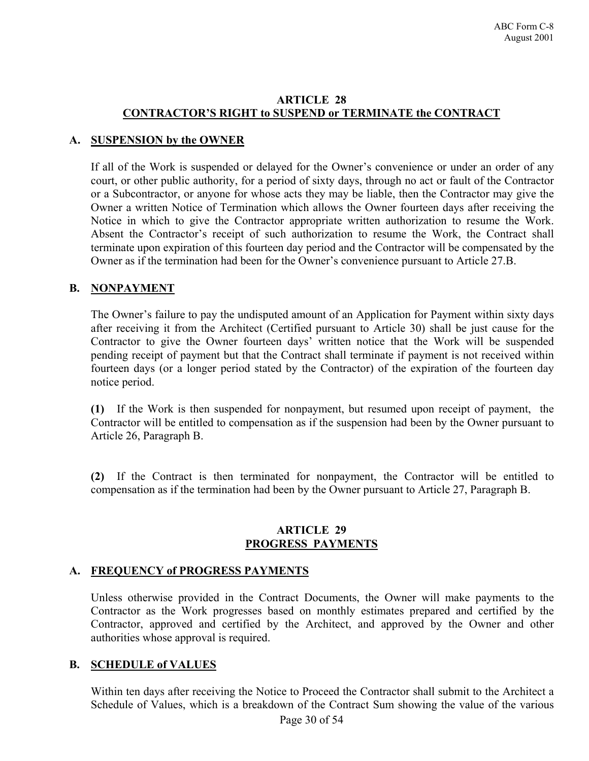## ARTICLE 28
## CONTRACTOR'S RIGHT to SUSPEND or TERMINATE the CONTRACT

### A. SUSPENSION by the OWNER

If all of the Work is suspended or delayed for the Owner's convenience or under an order of any court, or other public authority, for a period of sixty days, through no act or fault of the Contractor or a Subcontractor, or anyone for whose acts they may be liable, then the Contractor may give the Owner a written Notice of Termination which allows the Owner fourteen days after receiving the Notice in which to give the Contractor appropriate written authorization to resume the Work. Absent the Contractor's receipt of such authorization to resume the Work, the Contract shall terminate upon expiration of this fourteen day period and the Contractor will be compensated by the Owner as if the termination had been for the Owner's convenience pursuant to Article 27.B.

### B. NONPAYMENT

The Owner's failure to pay the undisputed amount of an Application for Payment within sixty days after receiving it from the Architect (Certified pursuant to Article 30) shall be just cause for the Contractor to give the Owner fourteen days' written notice that the Work will be suspended pending receipt of payment but that the Contract shall terminate if payment is not received within fourteen days (or a longer period stated by the Contractor) of the expiration of the fourteen day notice period.

**(1)** If the Work is then suspended for nonpayment, but resumed upon receipt of payment, the Contractor will be entitled to compensation as if the suspension had been by the Owner pursuant to Article 26, Paragraph B.

**(2)** If the Contract is then terminated for nonpayment, the Contractor will be entitled to compensation as if the termination had been by the Owner pursuant to Article 27, Paragraph B.

## ARTICLE 29
## PROGRESS PAYMENTS

### A. FREQUENCY of PROGRESS PAYMENTS

Unless otherwise provided in the Contract Documents, the Owner will make payments to the Contractor as the Work progresses based on monthly estimates prepared and certified by the Contractor, approved and certified by the Architect, and approved by the Owner and other authorities whose approval is required.

### B. SCHEDULE of VALUES

Within ten days after receiving the Notice to Proceed the Contractor shall submit to the Architect a Schedule of Values, which is a breakdown of the Contract Sum showing the value of the various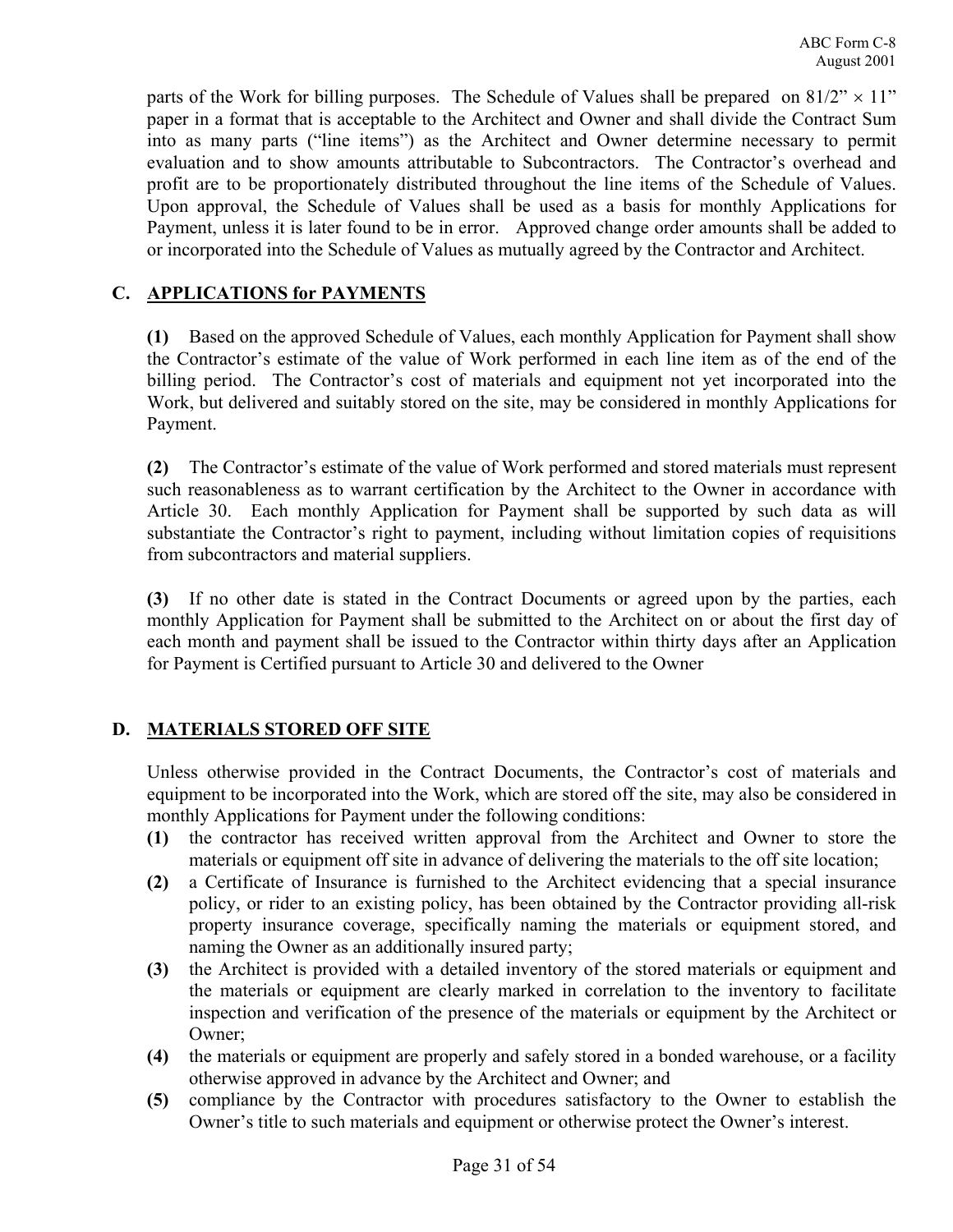parts of the Work for billing purposes. The Schedule of Values shall be prepared on 81/2” × 11” paper in a format that is acceptable to the Architect and Owner and shall divide the Contract Sum into as many parts (“line items”) as the Architect and Owner determine necessary to permit evaluation and to show amounts attributable to Subcontractors. The Contractor’s overhead and profit are to be proportionately distributed throughout the line items of the Schedule of Values. Upon approval, the Schedule of Values shall be used as a basis for monthly Applications for Payment, unless it is later found to be in error. Approved change order amounts shall be added to or incorporated into the Schedule of Values as mutually agreed by the Contractor and Architect.

## C. APPLICATIONS for PAYMENTS

**(1)** Based on the approved Schedule of Values, each monthly Application for Payment shall show the Contractor’s estimate of the value of Work performed in each line item as of the end of the billing period. The Contractor’s cost of materials and equipment not yet incorporated into the Work, but delivered and suitably stored on the site, may be considered in monthly Applications for Payment.

**(2)** The Contractor’s estimate of the value of Work performed and stored materials must represent such reasonableness as to warrant certification by the Architect to the Owner in accordance with Article 30. Each monthly Application for Payment shall be supported by such data as will substantiate the Contractor’s right to payment, including without limitation copies of requisitions from subcontractors and material suppliers.

**(3)** If no other date is stated in the Contract Documents or agreed upon by the parties, each monthly Application for Payment shall be submitted to the Architect on or about the first day of each month and payment shall be issued to the Contractor within thirty days after an Application for Payment is Certified pursuant to Article 30 and delivered to the Owner

## D. MATERIALS STORED OFF SITE

Unless otherwise provided in the Contract Documents, the Contractor’s cost of materials and equipment to be incorporated into the Work, which are stored off the site, may also be considered in monthly Applications for Payment under the following conditions:

**(1)** the contractor has received written approval from the Architect and Owner to store the materials or equipment off site in advance of delivering the materials to the off site location;

**(2)** a Certificate of Insurance is furnished to the Architect evidencing that a special insurance policy, or rider to an existing policy, has been obtained by the Contractor providing all-risk property insurance coverage, specifically naming the materials or equipment stored, and naming the Owner as an additionally insured party;

**(3)** the Architect is provided with a detailed inventory of the stored materials or equipment and the materials or equipment are clearly marked in correlation to the inventory to facilitate inspection and verification of the presence of the materials or equipment by the Architect or Owner;

**(4)** the materials or equipment are properly and safely stored in a bonded warehouse, or a facility otherwise approved in advance by the Architect and Owner; and

**(5)** compliance by the Contractor with procedures satisfactory to the Owner to establish the Owner’s title to such materials and equipment or otherwise protect the Owner’s interest.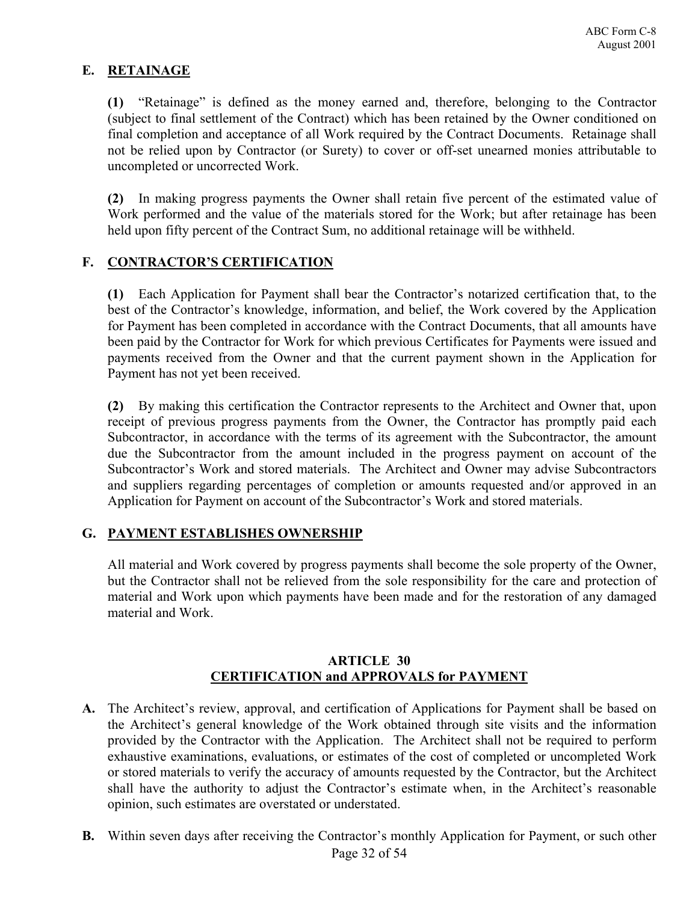## E. RETAINAGE

**(1)** "Retainage" is defined as the money earned and, therefore, belonging to the Contractor (subject to final settlement of the Contract) which has been retained by the Owner conditioned on final completion and acceptance of all Work required by the Contract Documents. Retainage shall not be relied upon by Contractor (or Surety) to cover or off-set unearned monies attributable to uncompleted or uncorrected Work.

**(2)** In making progress payments the Owner shall retain five percent of the estimated value of Work performed and the value of the materials stored for the Work; but after retainage has been held upon fifty percent of the Contract Sum, no additional retainage will be withheld.

## F. CONTRACTOR'S CERTIFICATION

**(1)** Each Application for Payment shall bear the Contractor's notarized certification that, to the best of the Contractor's knowledge, information, and belief, the Work covered by the Application for Payment has been completed in accordance with the Contract Documents, that all amounts have been paid by the Contractor for Work for which previous Certificates for Payments were issued and payments received from the Owner and that the current payment shown in the Application for Payment has not yet been received.

**(2)** By making this certification the Contractor represents to the Architect and Owner that, upon receipt of previous progress payments from the Owner, the Contractor has promptly paid each Subcontractor, in accordance with the terms of its agreement with the Subcontractor, the amount due the Subcontractor from the amount included in the progress payment on account of the Subcontractor's Work and stored materials. The Architect and Owner may advise Subcontractors and suppliers regarding percentages of completion or amounts requested and/or approved in an Application for Payment on account of the Subcontractor's Work and stored materials.

## G. PAYMENT ESTABLISHES OWNERSHIP

All material and Work covered by progress payments shall become the sole property of the Owner, but the Contractor shall not be relieved from the sole responsibility for the care and protection of material and Work upon which payments have been made and for the restoration of any damaged material and Work.

# ARTICLE 30
# CERTIFICATION and APPROVALS for PAYMENT

**A.** The Architect's review, approval, and certification of Applications for Payment shall be based on the Architect's general knowledge of the Work obtained through site visits and the information provided by the Contractor with the Application. The Architect shall not be required to perform exhaustive examinations, evaluations, or estimates of the cost of completed or uncompleted Work or stored materials to verify the accuracy of amounts requested by the Contractor, but the Architect shall have the authority to adjust the Contractor's estimate when, in the Architect's reasonable opinion, such estimates are overstated or understated.

**B.** Within seven days after receiving the Contractor's monthly Application for Payment, or such other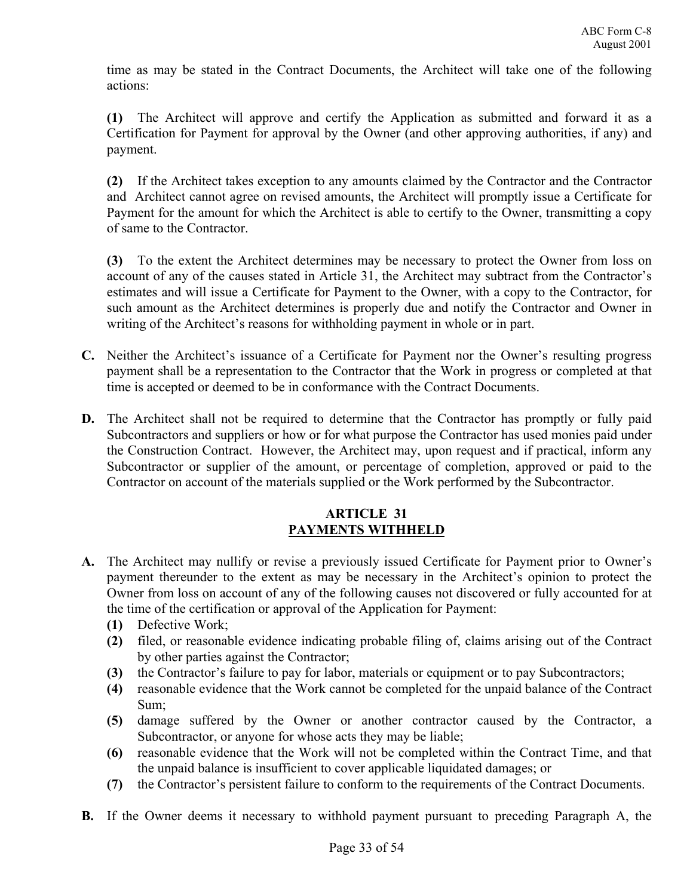time as may be stated in the Contract Documents, the Architect will take one of the following actions:

**(1)** The Architect will approve and certify the Application as submitted and forward it as a Certification for Payment for approval by the Owner (and other approving authorities, if any) and payment.

**(2)** If the Architect takes exception to any amounts claimed by the Contractor and the Contractor and Architect cannot agree on revised amounts, the Architect will promptly issue a Certificate for Payment for the amount for which the Architect is able to certify to the Owner, transmitting a copy of same to the Contractor.

**(3)** To the extent the Architect determines may be necessary to protect the Owner from loss on account of any of the causes stated in Article 31, the Architect may subtract from the Contractor's estimates and will issue a Certificate for Payment to the Owner, with a copy to the Contractor, for such amount as the Architect determines is properly due and notify the Contractor and Owner in writing of the Architect's reasons for withholding payment in whole or in part.

**C.** Neither the Architect's issuance of a Certificate for Payment nor the Owner's resulting progress payment shall be a representation to the Contractor that the Work in progress or completed at that time is accepted or deemed to be in conformance with the Contract Documents.

**D.** The Architect shall not be required to determine that the Contractor has promptly or fully paid Subcontractors and suppliers or how or for what purpose the Contractor has used monies paid under the Construction Contract. However, the Architect may, upon request and if practical, inform any Subcontractor or supplier of the amount, or percentage of completion, approved or paid to the Contractor on account of the materials supplied or the Work performed by the Subcontractor.

## ARTICLE 31
## PAYMENTS WITHHELD

**A.** The Architect may nullify or revise a previously issued Certificate for Payment prior to Owner's payment thereunder to the extent as may be necessary in the Architect's opinion to protect the Owner from loss on account of any of the following causes not discovered or fully accounted for at the time of the certification or approval of the Application for Payment:

**(1)** Defective Work;
**(2)** filed, or reasonable evidence indicating probable filing of, claims arising out of the Contract by other parties against the Contractor;
**(3)** the Contractor's failure to pay for labor, materials or equipment or to pay Subcontractors;
**(4)** reasonable evidence that the Work cannot be completed for the unpaid balance of the Contract Sum;
**(5)** damage suffered by the Owner or another contractor caused by the Contractor, a Subcontractor, or anyone for whose acts they may be liable;
**(6)** reasonable evidence that the Work will not be completed within the Contract Time, and that the unpaid balance is insufficient to cover applicable liquidated damages; or
**(7)** the Contractor's persistent failure to conform to the requirements of the Contract Documents.

**B.** If the Owner deems it necessary to withhold payment pursuant to preceding Paragraph A, the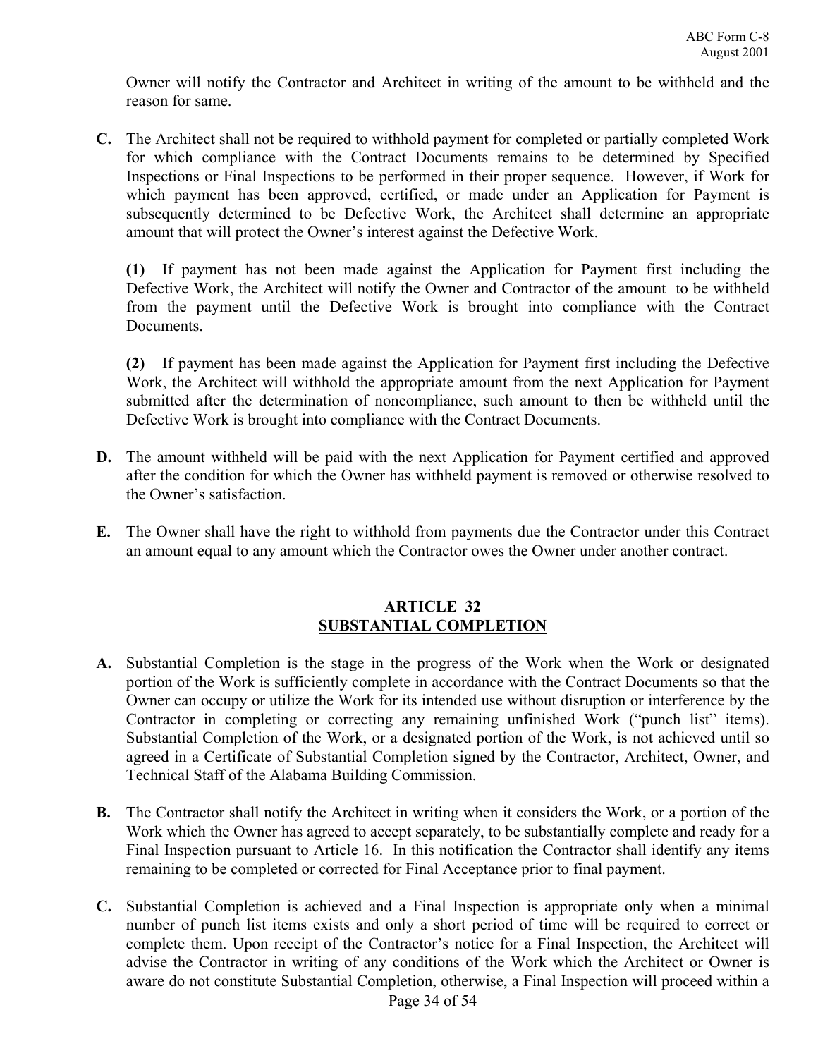Owner will notify the Contractor and Architect in writing of the amount to be withheld and the reason for same.

**C.** The Architect shall not be required to withhold payment for completed or partially completed Work for which compliance with the Contract Documents remains to be determined by Specified Inspections or Final Inspections to be performed in their proper sequence. However, if Work for which payment has been approved, certified, or made under an Application for Payment is subsequently determined to be Defective Work, the Architect shall determine an appropriate amount that will protect the Owner's interest against the Defective Work.

**(1)** If payment has not been made against the Application for Payment first including the Defective Work, the Architect will notify the Owner and Contractor of the amount to be withheld from the payment until the Defective Work is brought into compliance with the Contract Documents.

**(2)** If payment has been made against the Application for Payment first including the Defective Work, the Architect will withhold the appropriate amount from the next Application for Payment submitted after the determination of noncompliance, such amount to then be withheld until the Defective Work is brought into compliance with the Contract Documents.

**D.** The amount withheld will be paid with the next Application for Payment certified and approved after the condition for which the Owner has withheld payment is removed or otherwise resolved to the Owner's satisfaction.

**E.** The Owner shall have the right to withhold from payments due the Contractor under this Contract an amount equal to any amount which the Contractor owes the Owner under another contract.

## ARTICLE 32
## SUBSTANTIAL COMPLETION

**A.** Substantial Completion is the stage in the progress of the Work when the Work or designated portion of the Work is sufficiently complete in accordance with the Contract Documents so that the Owner can occupy or utilize the Work for its intended use without disruption or interference by the Contractor in completing or correcting any remaining unfinished Work ("punch list" items). Substantial Completion of the Work, or a designated portion of the Work, is not achieved until so agreed in a Certificate of Substantial Completion signed by the Contractor, Architect, Owner, and Technical Staff of the Alabama Building Commission.

**B.** The Contractor shall notify the Architect in writing when it considers the Work, or a portion of the Work which the Owner has agreed to accept separately, to be substantially complete and ready for a Final Inspection pursuant to Article 16. In this notification the Contractor shall identify any items remaining to be completed or corrected for Final Acceptance prior to final payment.

**C.** Substantial Completion is achieved and a Final Inspection is appropriate only when a minimal number of punch list items exists and only a short period of time will be required to correct or complete them. Upon receipt of the Contractor's notice for a Final Inspection, the Architect will advise the Contractor in writing of any conditions of the Work which the Architect or Owner is aware do not constitute Substantial Completion, otherwise, a Final Inspection will proceed within a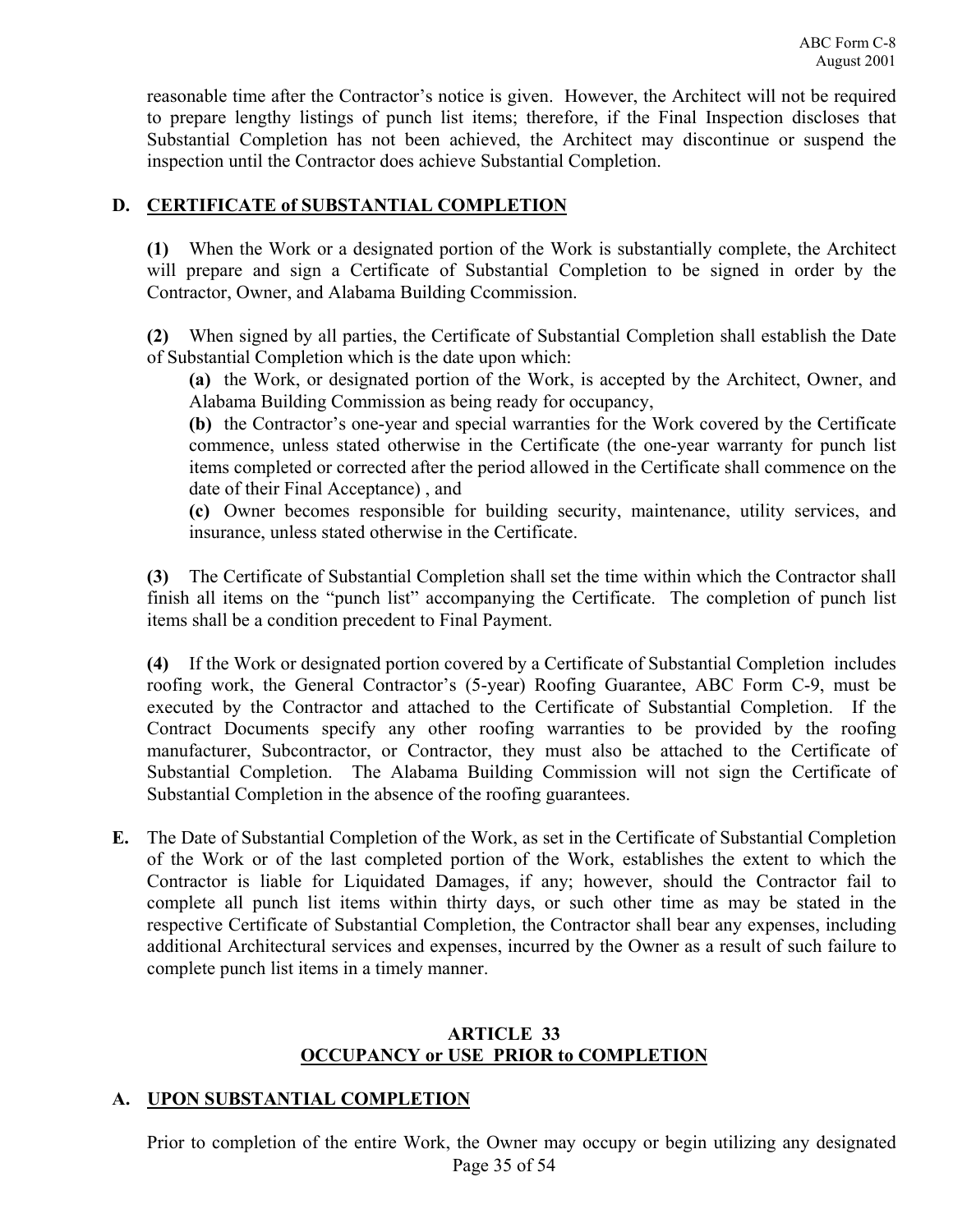reasonable time after the Contractor's notice is given. However, the Architect will not be required to prepare lengthy listings of punch list items; therefore, if the Final Inspection discloses that Substantial Completion has not been achieved, the Architect may discontinue or suspend the inspection until the Contractor does achieve Substantial Completion.

**D. CERTIFICATE of SUBSTANTIAL COMPLETION**

**(1)** When the Work or a designated portion of the Work is substantially complete, the Architect will prepare and sign a Certificate of Substantial Completion to be signed in order by the Contractor, Owner, and Alabama Building Ccommission.

**(2)** When signed by all parties, the Certificate of Substantial Completion shall establish the Date of Substantial Completion which is the date upon which:

**(a)** the Work, or designated portion of the Work, is accepted by the Architect, Owner, and Alabama Building Commission as being ready for occupancy,

**(b)** the Contractor's one-year and special warranties for the Work covered by the Certificate commence, unless stated otherwise in the Certificate (the one-year warranty for punch list items completed or corrected after the period allowed in the Certificate shall commence on the date of their Final Acceptance) , and

**(c)** Owner becomes responsible for building security, maintenance, utility services, and insurance, unless stated otherwise in the Certificate.

**(3)** The Certificate of Substantial Completion shall set the time within which the Contractor shall finish all items on the "punch list" accompanying the Certificate. The completion of punch list items shall be a condition precedent to Final Payment.

**(4)** If the Work or designated portion covered by a Certificate of Substantial Completion includes roofing work, the General Contractor's (5-year) Roofing Guarantee, ABC Form C-9, must be executed by the Contractor and attached to the Certificate of Substantial Completion. If the Contract Documents specify any other roofing warranties to be provided by the roofing manufacturer, Subcontractor, or Contractor, they must also be attached to the Certificate of Substantial Completion. The Alabama Building Commission will not sign the Certificate of Substantial Completion in the absence of the roofing guarantees.

**E.** The Date of Substantial Completion of the Work, as set in the Certificate of Substantial Completion of the Work or of the last completed portion of the Work, establishes the extent to which the Contractor is liable for Liquidated Damages, if any; however, should the Contractor fail to complete all punch list items within thirty days, or such other time as may be stated in the respective Certificate of Substantial Completion, the Contractor shall bear any expenses, including additional Architectural services and expenses, incurred by the Owner as a result of such failure to complete punch list items in a timely manner.

## ARTICLE 33
## OCCUPANCY or USE PRIOR to COMPLETION

**A. UPON SUBSTANTIAL COMPLETION**

Prior to completion of the entire Work, the Owner may occupy or begin utilizing any designated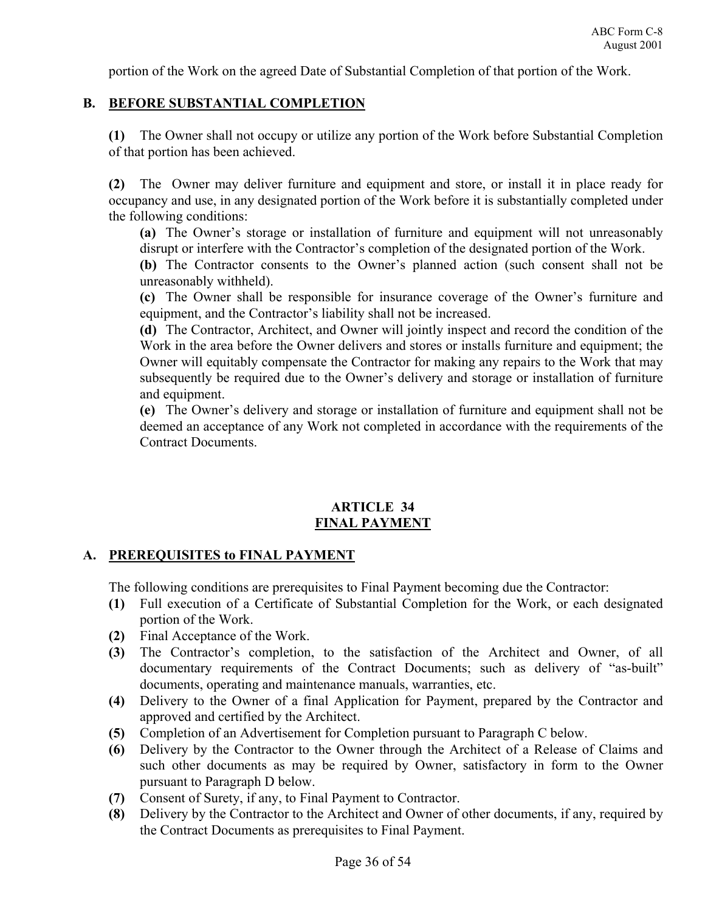portion of the Work on the agreed Date of Substantial Completion of that portion of the Work.

### B. BEFORE SUBSTANTIAL COMPLETION

**(1)** The Owner shall not occupy or utilize any portion of the Work before Substantial Completion of that portion has been achieved.

**(2)** The Owner may deliver furniture and equipment and store, or install it in place ready for occupancy and use, in any designated portion of the Work before it is substantially completed under the following conditions:

**(a)** The Owner's storage or installation of furniture and equipment will not unreasonably disrupt or interfere with the Contractor's completion of the designated portion of the Work.

**(b)** The Contractor consents to the Owner's planned action (such consent shall not be unreasonably withheld).

**(c)** The Owner shall be responsible for insurance coverage of the Owner's furniture and equipment, and the Contractor's liability shall not be increased.

**(d)** The Contractor, Architect, and Owner will jointly inspect and record the condition of the Work in the area before the Owner delivers and stores or installs furniture and equipment; the Owner will equitably compensate the Contractor for making any repairs to the Work that may subsequently be required due to the Owner's delivery and storage or installation of furniture and equipment.

**(e)** The Owner's delivery and storage or installation of furniture and equipment shall not be deemed an acceptance of any Work not completed in accordance with the requirements of the Contract Documents.

## ARTICLE 34
## FINAL PAYMENT

### A. PREREQUISITES to FINAL PAYMENT

The following conditions are prerequisites to Final Payment becoming due the Contractor:

**(1)** Full execution of a Certificate of Substantial Completion for the Work, or each designated portion of the Work.

**(2)** Final Acceptance of the Work.

**(3)** The Contractor's completion, to the satisfaction of the Architect and Owner, of all documentary requirements of the Contract Documents; such as delivery of "as-built" documents, operating and maintenance manuals, warranties, etc.

**(4)** Delivery to the Owner of a final Application for Payment, prepared by the Contractor and approved and certified by the Architect.

**(5)** Completion of an Advertisement for Completion pursuant to Paragraph C below.

**(6)** Delivery by the Contractor to the Owner through the Architect of a Release of Claims and such other documents as may be required by Owner, satisfactory in form to the Owner pursuant to Paragraph D below.

**(7)** Consent of Surety, if any, to Final Payment to Contractor.

**(8)** Delivery by the Contractor to the Architect and Owner of other documents, if any, required by the Contract Documents as prerequisites to Final Payment.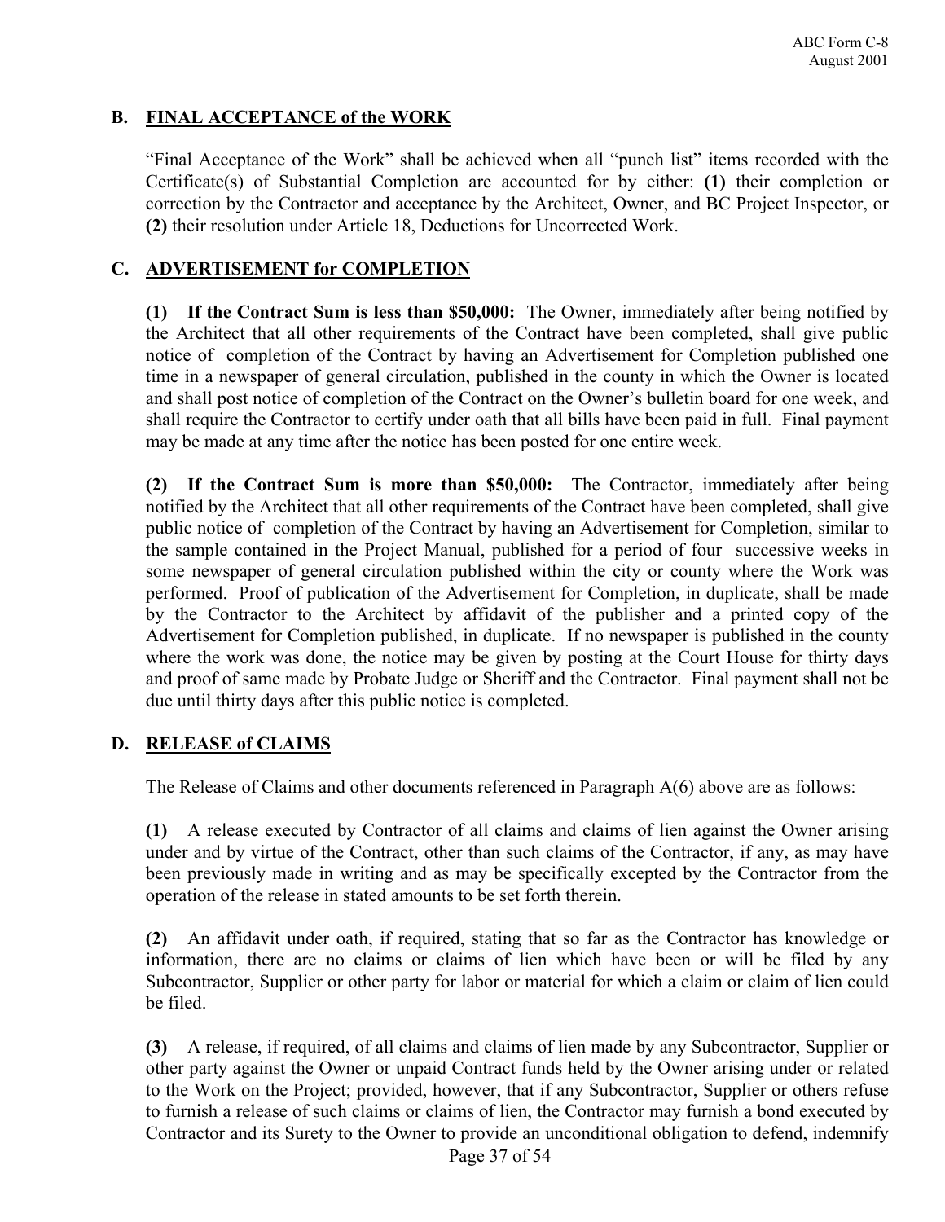## B. FINAL ACCEPTANCE of the WORK

"Final Acceptance of the Work" shall be achieved when all "punch list" items recorded with the Certificate(s) of Substantial Completion are accounted for by either: **(1)** their completion or correction by the Contractor and acceptance by the Architect, Owner, and BC Project Inspector, or **(2)** their resolution under Article 18, Deductions for Uncorrected Work.

## C. ADVERTISEMENT for COMPLETION

**(1) If the Contract Sum is less than $50,000:** The Owner, immediately after being notified by the Architect that all other requirements of the Contract have been completed, shall give public notice of completion of the Contract by having an Advertisement for Completion published one time in a newspaper of general circulation, published in the county in which the Owner is located and shall post notice of completion of the Contract on the Owner's bulletin board for one week, and shall require the Contractor to certify under oath that all bills have been paid in full. Final payment may be made at any time after the notice has been posted for one entire week.

**(2) If the Contract Sum is more than $50,000:** The Contractor, immediately after being notified by the Architect that all other requirements of the Contract have been completed, shall give public notice of completion of the Contract by having an Advertisement for Completion, similar to the sample contained in the Project Manual, published for a period of four successive weeks in some newspaper of general circulation published within the city or county where the Work was performed. Proof of publication of the Advertisement for Completion, in duplicate, shall be made by the Contractor to the Architect by affidavit of the publisher and a printed copy of the Advertisement for Completion published, in duplicate. If no newspaper is published in the county where the work was done, the notice may be given by posting at the Court House for thirty days and proof of same made by Probate Judge or Sheriff and the Contractor. Final payment shall not be due until thirty days after this public notice is completed.

## D. RELEASE of CLAIMS

The Release of Claims and other documents referenced in Paragraph A(6) above are as follows:

**(1)** A release executed by Contractor of all claims and claims of lien against the Owner arising under and by virtue of the Contract, other than such claims of the Contractor, if any, as may have been previously made in writing and as may be specifically excepted by the Contractor from the operation of the release in stated amounts to be set forth therein.

**(2)** An affidavit under oath, if required, stating that so far as the Contractor has knowledge or information, there are no claims or claims of lien which have been or will be filed by any Subcontractor, Supplier or other party for labor or material for which a claim or claim of lien could be filed.

**(3)** A release, if required, of all claims and claims of lien made by any Subcontractor, Supplier or other party against the Owner or unpaid Contract funds held by the Owner arising under or related to the Work on the Project; provided, however, that if any Subcontractor, Supplier or others refuse to furnish a release of such claims or claims of lien, the Contractor may furnish a bond executed by Contractor and its Surety to the Owner to provide an unconditional obligation to defend, indemnify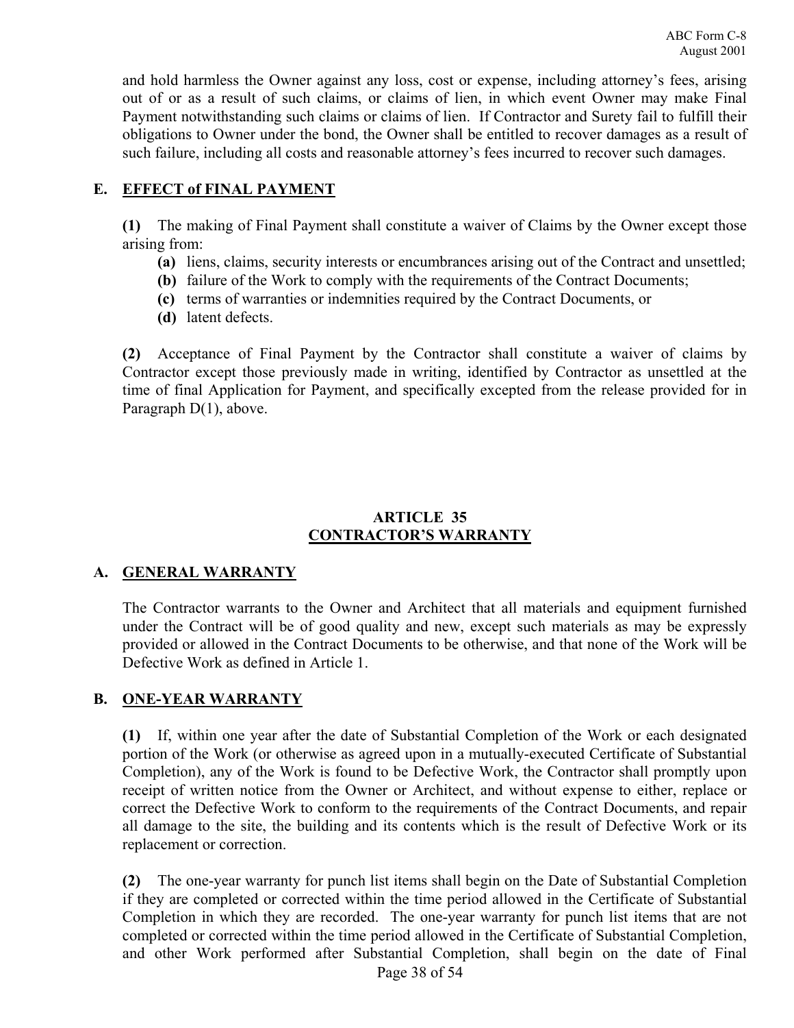and hold harmless the Owner against any loss, cost or expense, including attorney's fees, arising out of or as a result of such claims, or claims of lien, in which event Owner may make Final Payment notwithstanding such claims or claims of lien. If Contractor and Surety fail to fulfill their obligations to Owner under the bond, the Owner shall be entitled to recover damages as a result of such failure, including all costs and reasonable attorney's fees incurred to recover such damages.

### E. EFFECT of FINAL PAYMENT

**(1)** The making of Final Payment shall constitute a waiver of Claims by the Owner except those arising from:

- **(a)** liens, claims, security interests or encumbrances arising out of the Contract and unsettled;
- **(b)** failure of the Work to comply with the requirements of the Contract Documents;
- **(c)** terms of warranties or indemnities required by the Contract Documents, or
- **(d)** latent defects.

**(2)** Acceptance of Final Payment by the Contractor shall constitute a waiver of claims by Contractor except those previously made in writing, identified by Contractor as unsettled at the time of final Application for Payment, and specifically excepted from the release provided for in Paragraph D(1), above.

## ARTICLE 35
## CONTRACTOR'S WARRANTY

### A. GENERAL WARRANTY

The Contractor warrants to the Owner and Architect that all materials and equipment furnished under the Contract will be of good quality and new, except such materials as may be expressly provided or allowed in the Contract Documents to be otherwise, and that none of the Work will be Defective Work as defined in Article 1.

### B. ONE-YEAR WARRANTY

**(1)** If, within one year after the date of Substantial Completion of the Work or each designated portion of the Work (or otherwise as agreed upon in a mutually-executed Certificate of Substantial Completion), any of the Work is found to be Defective Work, the Contractor shall promptly upon receipt of written notice from the Owner or Architect, and without expense to either, replace or correct the Defective Work to conform to the requirements of the Contract Documents, and repair all damage to the site, the building and its contents which is the result of Defective Work or its replacement or correction.

**(2)** The one-year warranty for punch list items shall begin on the Date of Substantial Completion if they are completed or corrected within the time period allowed in the Certificate of Substantial Completion in which they are recorded. The one-year warranty for punch list items that are not completed or corrected within the time period allowed in the Certificate of Substantial Completion, and other Work performed after Substantial Completion, shall begin on the date of Final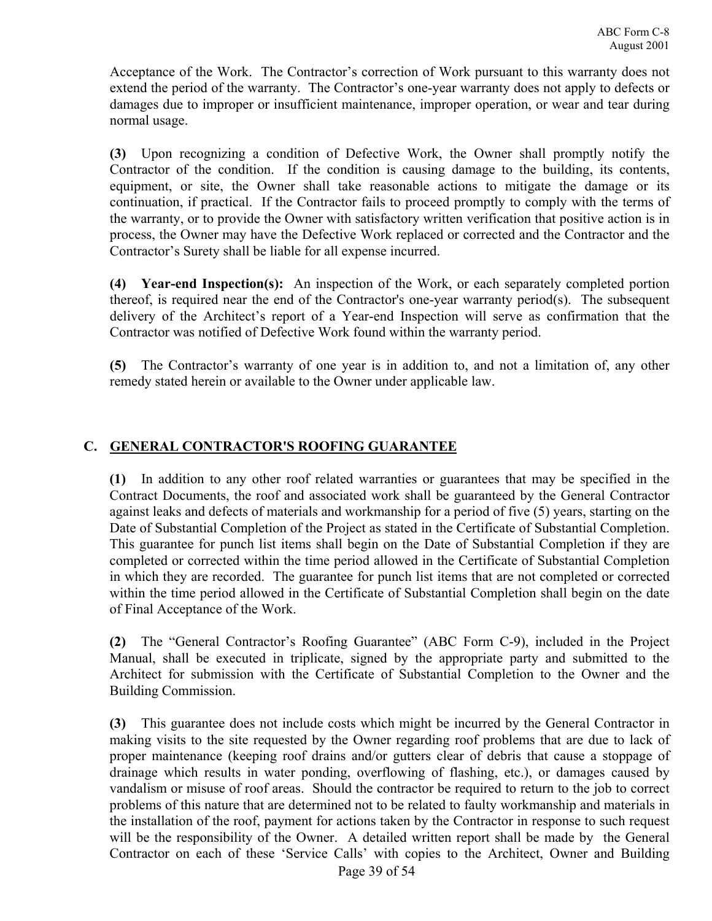Acceptance of the Work. The Contractor's correction of Work pursuant to this warranty does not extend the period of the warranty. The Contractor's one-year warranty does not apply to defects or damages due to improper or insufficient maintenance, improper operation, or wear and tear during normal usage.

**(3)** Upon recognizing a condition of Defective Work, the Owner shall promptly notify the Contractor of the condition. If the condition is causing damage to the building, its contents, equipment, or site, the Owner shall take reasonable actions to mitigate the damage or its continuation, if practical. If the Contractor fails to proceed promptly to comply with the terms of the warranty, or to provide the Owner with satisfactory written verification that positive action is in process, the Owner may have the Defective Work replaced or corrected and the Contractor and the Contractor's Surety shall be liable for all expense incurred.

**(4) Year-end Inspection(s):** An inspection of the Work, or each separately completed portion thereof, is required near the end of the Contractor's one-year warranty period(s). The subsequent delivery of the Architect's report of a Year-end Inspection will serve as confirmation that the Contractor was notified of Defective Work found within the warranty period.

**(5)** The Contractor's warranty of one year is in addition to, and not a limitation of, any other remedy stated herein or available to the Owner under applicable law.

## C. GENERAL CONTRACTOR'S ROOFING GUARANTEE

**(1)** In addition to any other roof related warranties or guarantees that may be specified in the Contract Documents, the roof and associated work shall be guaranteed by the General Contractor against leaks and defects of materials and workmanship for a period of five (5) years, starting on the Date of Substantial Completion of the Project as stated in the Certificate of Substantial Completion. This guarantee for punch list items shall begin on the Date of Substantial Completion if they are completed or corrected within the time period allowed in the Certificate of Substantial Completion in which they are recorded. The guarantee for punch list items that are not completed or corrected within the time period allowed in the Certificate of Substantial Completion shall begin on the date of Final Acceptance of the Work.

**(2)** The "General Contractor's Roofing Guarantee" (ABC Form C-9), included in the Project Manual, shall be executed in triplicate, signed by the appropriate party and submitted to the Architect for submission with the Certificate of Substantial Completion to the Owner and the Building Commission.

**(3)** This guarantee does not include costs which might be incurred by the General Contractor in making visits to the site requested by the Owner regarding roof problems that are due to lack of proper maintenance (keeping roof drains and/or gutters clear of debris that cause a stoppage of drainage which results in water ponding, overflowing of flashing, etc.), or damages caused by vandalism or misuse of roof areas. Should the contractor be required to return to the job to correct problems of this nature that are determined not to be related to faulty workmanship and materials in the installation of the roof, payment for actions taken by the Contractor in response to such request will be the responsibility of the Owner. A detailed written report shall be made by the General Contractor on each of these 'Service Calls' with copies to the Architect, Owner and Building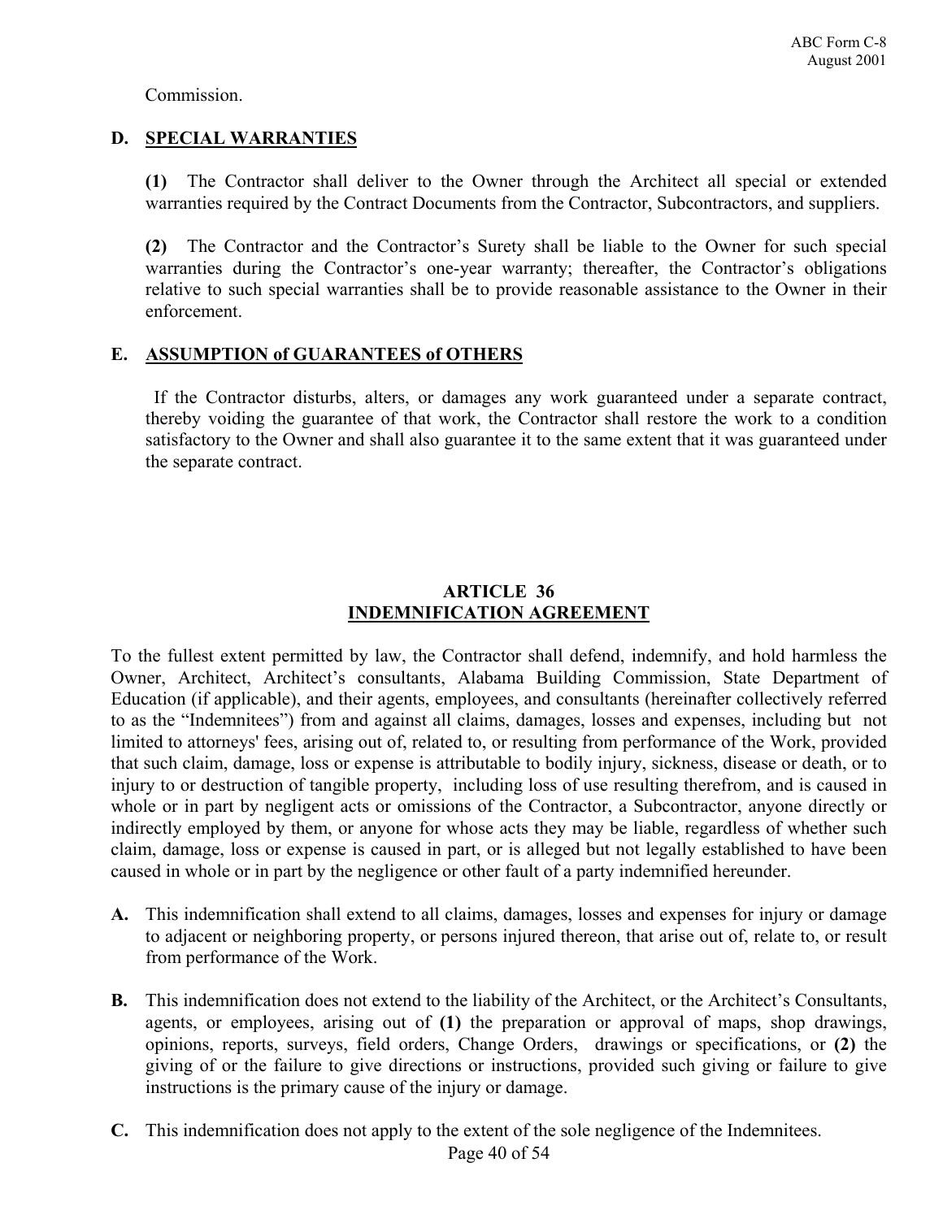Commission.

**D. <u>SPECIAL WARRANTIES</u>**

**(1)** The Contractor shall deliver to the Owner through the Architect all special or extended warranties required by the Contract Documents from the Contractor, Subcontractors, and suppliers.

**(2)** The Contractor and the Contractor's Surety shall be liable to the Owner for such special warranties during the Contractor's one-year warranty; thereafter, the Contractor's obligations relative to such special warranties shall be to provide reasonable assistance to the Owner in their enforcement.

**E. <u>ASSUMPTION of GUARANTEES of OTHERS</u>**

If the Contractor disturbs, alters, or damages any work guaranteed under a separate contract, thereby voiding the guarantee of that work, the Contractor shall restore the work to a condition satisfactory to the Owner and shall also guarantee it to the same extent that it was guaranteed under the separate contract.

## ARTICLE 36
## INDEMNIFICATION AGREEMENT

To the fullest extent permitted by law, the Contractor shall defend, indemnify, and hold harmless the Owner, Architect, Architect's consultants, Alabama Building Commission, State Department of Education (if applicable), and their agents, employees, and consultants (hereinafter collectively referred to as the "Indemnitees") from and against all claims, damages, losses and expenses, including but not limited to attorneys' fees, arising out of, related to, or resulting from performance of the Work, provided that such claim, damage, loss or expense is attributable to bodily injury, sickness, disease or death, or to injury to or destruction of tangible property, including loss of use resulting therefrom, and is caused in whole or in part by negligent acts or omissions of the Contractor, a Subcontractor, anyone directly or indirectly employed by them, or anyone for whose acts they may be liable, regardless of whether such claim, damage, loss or expense is caused in part, or is alleged but not legally established to have been caused in whole or in part by the negligence or other fault of a party indemnified hereunder.

**A.** This indemnification shall extend to all claims, damages, losses and expenses for injury or damage to adjacent or neighboring property, or persons injured thereon, that arise out of, relate to, or result from performance of the Work.

**B.** This indemnification does not extend to the liability of the Architect, or the Architect's Consultants, agents, or employees, arising out of **(1)** the preparation or approval of maps, shop drawings, opinions, reports, surveys, field orders, Change Orders, drawings or specifications, or **(2)** the giving of or the failure to give directions or instructions, provided such giving or failure to give instructions is the primary cause of the injury or damage.

**C.** This indemnification does not apply to the extent of the sole negligence of the Indemnitees.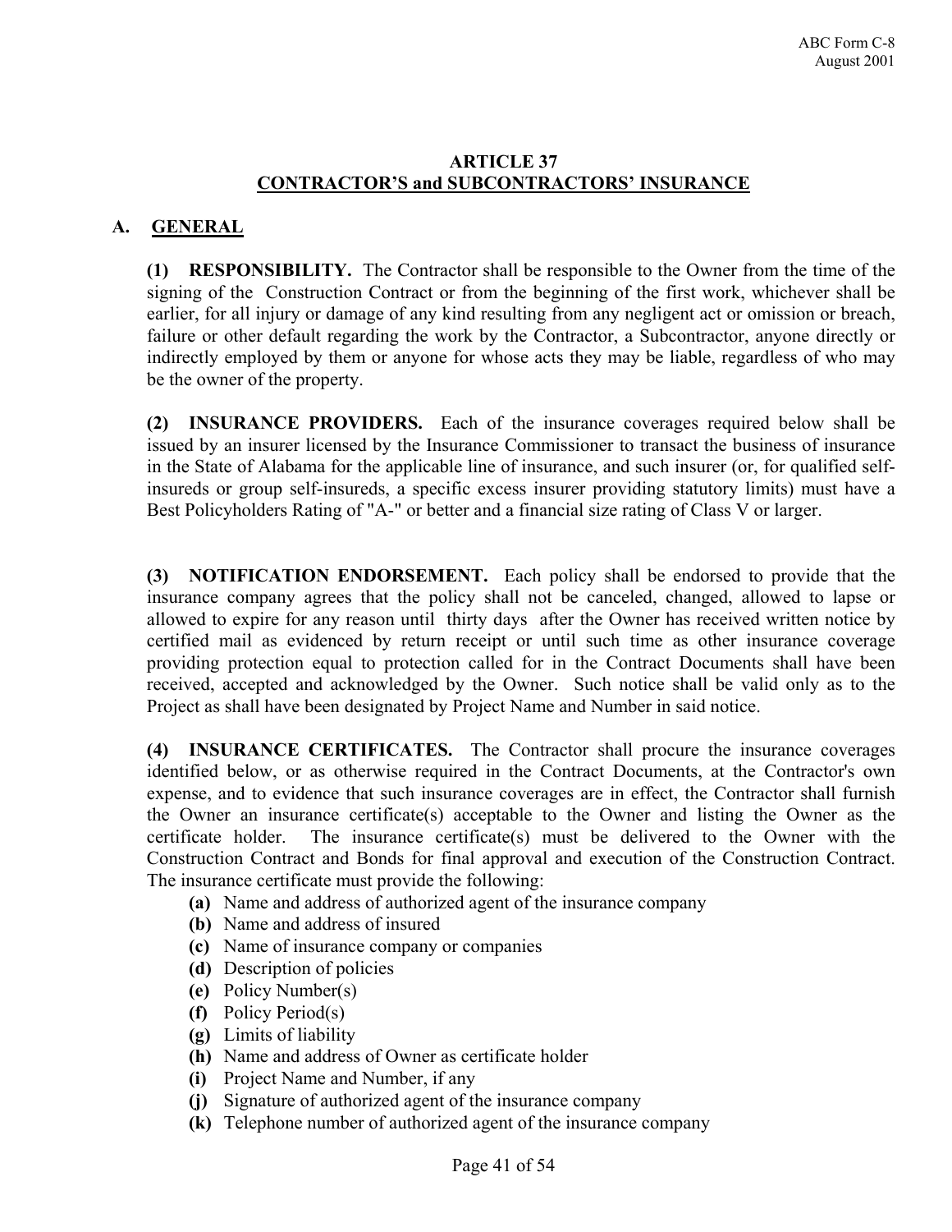## ARTICLE 37
## CONTRACTOR'S and SUBCONTRACTORS' INSURANCE

### A. GENERAL

**(1) RESPONSIBILITY.** The Contractor shall be responsible to the Owner from the time of the signing of the Construction Contract or from the beginning of the first work, whichever shall be earlier, for all injury or damage of any kind resulting from any negligent act or omission or breach, failure or other default regarding the work by the Contractor, a Subcontractor, anyone directly or indirectly employed by them or anyone for whose acts they may be liable, regardless of who may be the owner of the property.

**(2) INSURANCE PROVIDERS.** Each of the insurance coverages required below shall be issued by an insurer licensed by the Insurance Commissioner to transact the business of insurance in the State of Alabama for the applicable line of insurance, and such insurer (or, for qualified self-insureds or group self-insureds, a specific excess insurer providing statutory limits) must have a Best Policyholders Rating of "A-" or better and a financial size rating of Class V or larger.

**(3) NOTIFICATION ENDORSEMENT.** Each policy shall be endorsed to provide that the insurance company agrees that the policy shall not be canceled, changed, allowed to lapse or allowed to expire for any reason until thirty days after the Owner has received written notice by certified mail as evidenced by return receipt or until such time as other insurance coverage providing protection equal to protection called for in the Contract Documents shall have been received, accepted and acknowledged by the Owner. Such notice shall be valid only as to the Project as shall have been designated by Project Name and Number in said notice.

**(4) INSURANCE CERTIFICATES.** The Contractor shall procure the insurance coverages identified below, or as otherwise required in the Contract Documents, at the Contractor's own expense, and to evidence that such insurance coverages are in effect, the Contractor shall furnish the Owner an insurance certificate(s) acceptable to the Owner and listing the Owner as the certificate holder. The insurance certificate(s) must be delivered to the Owner with the Construction Contract and Bonds for final approval and execution of the Construction Contract. The insurance certificate must provide the following:

- **(a)** Name and address of authorized agent of the insurance company
- **(b)** Name and address of insured
- **(c)** Name of insurance company or companies
- **(d)** Description of policies
- **(e)** Policy Number(s)
- **(f)** Policy Period(s)
- **(g)** Limits of liability
- **(h)** Name and address of Owner as certificate holder
- **(i)** Project Name and Number, if any
- **(j)** Signature of authorized agent of the insurance company
- **(k)** Telephone number of authorized agent of the insurance company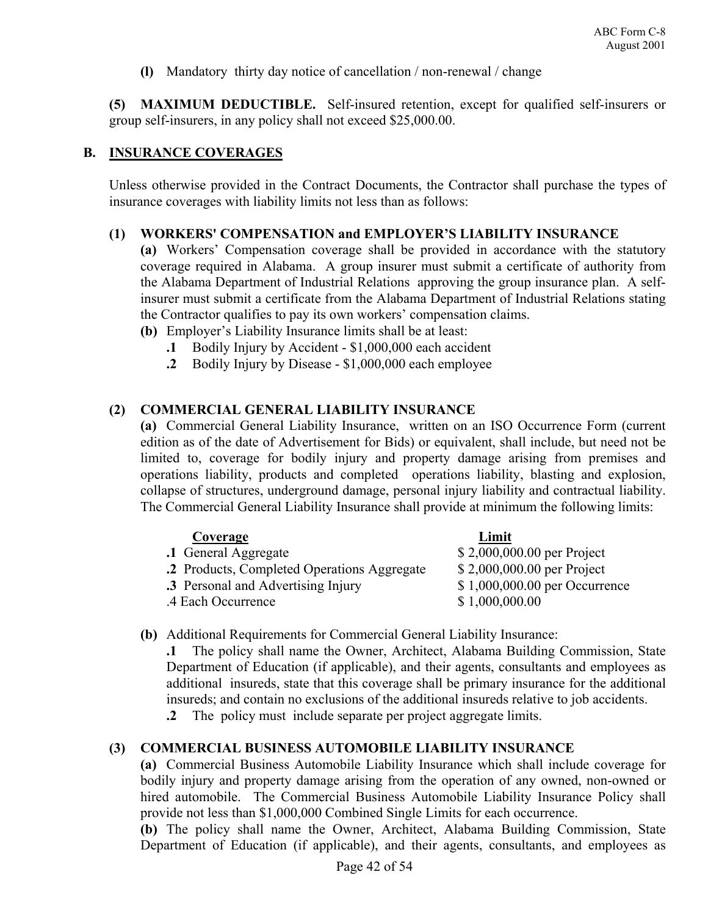**(l)** Mandatory thirty day notice of cancellation / non-renewal / change

**(5) MAXIMUM DEDUCTIBLE.** Self-insured retention, except for qualified self-insurers or group self-insurers, in any policy shall not exceed $25,000.00.

## B. INSURANCE COVERAGES

Unless otherwise provided in the Contract Documents, the Contractor shall purchase the types of insurance coverages with liability limits not less than as follows:

### (1) WORKERS' COMPENSATION and EMPLOYER'S LIABILITY INSURANCE

**(a)** Workers' Compensation coverage shall be provided in accordance with the statutory coverage required in Alabama. A group insurer must submit a certificate of authority from the Alabama Department of Industrial Relations approving the group insurance plan. A self-insurer must submit a certificate from the Alabama Department of Industrial Relations stating the Contractor qualifies to pay its own workers' compensation claims.

**(b)** Employer's Liability Insurance limits shall be at least:

**.1** Bodily Injury by Accident - $1,000,000 each accident

**.2** Bodily Injury by Disease - $1,000,000 each employee

### (2) COMMERCIAL GENERAL LIABILITY INSURANCE

**(a)** Commercial General Liability Insurance, written on an ISO Occurrence Form (current edition as of the date of Advertisement for Bids) or equivalent, shall include, but need not be limited to, coverage for bodily injury and property damage arising from premises and operations liability, products and completed operations liability, blasting and explosion, collapse of structures, underground damage, personal injury liability and contractual liability. The Commercial General Liability Insurance shall provide at minimum the following limits:

| Coverage | Limit |
|---|---|
| **.1** General Aggregate | $ 2,000,000.00 per Project |
| **.2** Products, Completed Operations Aggregate | $ 2,000,000.00 per Project |
| **.3** Personal and Advertising Injury | $ 1,000,000.00 per Occurrence |
| .4 Each Occurrence | $ 1,000,000.00 |

**(b)** Additional Requirements for Commercial General Liability Insurance:

**.1** The policy shall name the Owner, Architect, Alabama Building Commission, State Department of Education (if applicable), and their agents, consultants and employees as additional insureds, state that this coverage shall be primary insurance for the additional insureds; and contain no exclusions of the additional insureds relative to job accidents.

**.2** The policy must include separate per project aggregate limits.

### (3) COMMERCIAL BUSINESS AUTOMOBILE LIABILITY INSURANCE

**(a)** Commercial Business Automobile Liability Insurance which shall include coverage for bodily injury and property damage arising from the operation of any owned, non-owned or hired automobile. The Commercial Business Automobile Liability Insurance Policy shall provide not less than $1,000,000 Combined Single Limits for each occurrence.

**(b)** The policy shall name the Owner, Architect, Alabama Building Commission, State Department of Education (if applicable), and their agents, consultants, and employees as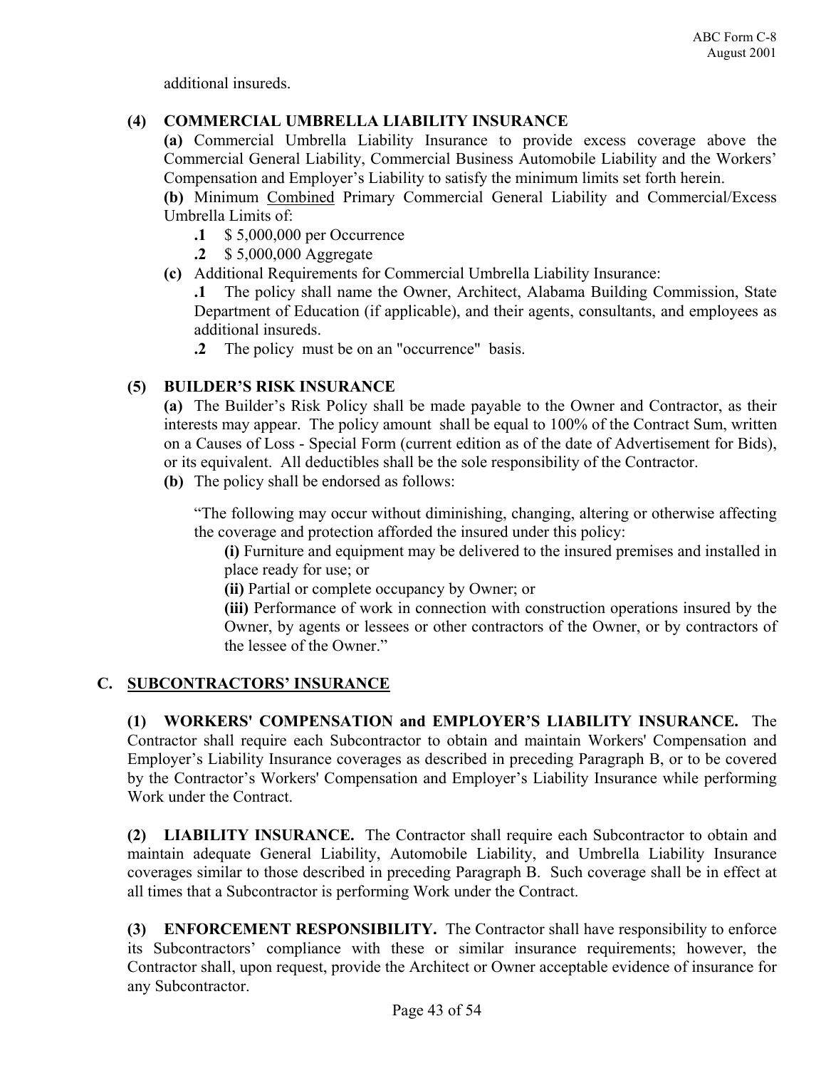additional insureds.

**(4) COMMERCIAL UMBRELLA LIABILITY INSURANCE**

**(a)** Commercial Umbrella Liability Insurance to provide excess coverage above the Commercial General Liability, Commercial Business Automobile Liability and the Workers' Compensation and Employer's Liability to satisfy the minimum limits set forth herein.

**(b)** Minimum Combined Primary Commercial General Liability and Commercial/Excess Umbrella Limits of:

- **.1** $ 5,000,000 per Occurrence
- **.2** $ 5,000,000 Aggregate

**(c)** Additional Requirements for Commercial Umbrella Liability Insurance:

**.1** The policy shall name the Owner, Architect, Alabama Building Commission, State Department of Education (if applicable), and their agents, consultants, and employees as additional insureds.

**.2** The policy must be on an "occurrence" basis.

**(5) BUILDER'S RISK INSURANCE**

**(a)** The Builder's Risk Policy shall be made payable to the Owner and Contractor, as their interests may appear. The policy amount shall be equal to 100% of the Contract Sum, written on a Causes of Loss - Special Form (current edition as of the date of Advertisement for Bids), or its equivalent. All deductibles shall be the sole responsibility of the Contractor.

**(b)** The policy shall be endorsed as follows:

"The following may occur without diminishing, changing, altering or otherwise affecting the coverage and protection afforded the insured under this policy:

**(i)** Furniture and equipment may be delivered to the insured premises and installed in place ready for use; or

**(ii)** Partial or complete occupancy by Owner; or

**(iii)** Performance of work in connection with construction operations insured by the Owner, by agents or lessees or other contractors of the Owner, or by contractors of the lessee of the Owner."

## C. SUBCONTRACTORS' INSURANCE

**(1) WORKERS' COMPENSATION and EMPLOYER'S LIABILITY INSURANCE.** The Contractor shall require each Subcontractor to obtain and maintain Workers' Compensation and Employer's Liability Insurance coverages as described in preceding Paragraph B, or to be covered by the Contractor's Workers' Compensation and Employer's Liability Insurance while performing Work under the Contract.

**(2) LIABILITY INSURANCE.** The Contractor shall require each Subcontractor to obtain and maintain adequate General Liability, Automobile Liability, and Umbrella Liability Insurance coverages similar to those described in preceding Paragraph B. Such coverage shall be in effect at all times that a Subcontractor is performing Work under the Contract.

**(3) ENFORCEMENT RESPONSIBILITY.** The Contractor shall have responsibility to enforce its Subcontractors' compliance with these or similar insurance requirements; however, the Contractor shall, upon request, provide the Architect or Owner acceptable evidence of insurance for any Subcontractor.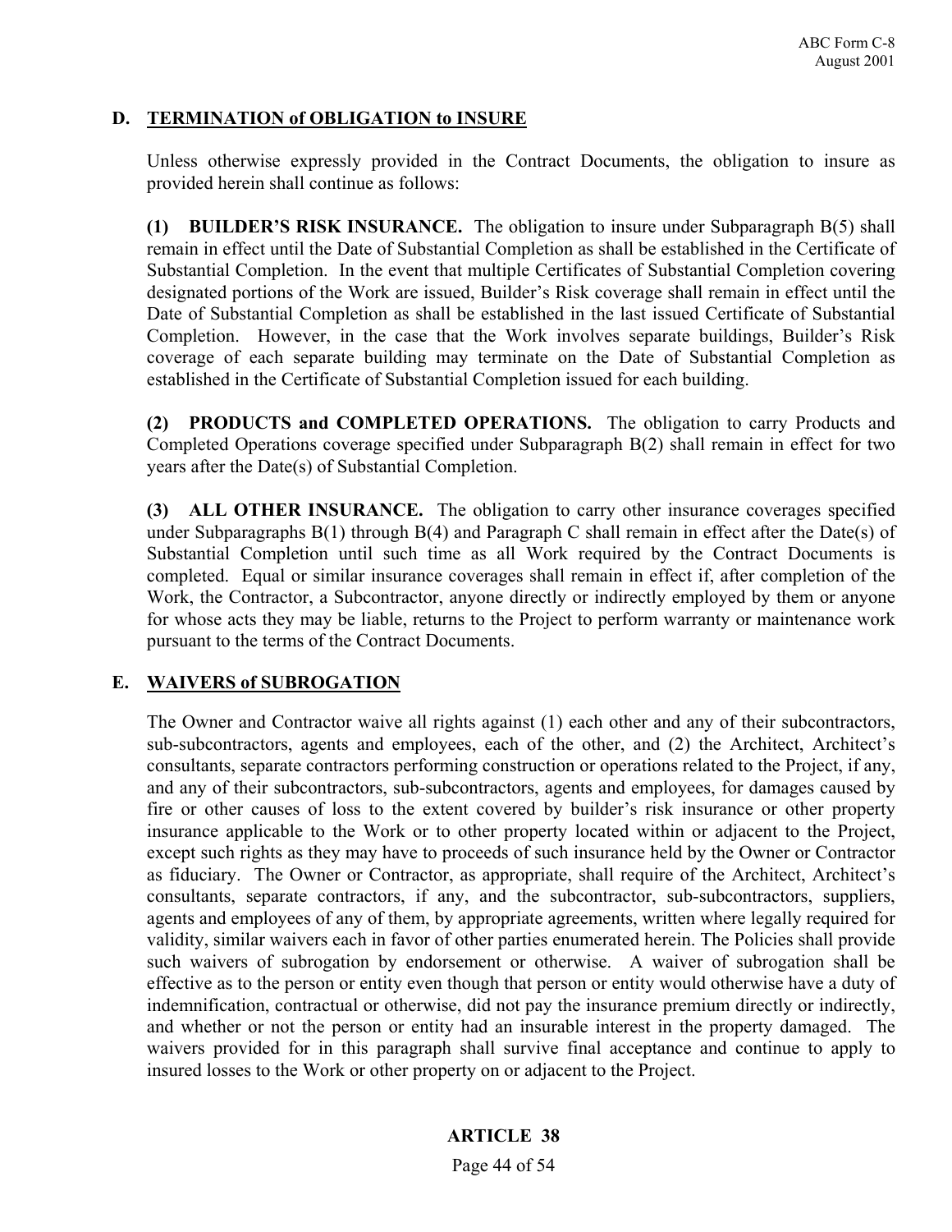## D. TERMINATION of OBLIGATION to INSURE

Unless otherwise expressly provided in the Contract Documents, the obligation to insure as provided herein shall continue as follows:

**(1) BUILDER'S RISK INSURANCE.** The obligation to insure under Subparagraph B(5) shall remain in effect until the Date of Substantial Completion as shall be established in the Certificate of Substantial Completion. In the event that multiple Certificates of Substantial Completion covering designated portions of the Work are issued, Builder's Risk coverage shall remain in effect until the Date of Substantial Completion as shall be established in the last issued Certificate of Substantial Completion. However, in the case that the Work involves separate buildings, Builder's Risk coverage of each separate building may terminate on the Date of Substantial Completion as established in the Certificate of Substantial Completion issued for each building.

**(2) PRODUCTS and COMPLETED OPERATIONS.** The obligation to carry Products and Completed Operations coverage specified under Subparagraph B(2) shall remain in effect for two years after the Date(s) of Substantial Completion.

**(3) ALL OTHER INSURANCE.** The obligation to carry other insurance coverages specified under Subparagraphs B(1) through B(4) and Paragraph C shall remain in effect after the Date(s) of Substantial Completion until such time as all Work required by the Contract Documents is completed. Equal or similar insurance coverages shall remain in effect if, after completion of the Work, the Contractor, a Subcontractor, anyone directly or indirectly employed by them or anyone for whose acts they may be liable, returns to the Project to perform warranty or maintenance work pursuant to the terms of the Contract Documents.

## E. WAIVERS of SUBROGATION

The Owner and Contractor waive all rights against (1) each other and any of their subcontractors, sub-subcontractors, agents and employees, each of the other, and (2) the Architect, Architect's consultants, separate contractors performing construction or operations related to the Project, if any, and any of their subcontractors, sub-subcontractors, agents and employees, for damages caused by fire or other causes of loss to the extent covered by builder's risk insurance or other property insurance applicable to the Work or to other property located within or adjacent to the Project, except such rights as they may have to proceeds of such insurance held by the Owner or Contractor as fiduciary. The Owner or Contractor, as appropriate, shall require of the Architect, Architect's consultants, separate contractors, if any, and the subcontractor, sub-subcontractors, suppliers, agents and employees of any of them, by appropriate agreements, written where legally required for validity, similar waivers each in favor of other parties enumerated herein. The Policies shall provide such waivers of subrogation by endorsement or otherwise. A waiver of subrogation shall be effective as to the person or entity even though that person or entity would otherwise have a duty of indemnification, contractual or otherwise, did not pay the insurance premium directly or indirectly, and whether or not the person or entity had an insurable interest in the property damaged. The waivers provided for in this paragraph shall survive final acceptance and continue to apply to insured losses to the Work or other property on or adjacent to the Project.

# ARTICLE 38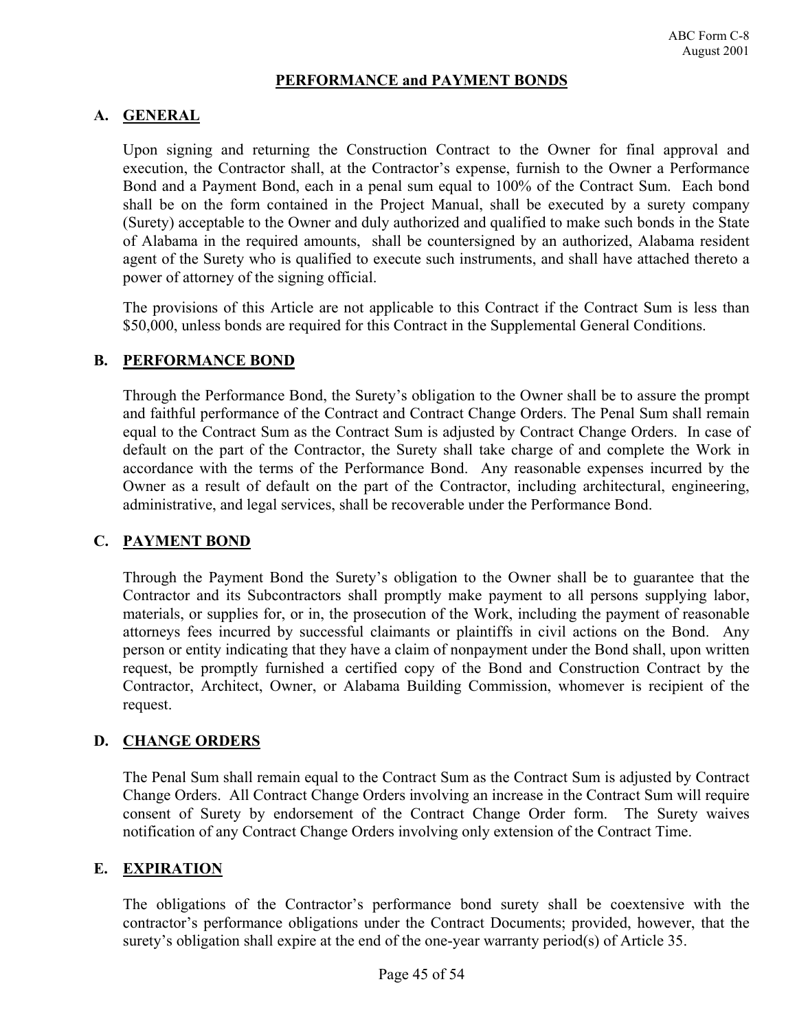ABC Form C-8
August 2001

# PERFORMANCE and PAYMENT BONDS

## A. GENERAL

Upon signing and returning the Construction Contract to the Owner for final approval and execution, the Contractor shall, at the Contractor's expense, furnish to the Owner a Performance Bond and a Payment Bond, each in a penal sum equal to 100% of the Contract Sum. Each bond shall be on the form contained in the Project Manual, shall be executed by a surety company (Surety) acceptable to the Owner and duly authorized and qualified to make such bonds in the State of Alabama in the required amounts, shall be countersigned by an authorized, Alabama resident agent of the Surety who is qualified to execute such instruments, and shall have attached thereto a power of attorney of the signing official.

The provisions of this Article are not applicable to this Contract if the Contract Sum is less than $50,000, unless bonds are required for this Contract in the Supplemental General Conditions.

## B. PERFORMANCE BOND

Through the Performance Bond, the Surety's obligation to the Owner shall be to assure the prompt and faithful performance of the Contract and Contract Change Orders. The Penal Sum shall remain equal to the Contract Sum as the Contract Sum is adjusted by Contract Change Orders. In case of default on the part of the Contractor, the Surety shall take charge of and complete the Work in accordance with the terms of the Performance Bond. Any reasonable expenses incurred by the Owner as a result of default on the part of the Contractor, including architectural, engineering, administrative, and legal services, shall be recoverable under the Performance Bond.

## C. PAYMENT BOND

Through the Payment Bond the Surety's obligation to the Owner shall be to guarantee that the Contractor and its Subcontractors shall promptly make payment to all persons supplying labor, materials, or supplies for, or in, the prosecution of the Work, including the payment of reasonable attorneys fees incurred by successful claimants or plaintiffs in civil actions on the Bond. Any person or entity indicating that they have a claim of nonpayment under the Bond shall, upon written request, be promptly furnished a certified copy of the Bond and Construction Contract by the Contractor, Architect, Owner, or Alabama Building Commission, whomever is recipient of the request.

## D. CHANGE ORDERS

The Penal Sum shall remain equal to the Contract Sum as the Contract Sum is adjusted by Contract Change Orders. All Contract Change Orders involving an increase in the Contract Sum will require consent of Surety by endorsement of the Contract Change Order form. The Surety waives notification of any Contract Change Orders involving only extension of the Contract Time.

## E. EXPIRATION

The obligations of the Contractor's performance bond surety shall be coextensive with the contractor's performance obligations under the Contract Documents; provided, however, that the surety's obligation shall expire at the end of the one-year warranty period(s) of Article 35.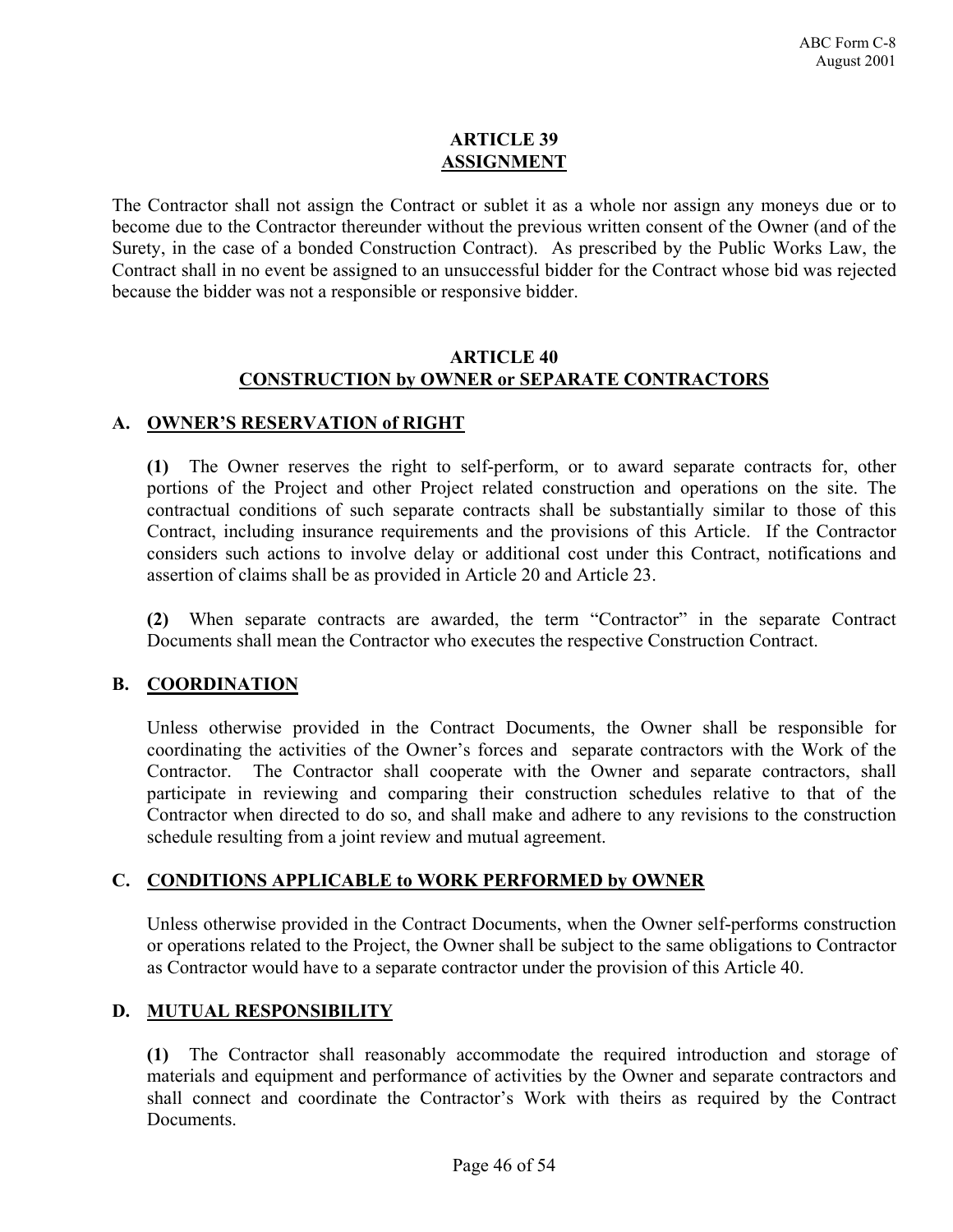## ARTICLE 39
## ASSIGNMENT

The Contractor shall not assign the Contract or sublet it as a whole nor assign any moneys due or to become due to the Contractor thereunder without the previous written consent of the Owner (and of the Surety, in the case of a bonded Construction Contract). As prescribed by the Public Works Law, the Contract shall in no event be assigned to an unsuccessful bidder for the Contract whose bid was rejected because the bidder was not a responsible or responsive bidder.

## ARTICLE 40
## CONSTRUCTION by OWNER or SEPARATE CONTRACTORS

### A. OWNER'S RESERVATION of RIGHT

**(1)** The Owner reserves the right to self-perform, or to award separate contracts for, other portions of the Project and other Project related construction and operations on the site. The contractual conditions of such separate contracts shall be substantially similar to those of this Contract, including insurance requirements and the provisions of this Article. If the Contractor considers such actions to involve delay or additional cost under this Contract, notifications and assertion of claims shall be as provided in Article 20 and Article 23.

**(2)** When separate contracts are awarded, the term "Contractor" in the separate Contract Documents shall mean the Contractor who executes the respective Construction Contract.

### B. COORDINATION

Unless otherwise provided in the Contract Documents, the Owner shall be responsible for coordinating the activities of the Owner's forces and separate contractors with the Work of the Contractor. The Contractor shall cooperate with the Owner and separate contractors, shall participate in reviewing and comparing their construction schedules relative to that of the Contractor when directed to do so, and shall make and adhere to any revisions to the construction schedule resulting from a joint review and mutual agreement.

### C. CONDITIONS APPLICABLE to WORK PERFORMED by OWNER

Unless otherwise provided in the Contract Documents, when the Owner self-performs construction or operations related to the Project, the Owner shall be subject to the same obligations to Contractor as Contractor would have to a separate contractor under the provision of this Article 40.

### D. MUTUAL RESPONSIBILITY

**(1)** The Contractor shall reasonably accommodate the required introduction and storage of materials and equipment and performance of activities by the Owner and separate contractors and shall connect and coordinate the Contractor's Work with theirs as required by the Contract Documents.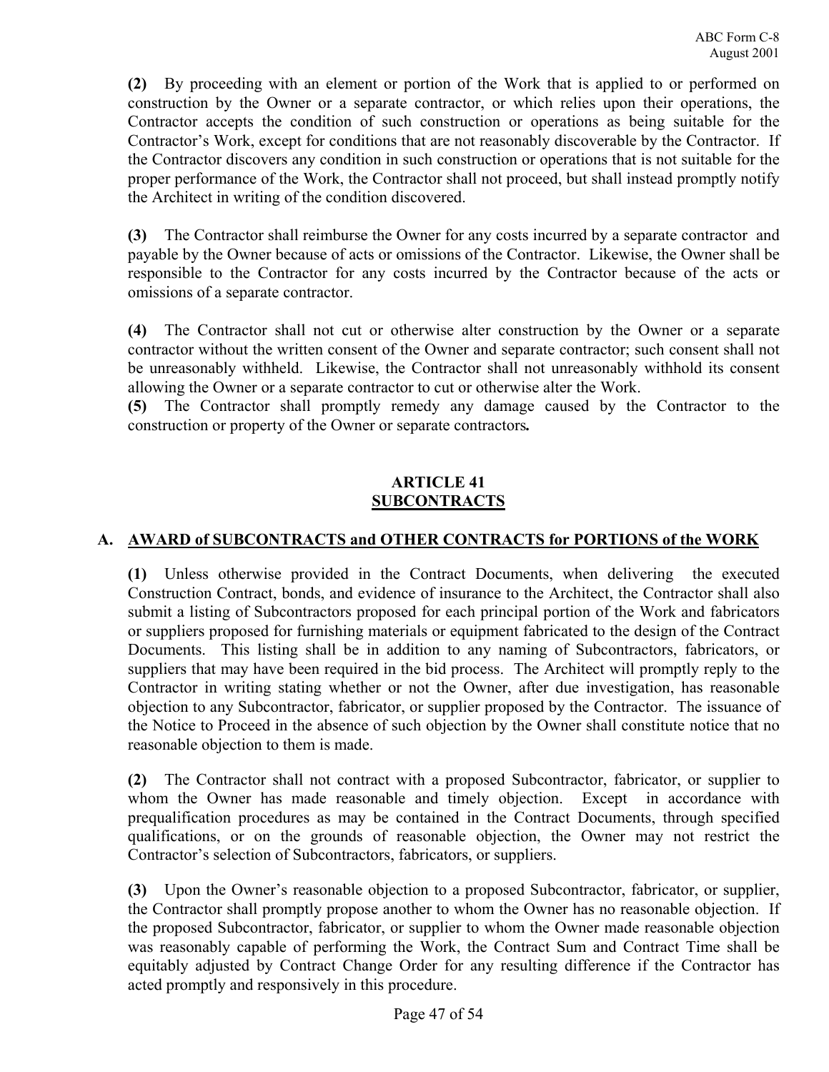**(2)** By proceeding with an element or portion of the Work that is applied to or performed on construction by the Owner or a separate contractor, or which relies upon their operations, the Contractor accepts the condition of such construction or operations as being suitable for the Contractor's Work, except for conditions that are not reasonably discoverable by the Contractor. If the Contractor discovers any condition in such construction or operations that is not suitable for the proper performance of the Work, the Contractor shall not proceed, but shall instead promptly notify the Architect in writing of the condition discovered.

**(3)** The Contractor shall reimburse the Owner for any costs incurred by a separate contractor and payable by the Owner because of acts or omissions of the Contractor. Likewise, the Owner shall be responsible to the Contractor for any costs incurred by the Contractor because of the acts or omissions of a separate contractor.

**(4)** The Contractor shall not cut or otherwise alter construction by the Owner or a separate contractor without the written consent of the Owner and separate contractor; such consent shall not be unreasonably withheld. Likewise, the Contractor shall not unreasonably withhold its consent allowing the Owner or a separate contractor to cut or otherwise alter the Work.

**(5)** The Contractor shall promptly remedy any damage caused by the Contractor to the construction or property of the Owner or separate contractors**.**

## ARTICLE 41
## SUBCONTRACTS

### A. AWARD of SUBCONTRACTS and OTHER CONTRACTS for PORTIONS of the WORK

**(1)** Unless otherwise provided in the Contract Documents, when delivering the executed Construction Contract, bonds, and evidence of insurance to the Architect, the Contractor shall also submit a listing of Subcontractors proposed for each principal portion of the Work and fabricators or suppliers proposed for furnishing materials or equipment fabricated to the design of the Contract Documents. This listing shall be in addition to any naming of Subcontractors, fabricators, or suppliers that may have been required in the bid process. The Architect will promptly reply to the Contractor in writing stating whether or not the Owner, after due investigation, has reasonable objection to any Subcontractor, fabricator, or supplier proposed by the Contractor. The issuance of the Notice to Proceed in the absence of such objection by the Owner shall constitute notice that no reasonable objection to them is made.

**(2)** The Contractor shall not contract with a proposed Subcontractor, fabricator, or supplier to whom the Owner has made reasonable and timely objection. Except in accordance with prequalification procedures as may be contained in the Contract Documents, through specified qualifications, or on the grounds of reasonable objection, the Owner may not restrict the Contractor's selection of Subcontractors, fabricators, or suppliers.

**(3)** Upon the Owner's reasonable objection to a proposed Subcontractor, fabricator, or supplier, the Contractor shall promptly propose another to whom the Owner has no reasonable objection. If the proposed Subcontractor, fabricator, or supplier to whom the Owner made reasonable objection was reasonably capable of performing the Work, the Contract Sum and Contract Time shall be equitably adjusted by Contract Change Order for any resulting difference if the Contractor has acted promptly and responsively in this procedure.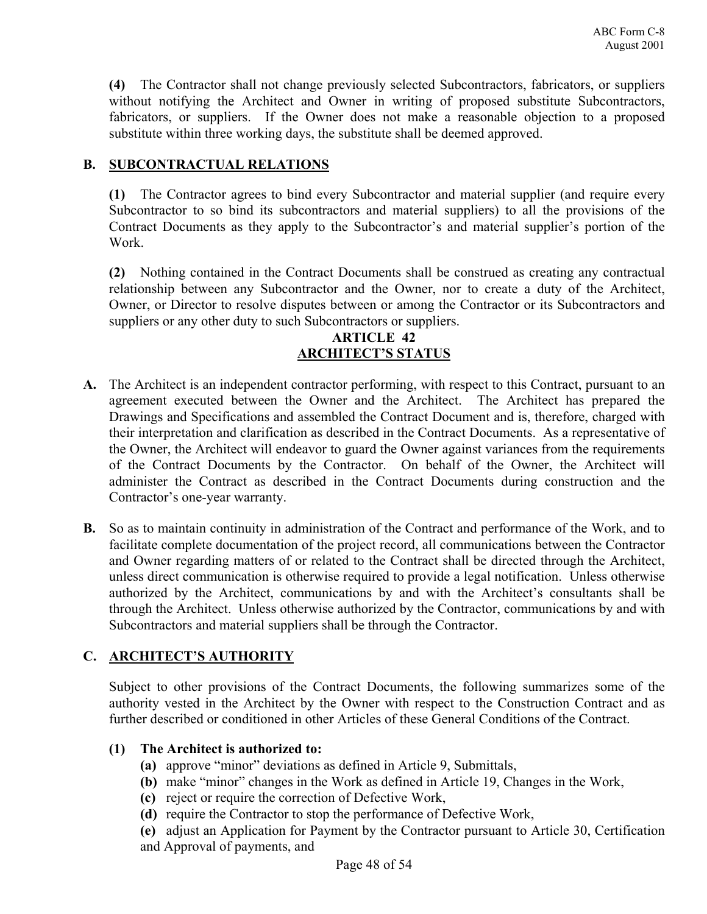**(4)** The Contractor shall not change previously selected Subcontractors, fabricators, or suppliers without notifying the Architect and Owner in writing of proposed substitute Subcontractors, fabricators, or suppliers. If the Owner does not make a reasonable objection to a proposed substitute within three working days, the substitute shall be deemed approved.

**B. SUBCONTRACTUAL RELATIONS**

**(1)** The Contractor agrees to bind every Subcontractor and material supplier (and require every Subcontractor to so bind its subcontractors and material suppliers) to all the provisions of the Contract Documents as they apply to the Subcontractor's and material supplier's portion of the Work.

**(2)** Nothing contained in the Contract Documents shall be construed as creating any contractual relationship between any Subcontractor and the Owner, nor to create a duty of the Architect, Owner, or Director to resolve disputes between or among the Contractor or its Subcontractors and suppliers or any other duty to such Subcontractors or suppliers.

## ARTICLE 42
## ARCHITECT'S STATUS

**A.** The Architect is an independent contractor performing, with respect to this Contract, pursuant to an agreement executed between the Owner and the Architect. The Architect has prepared the Drawings and Specifications and assembled the Contract Document and is, therefore, charged with their interpretation and clarification as described in the Contract Documents. As a representative of the Owner, the Architect will endeavor to guard the Owner against variances from the requirements of the Contract Documents by the Contractor. On behalf of the Owner, the Architect will administer the Contract as described in the Contract Documents during construction and the Contractor's one-year warranty.

**B.** So as to maintain continuity in administration of the Contract and performance of the Work, and to facilitate complete documentation of the project record, all communications between the Contractor and Owner regarding matters of or related to the Contract shall be directed through the Architect, unless direct communication is otherwise required to provide a legal notification. Unless otherwise authorized by the Architect, communications by and with the Architect's consultants shall be through the Architect. Unless otherwise authorized by the Contractor, communications by and with Subcontractors and material suppliers shall be through the Contractor.

**C. ARCHITECT'S AUTHORITY**

Subject to other provisions of the Contract Documents, the following summarizes some of the authority vested in the Architect by the Owner with respect to the Construction Contract and as further described or conditioned in other Articles of these General Conditions of the Contract.

**(1) The Architect is authorized to:**

**(a)** approve "minor" deviations as defined in Article 9, Submittals,
**(b)** make "minor" changes in the Work as defined in Article 19, Changes in the Work,
**(c)** reject or require the correction of Defective Work,
**(d)** require the Contractor to stop the performance of Defective Work,
**(e)** adjust an Application for Payment by the Contractor pursuant to Article 30, Certification and Approval of payments, and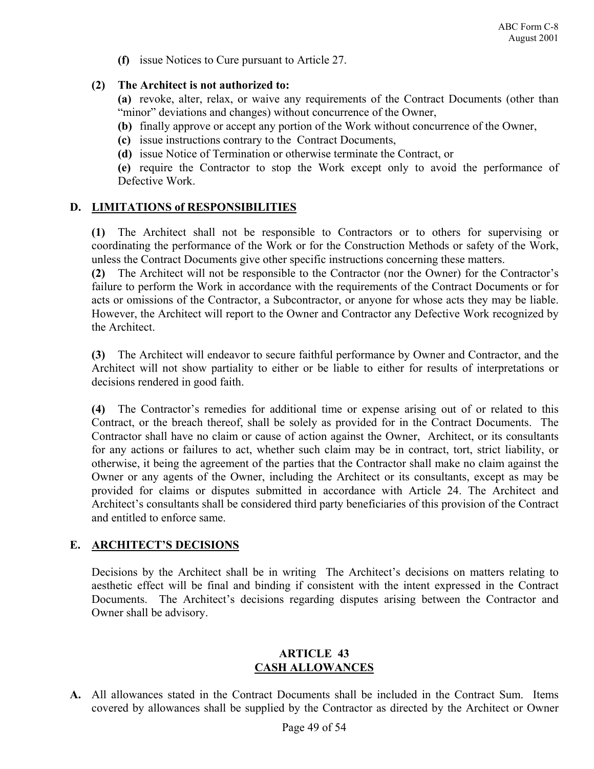**(f)** issue Notices to Cure pursuant to Article 27.

**(2) The Architect is not authorized to:**

**(a)** revoke, alter, relax, or waive any requirements of the Contract Documents (other than "minor" deviations and changes) without concurrence of the Owner,

**(b)** finally approve or accept any portion of the Work without concurrence of the Owner,

**(c)** issue instructions contrary to the Contract Documents,

**(d)** issue Notice of Termination or otherwise terminate the Contract, or

**(e)** require the Contractor to stop the Work except only to avoid the performance of Defective Work.

**D. LIMITATIONS of RESPONSIBILITIES**

**(1)** The Architect shall not be responsible to Contractors or to others for supervising or coordinating the performance of the Work or for the Construction Methods or safety of the Work, unless the Contract Documents give other specific instructions concerning these matters.

**(2)** The Architect will not be responsible to the Contractor (nor the Owner) for the Contractor's failure to perform the Work in accordance with the requirements of the Contract Documents or for acts or omissions of the Contractor, a Subcontractor, or anyone for whose acts they may be liable. However, the Architect will report to the Owner and Contractor any Defective Work recognized by the Architect.

**(3)** The Architect will endeavor to secure faithful performance by Owner and Contractor, and the Architect will not show partiality to either or be liable to either for results of interpretations or decisions rendered in good faith.

**(4)** The Contractor's remedies for additional time or expense arising out of or related to this Contract, or the breach thereof, shall be solely as provided for in the Contract Documents. The Contractor shall have no claim or cause of action against the Owner, Architect, or its consultants for any actions or failures to act, whether such claim may be in contract, tort, strict liability, or otherwise, it being the agreement of the parties that the Contractor shall make no claim against the Owner or any agents of the Owner, including the Architect or its consultants, except as may be provided for claims or disputes submitted in accordance with Article 24. The Architect and Architect's consultants shall be considered third party beneficiaries of this provision of the Contract and entitled to enforce same.

**E. ARCHITECT'S DECISIONS**

Decisions by the Architect shall be in writing The Architect's decisions on matters relating to aesthetic effect will be final and binding if consistent with the intent expressed in the Contract Documents. The Architect's decisions regarding disputes arising between the Contractor and Owner shall be advisory.

## ARTICLE 43
## CASH ALLOWANCES

**A.** All allowances stated in the Contract Documents shall be included in the Contract Sum. Items covered by allowances shall be supplied by the Contractor as directed by the Architect or Owner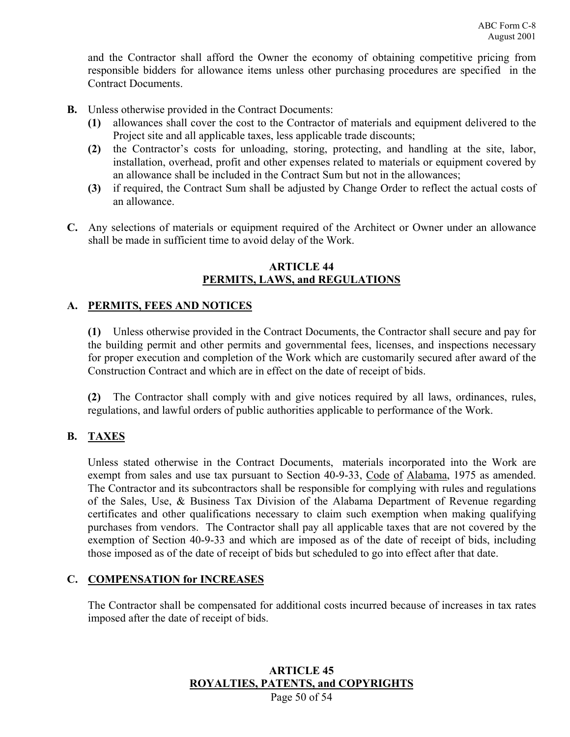and the Contractor shall afford the Owner the economy of obtaining competitive pricing from responsible bidders for allowance items unless other purchasing procedures are specified in the Contract Documents.

**B.** Unless otherwise provided in the Contract Documents:

- **(1)** allowances shall cover the cost to the Contractor of materials and equipment delivered to the Project site and all applicable taxes, less applicable trade discounts;
- **(2)** the Contractor's costs for unloading, storing, protecting, and handling at the site, labor, installation, overhead, profit and other expenses related to materials or equipment covered by an allowance shall be included in the Contract Sum but not in the allowances;
- **(3)** if required, the Contract Sum shall be adjusted by Change Order to reflect the actual costs of an allowance.

**C.** Any selections of materials or equipment required of the Architect or Owner under an allowance shall be made in sufficient time to avoid delay of the Work.

## ARTICLE 44
## PERMITS, LAWS, and REGULATIONS

### A. PERMITS, FEES AND NOTICES

**(1)** Unless otherwise provided in the Contract Documents, the Contractor shall secure and pay for the building permit and other permits and governmental fees, licenses, and inspections necessary for proper execution and completion of the Work which are customarily secured after award of the Construction Contract and which are in effect on the date of receipt of bids.

**(2)** The Contractor shall comply with and give notices required by all laws, ordinances, rules, regulations, and lawful orders of public authorities applicable to performance of the Work.

### B. TAXES

Unless stated otherwise in the Contract Documents, materials incorporated into the Work are exempt from sales and use tax pursuant to Section 40-9-33, Code of Alabama, 1975 as amended. The Contractor and its subcontractors shall be responsible for complying with rules and regulations of the Sales, Use, & Business Tax Division of the Alabama Department of Revenue regarding certificates and other qualifications necessary to claim such exemption when making qualifying purchases from vendors. The Contractor shall pay all applicable taxes that are not covered by the exemption of Section 40-9-33 and which are imposed as of the date of receipt of bids, including those imposed as of the date of receipt of bids but scheduled to go into effect after that date.

### C. COMPENSATION for INCREASES

The Contractor shall be compensated for additional costs incurred because of increases in tax rates imposed after the date of receipt of bids.

## ARTICLE 45
## ROYALTIES, PATENTS, and COPYRIGHTS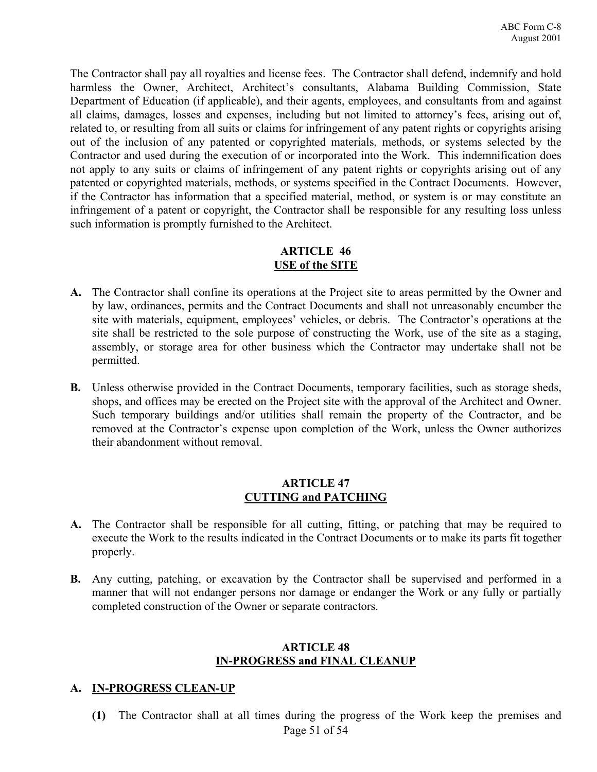The Contractor shall pay all royalties and license fees. The Contractor shall defend, indemnify and hold harmless the Owner, Architect, Architect's consultants, Alabama Building Commission, State Department of Education (if applicable), and their agents, employees, and consultants from and against all claims, damages, losses and expenses, including but not limited to attorney's fees, arising out of, related to, or resulting from all suits or claims for infringement of any patent rights or copyrights arising out of the inclusion of any patented or copyrighted materials, methods, or systems selected by the Contractor and used during the execution of or incorporated into the Work. This indemnification does not apply to any suits or claims of infringement of any patent rights or copyrights arising out of any patented or copyrighted materials, methods, or systems specified in the Contract Documents. However, if the Contractor has information that a specified material, method, or system is or may constitute an infringement of a patent or copyright, the Contractor shall be responsible for any resulting loss unless such information is promptly furnished to the Architect.

## ARTICLE 46
## USE of the SITE

**A.** The Contractor shall confine its operations at the Project site to areas permitted by the Owner and by law, ordinances, permits and the Contract Documents and shall not unreasonably encumber the site with materials, equipment, employees' vehicles, or debris. The Contractor's operations at the site shall be restricted to the sole purpose of constructing the Work, use of the site as a staging, assembly, or storage area for other business which the Contractor may undertake shall not be permitted.

**B.** Unless otherwise provided in the Contract Documents, temporary facilities, such as storage sheds, shops, and offices may be erected on the Project site with the approval of the Architect and Owner. Such temporary buildings and/or utilities shall remain the property of the Contractor, and be removed at the Contractor's expense upon completion of the Work, unless the Owner authorizes their abandonment without removal.

## ARTICLE 47
## CUTTING and PATCHING

**A.** The Contractor shall be responsible for all cutting, fitting, or patching that may be required to execute the Work to the results indicated in the Contract Documents or to make its parts fit together properly.

**B.** Any cutting, patching, or excavation by the Contractor shall be supervised and performed in a manner that will not endanger persons nor damage or endanger the Work or any fully or partially completed construction of the Owner or separate contractors.

## ARTICLE 48
## IN-PROGRESS and FINAL CLEANUP

**A. IN-PROGRESS CLEAN-UP**

**(1)** The Contractor shall at all times during the progress of the Work keep the premises and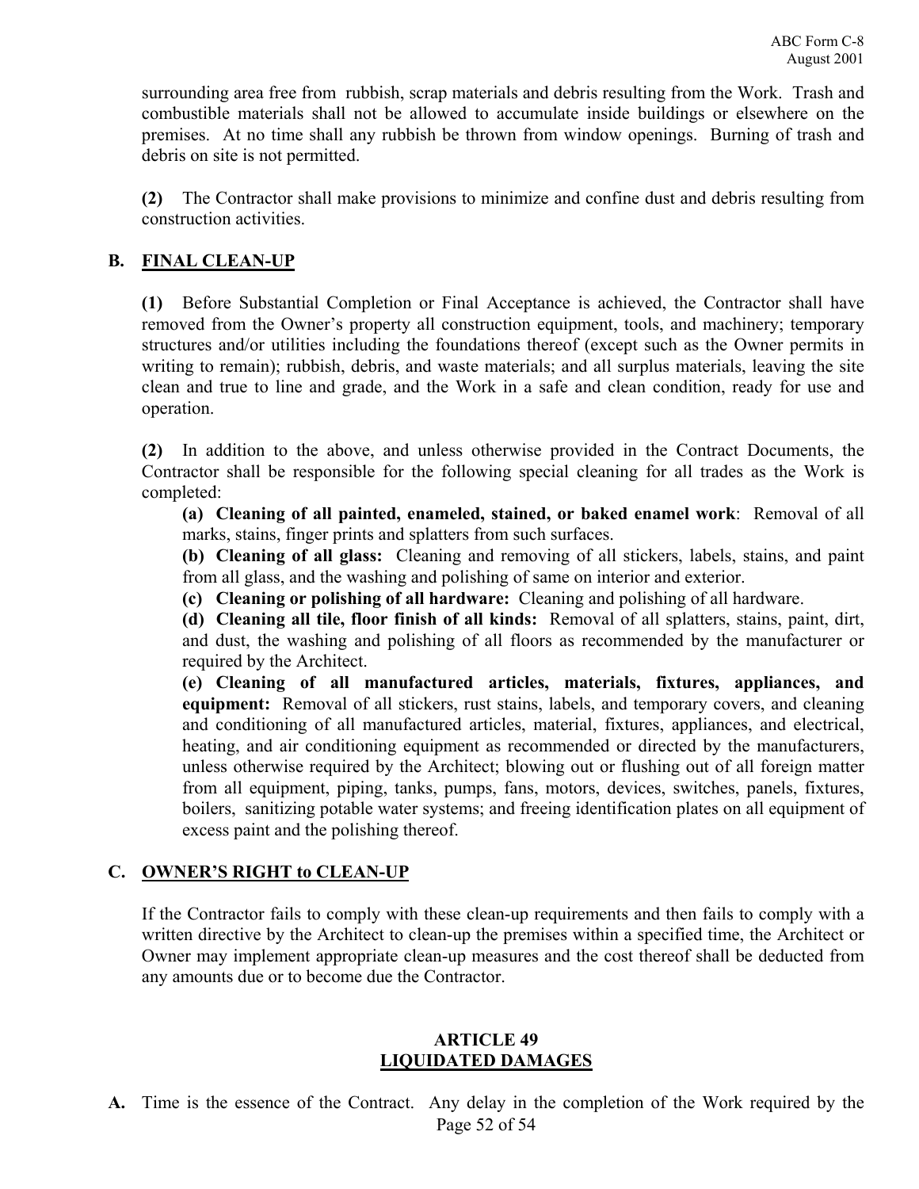surrounding area free from rubbish, scrap materials and debris resulting from the Work. Trash and combustible materials shall not be allowed to accumulate inside buildings or elsewhere on the premises. At no time shall any rubbish be thrown from window openings. Burning of trash and debris on site is not permitted.

**(2)** The Contractor shall make provisions to minimize and confine dust and debris resulting from construction activities.

### B. FINAL CLEAN-UP

**(1)** Before Substantial Completion or Final Acceptance is achieved, the Contractor shall have removed from the Owner's property all construction equipment, tools, and machinery; temporary structures and/or utilities including the foundations thereof (except such as the Owner permits in writing to remain); rubbish, debris, and waste materials; and all surplus materials, leaving the site clean and true to line and grade, and the Work in a safe and clean condition, ready for use and operation.

**(2)** In addition to the above, and unless otherwise provided in the Contract Documents, the Contractor shall be responsible for the following special cleaning for all trades as the Work is completed:

**(a) Cleaning of all painted, enameled, stained, or baked enamel work**: Removal of all marks, stains, finger prints and splatters from such surfaces.

**(b) Cleaning of all glass:** Cleaning and removing of all stickers, labels, stains, and paint from all glass, and the washing and polishing of same on interior and exterior.

**(c) Cleaning or polishing of all hardware:** Cleaning and polishing of all hardware.

**(d) Cleaning all tile, floor finish of all kinds:** Removal of all splatters, stains, paint, dirt, and dust, the washing and polishing of all floors as recommended by the manufacturer or required by the Architect.

**(e) Cleaning of all manufactured articles, materials, fixtures, appliances, and equipment:** Removal of all stickers, rust stains, labels, and temporary covers, and cleaning and conditioning of all manufactured articles, material, fixtures, appliances, and electrical, heating, and air conditioning equipment as recommended or directed by the manufacturers, unless otherwise required by the Architect; blowing out or flushing out of all foreign matter from all equipment, piping, tanks, pumps, fans, motors, devices, switches, panels, fixtures, boilers, sanitizing potable water systems; and freeing identification plates on all equipment of excess paint and the polishing thereof.

### C. OWNER'S RIGHT to CLEAN-UP

If the Contractor fails to comply with these clean-up requirements and then fails to comply with a written directive by the Architect to clean-up the premises within a specified time, the Architect or Owner may implement appropriate clean-up measures and the cost thereof shall be deducted from any amounts due or to become due the Contractor.

## ARTICLE 49
## LIQUIDATED DAMAGES

**A.** Time is the essence of the Contract. Any delay in the completion of the Work required by the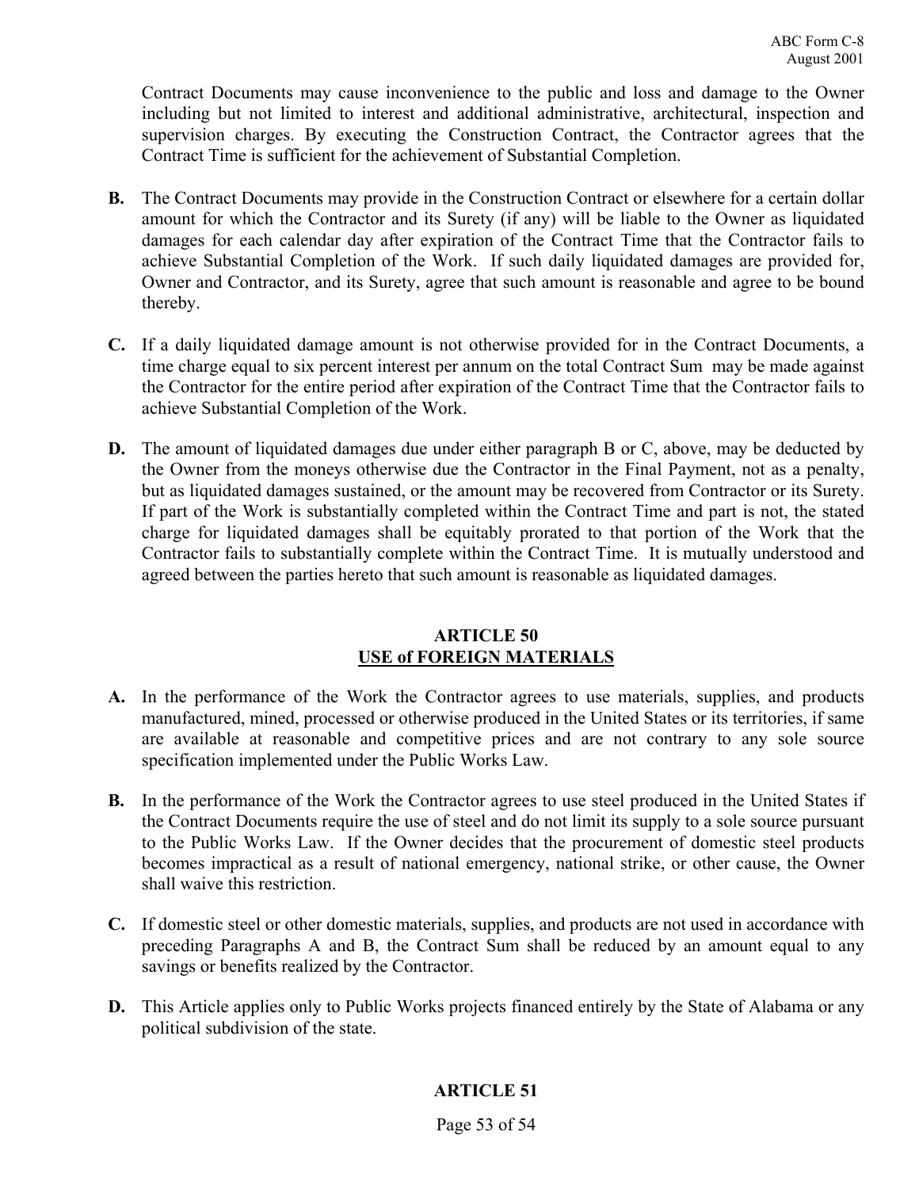Contract Documents may cause inconvenience to the public and loss and damage to the Owner including but not limited to interest and additional administrative, architectural, inspection and supervision charges. By executing the Construction Contract, the Contractor agrees that the Contract Time is sufficient for the achievement of Substantial Completion.

**B.** The Contract Documents may provide in the Construction Contract or elsewhere for a certain dollar amount for which the Contractor and its Surety (if any) will be liable to the Owner as liquidated damages for each calendar day after expiration of the Contract Time that the Contractor fails to achieve Substantial Completion of the Work. If such daily liquidated damages are provided for, Owner and Contractor, and its Surety, agree that such amount is reasonable and agree to be bound thereby.

**C.** If a daily liquidated damage amount is not otherwise provided for in the Contract Documents, a time charge equal to six percent interest per annum on the total Contract Sum may be made against the Contractor for the entire period after expiration of the Contract Time that the Contractor fails to achieve Substantial Completion of the Work.

**D.** The amount of liquidated damages due under either paragraph B or C, above, may be deducted by the Owner from the moneys otherwise due the Contractor in the Final Payment, not as a penalty, but as liquidated damages sustained, or the amount may be recovered from Contractor or its Surety. If part of the Work is substantially completed within the Contract Time and part is not, the stated charge for liquidated damages shall be equitably prorated to that portion of the Work that the Contractor fails to substantially complete within the Contract Time. It is mutually understood and agreed between the parties hereto that such amount is reasonable as liquidated damages.

## ARTICLE 50
## USE of FOREIGN MATERIALS

**A.** In the performance of the Work the Contractor agrees to use materials, supplies, and products manufactured, mined, processed or otherwise produced in the United States or its territories, if same are available at reasonable and competitive prices and are not contrary to any sole source specification implemented under the Public Works Law.

**B.** In the performance of the Work the Contractor agrees to use steel produced in the United States if the Contract Documents require the use of steel and do not limit its supply to a sole source pursuant to the Public Works Law. If the Owner decides that the procurement of domestic steel products becomes impractical as a result of national emergency, national strike, or other cause, the Owner shall waive this restriction.

**C.** If domestic steel or other domestic materials, supplies, and products are not used in accordance with preceding Paragraphs A and B, the Contract Sum shall be reduced by an amount equal to any savings or benefits realized by the Contractor.

**D.** This Article applies only to Public Works projects financed entirely by the State of Alabama or any political subdivision of the state.

## ARTICLE 51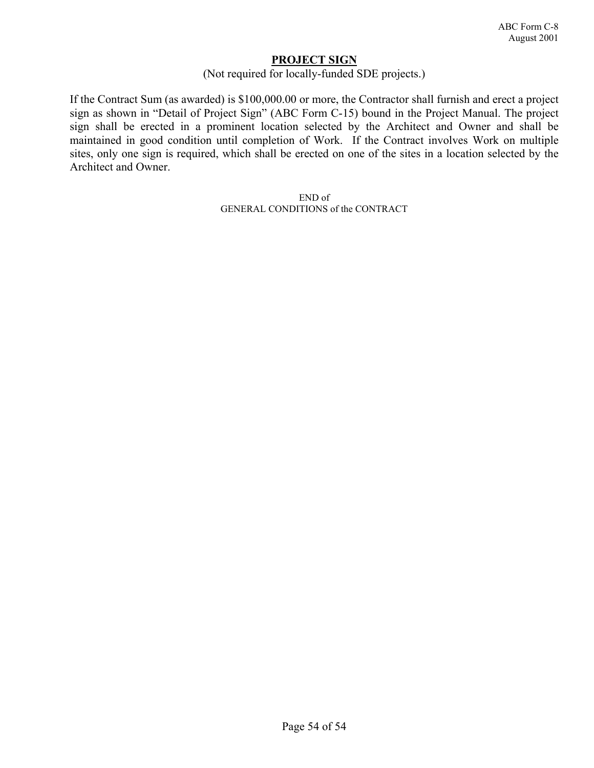## PROJECT SIGN

(Not required for locally-funded SDE projects.)

If the Contract Sum (as awarded) is $100,000.00 or more, the Contractor shall furnish and erect a project sign as shown in "Detail of Project Sign" (ABC Form C-15) bound in the Project Manual. The project sign shall be erected in a prominent location selected by the Architect and Owner and shall be maintained in good condition until completion of Work. If the Contract involves Work on multiple sites, only one sign is required, which shall be erected on one of the sites in a location selected by the Architect and Owner.

END of
GENERAL CONDITIONS of the CONTRACT